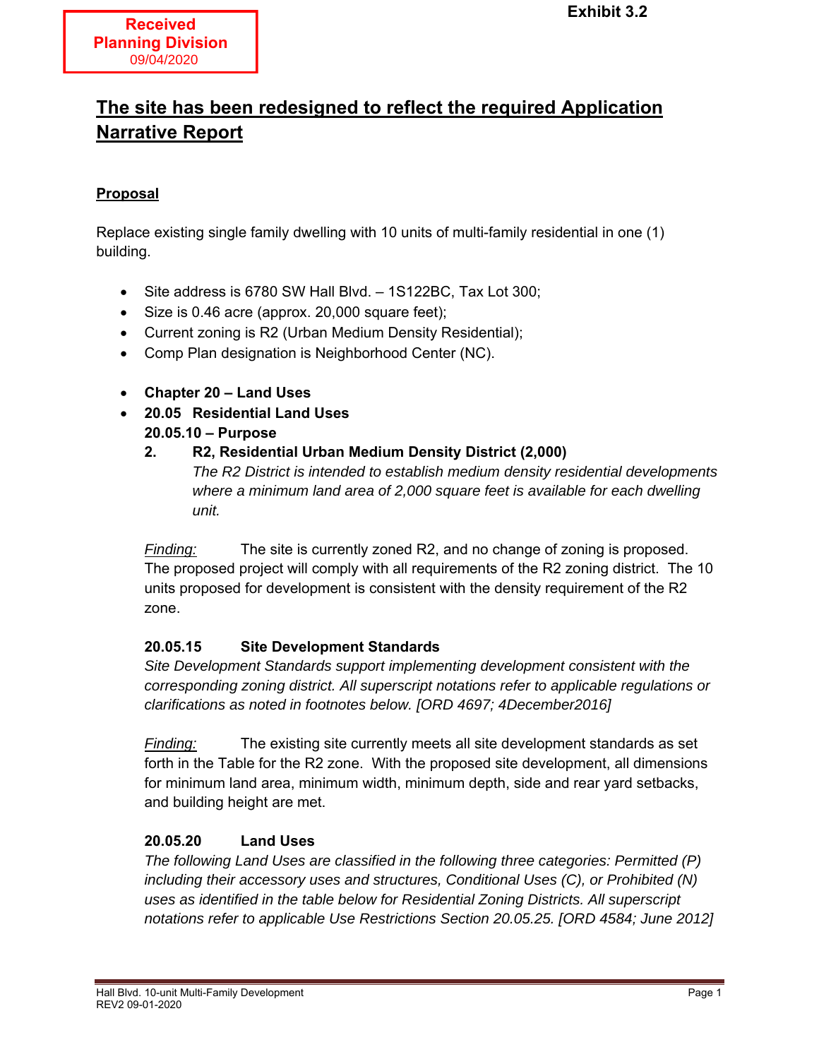**Received Planning Division**
09/04/2020

**Exhibit 3.2**

# The site has been redesigned to reflect the required Application Narrative Report

## Proposal

Replace existing single family dwelling with 10 units of multi-family residential in one (1) building.

- Site address is 6780 SW Hall Blvd. – 1S122BC, Tax Lot 300;
- Size is 0.46 acre (approx. 20,000 square feet);
- Current zoning is R2 (Urban Medium Density Residential);
- Comp Plan designation is Neighborhood Center (NC).

- **Chapter 20 – Land Uses**
- **20.05 Residential Land Uses**
  **20.05.10 – Purpose**
  **2. R2, Residential Urban Medium Density District (2,000)**
  *The R2 District is intended to establish medium density residential developments where a minimum land area of 2,000 square feet is available for each dwelling unit.*

*Finding:* The site is currently zoned R2, and no change of zoning is proposed. The proposed project will comply with all requirements of the R2 zoning district. The 10 units proposed for development is consistent with the density requirement of the R2 zone.

**20.05.15 Site Development Standards**
*Site Development Standards support implementing development consistent with the corresponding zoning district. All superscript notations refer to applicable regulations or clarifications as noted in footnotes below. [ORD 4697; 4December2016]*

*Finding:* The existing site currently meets all site development standards as set forth in the Table for the R2 zone. With the proposed site development, all dimensions for minimum land area, minimum width, minimum depth, side and rear yard setbacks, and building height are met.

**20.05.20 Land Uses**
*The following Land Uses are classified in the following three categories: Permitted (P) including their accessory uses and structures, Conditional Uses (C), or Prohibited (N) uses as identified in the table below for Residential Zoning Districts. All superscript notations refer to applicable Use Restrictions Section 20.05.25. [ORD 4584; June 2012]*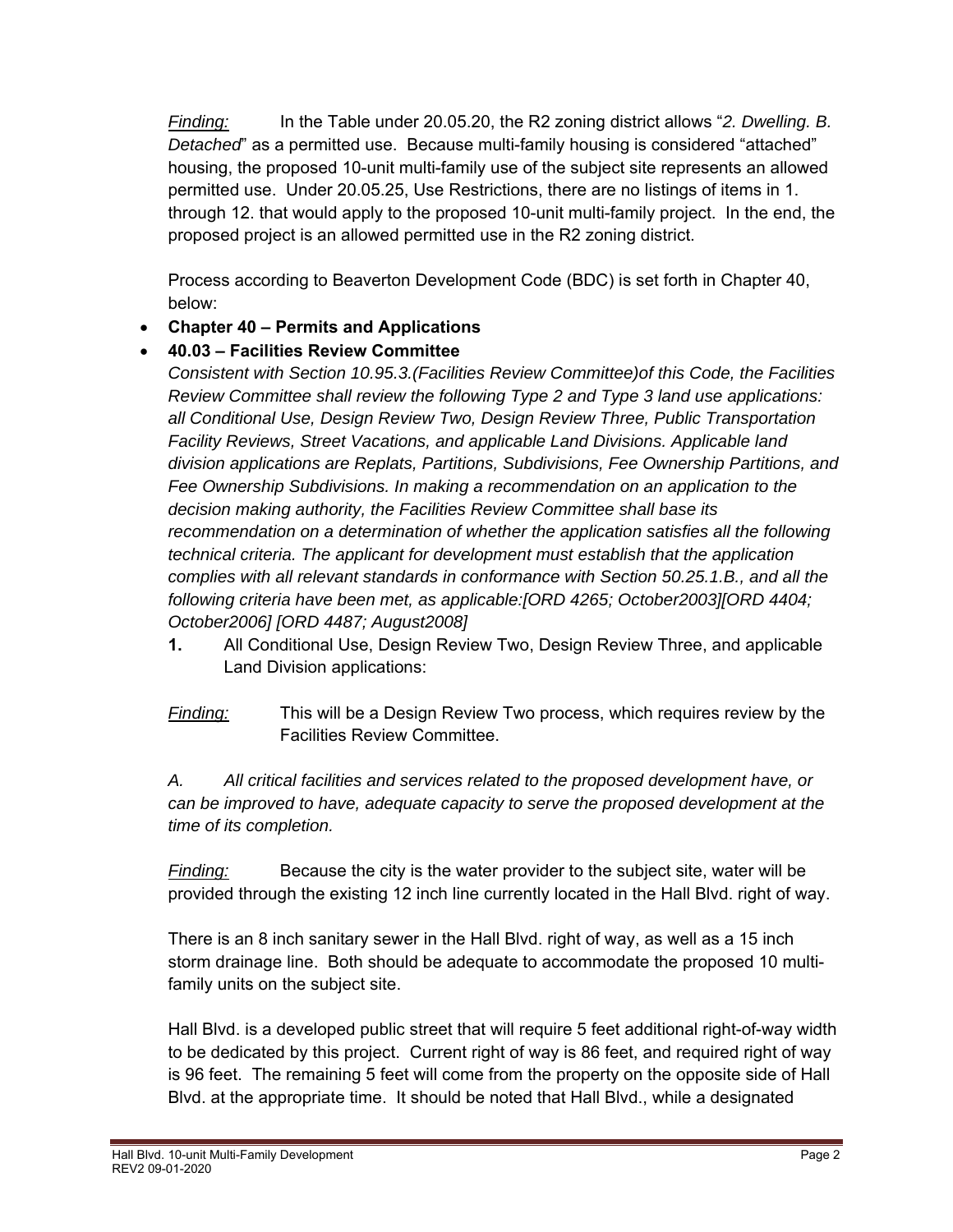*Finding:* In the Table under 20.05.20, the R2 zoning district allows "*2. Dwelling. B. Detached*" as a permitted use. Because multi-family housing is considered "attached" housing, the proposed 10-unit multi-family use of the subject site represents an allowed permitted use. Under 20.05.25, Use Restrictions, there are no listings of items in 1. through 12. that would apply to the proposed 10-unit multi-family project. In the end, the proposed project is an allowed permitted use in the R2 zoning district.

Process according to Beaverton Development Code (BDC) is set forth in Chapter 40, below:

- **Chapter 40 – Permits and Applications**
- **40.03 – Facilities Review Committee**

*Consistent with Section 10.95.3.(Facilities Review Committee)of this Code, the Facilities Review Committee shall review the following Type 2 and Type 3 land use applications: all Conditional Use, Design Review Two, Design Review Three, Public Transportation Facility Reviews, Street Vacations, and applicable Land Divisions. Applicable land division applications are Replats, Partitions, Subdivisions, Fee Ownership Partitions, and Fee Ownership Subdivisions. In making a recommendation on an application to the decision making authority, the Facilities Review Committee shall base its recommendation on a determination of whether the application satisfies all the following technical criteria. The applicant for development must establish that the application complies with all relevant standards in conformance with Section 50.25.1.B., and all the following criteria have been met, as applicable:[ORD 4265; October2003][ORD 4404; October2006] [ORD 4487; August2008]*

**1.** All Conditional Use, Design Review Two, Design Review Three, and applicable Land Division applications:

*Finding:* This will be a Design Review Two process, which requires review by the Facilities Review Committee.

*A. All critical facilities and services related to the proposed development have, or can be improved to have, adequate capacity to serve the proposed development at the time of its completion.*

*Finding:* Because the city is the water provider to the subject site, water will be provided through the existing 12 inch line currently located in the Hall Blvd. right of way.

There is an 8 inch sanitary sewer in the Hall Blvd. right of way, as well as a 15 inch storm drainage line. Both should be adequate to accommodate the proposed 10 multi-family units on the subject site.

Hall Blvd. is a developed public street that will require 5 feet additional right-of-way width to be dedicated by this project. Current right of way is 86 feet, and required right of way is 96 feet. The remaining 5 feet will come from the property on the opposite side of Hall Blvd. at the appropriate time. It should be noted that Hall Blvd., while a designated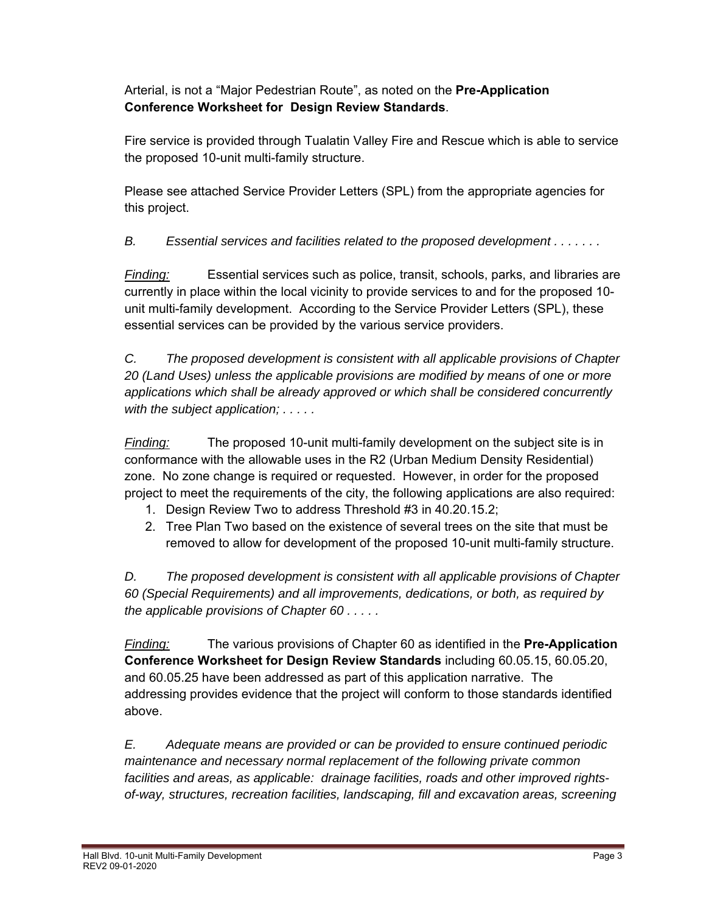Arterial, is not a "Major Pedestrian Route", as noted on the **Pre-Application Conference Worksheet for Design Review Standards**.

Fire service is provided through Tualatin Valley Fire and Rescue which is able to service the proposed 10-unit multi-family structure.

Please see attached Service Provider Letters (SPL) from the appropriate agencies for this project.

*B. Essential services and facilities related to the proposed development . . . . . . .*

*Finding:* Essential services such as police, transit, schools, parks, and libraries are currently in place within the local vicinity to provide services to and for the proposed 10-unit multi-family development. According to the Service Provider Letters (SPL), these essential services can be provided by the various service providers.

*C. The proposed development is consistent with all applicable provisions of Chapter 20 (Land Uses) unless the applicable provisions are modified by means of one or more applications which shall be already approved or which shall be considered concurrently with the subject application; . . . . .*

*Finding:* The proposed 10-unit multi-family development on the subject site is in conformance with the allowable uses in the R2 (Urban Medium Density Residential) zone. No zone change is required or requested. However, in order for the proposed project to meet the requirements of the city, the following applications are also required:

1. Design Review Two to address Threshold #3 in 40.20.15.2;
2. Tree Plan Two based on the existence of several trees on the site that must be removed to allow for development of the proposed 10-unit multi-family structure.

*D. The proposed development is consistent with all applicable provisions of Chapter 60 (Special Requirements) and all improvements, dedications, or both, as required by the applicable provisions of Chapter 60 . . . . .*

*Finding:* The various provisions of Chapter 60 as identified in the **Pre-Application Conference Worksheet for Design Review Standards** including 60.05.15, 60.05.20, and 60.05.25 have been addressed as part of this application narrative. The addressing provides evidence that the project will conform to those standards identified above.

*E. Adequate means are provided or can be provided to ensure continued periodic maintenance and necessary normal replacement of the following private common facilities and areas, as applicable: drainage facilities, roads and other improved rights-of-way, structures, recreation facilities, landscaping, fill and excavation areas, screening*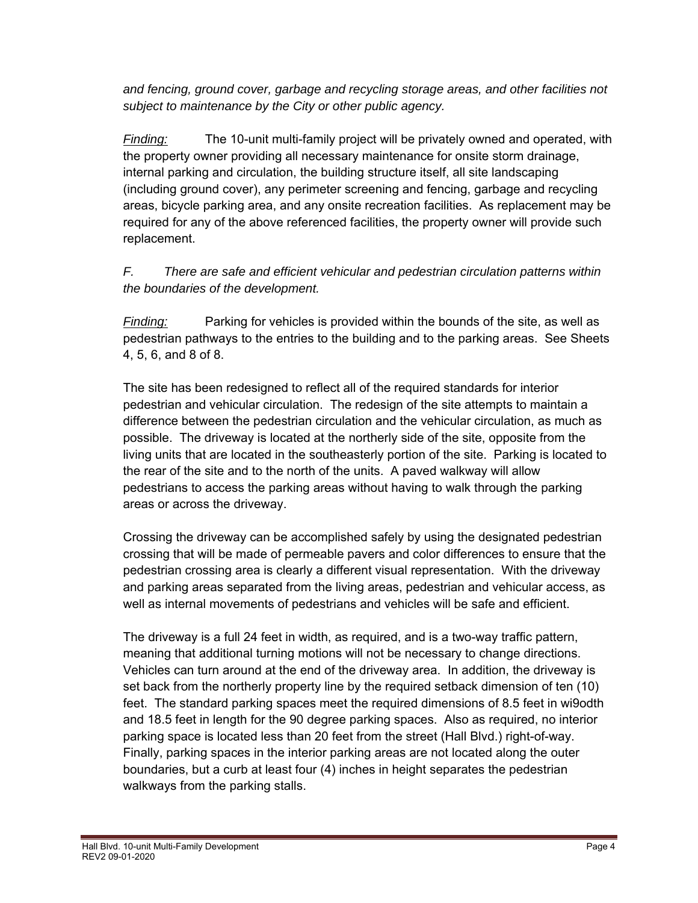*and fencing, ground cover, garbage and recycling storage areas, and other facilities not subject to maintenance by the City or other public agency.*

*Finding:* The 10-unit multi-family project will be privately owned and operated, with the property owner providing all necessary maintenance for onsite storm drainage, internal parking and circulation, the building structure itself, all site landscaping (including ground cover), any perimeter screening and fencing, garbage and recycling areas, bicycle parking area, and any onsite recreation facilities. As replacement may be required for any of the above referenced facilities, the property owner will provide such replacement.

*F. There are safe and efficient vehicular and pedestrian circulation patterns within the boundaries of the development.*

*Finding:* Parking for vehicles is provided within the bounds of the site, as well as pedestrian pathways to the entries to the building and to the parking areas. See Sheets 4, 5, 6, and 8 of 8.

The site has been redesigned to reflect all of the required standards for interior pedestrian and vehicular circulation. The redesign of the site attempts to maintain a difference between the pedestrian circulation and the vehicular circulation, as much as possible. The driveway is located at the northerly side of the site, opposite from the living units that are located in the southeasterly portion of the site. Parking is located to the rear of the site and to the north of the units. A paved walkway will allow pedestrians to access the parking areas without having to walk through the parking areas or across the driveway.

Crossing the driveway can be accomplished safely by using the designated pedestrian crossing that will be made of permeable pavers and color differences to ensure that the pedestrian crossing area is clearly a different visual representation. With the driveway and parking areas separated from the living areas, pedestrian and vehicular access, as well as internal movements of pedestrians and vehicles will be safe and efficient.

The driveway is a full 24 feet in width, as required, and is a two-way traffic pattern, meaning that additional turning motions will not be necessary to change directions. Vehicles can turn around at the end of the driveway area. In addition, the driveway is set back from the northerly property line by the required setback dimension of ten (10) feet. The standard parking spaces meet the required dimensions of 8.5 feet in wi9odth and 18.5 feet in length for the 90 degree parking spaces. Also as required, no interior parking space is located less than 20 feet from the street (Hall Blvd.) right-of-way. Finally, parking spaces in the interior parking areas are not located along the outer boundaries, but a curb at least four (4) inches in height separates the pedestrian walkways from the parking stalls.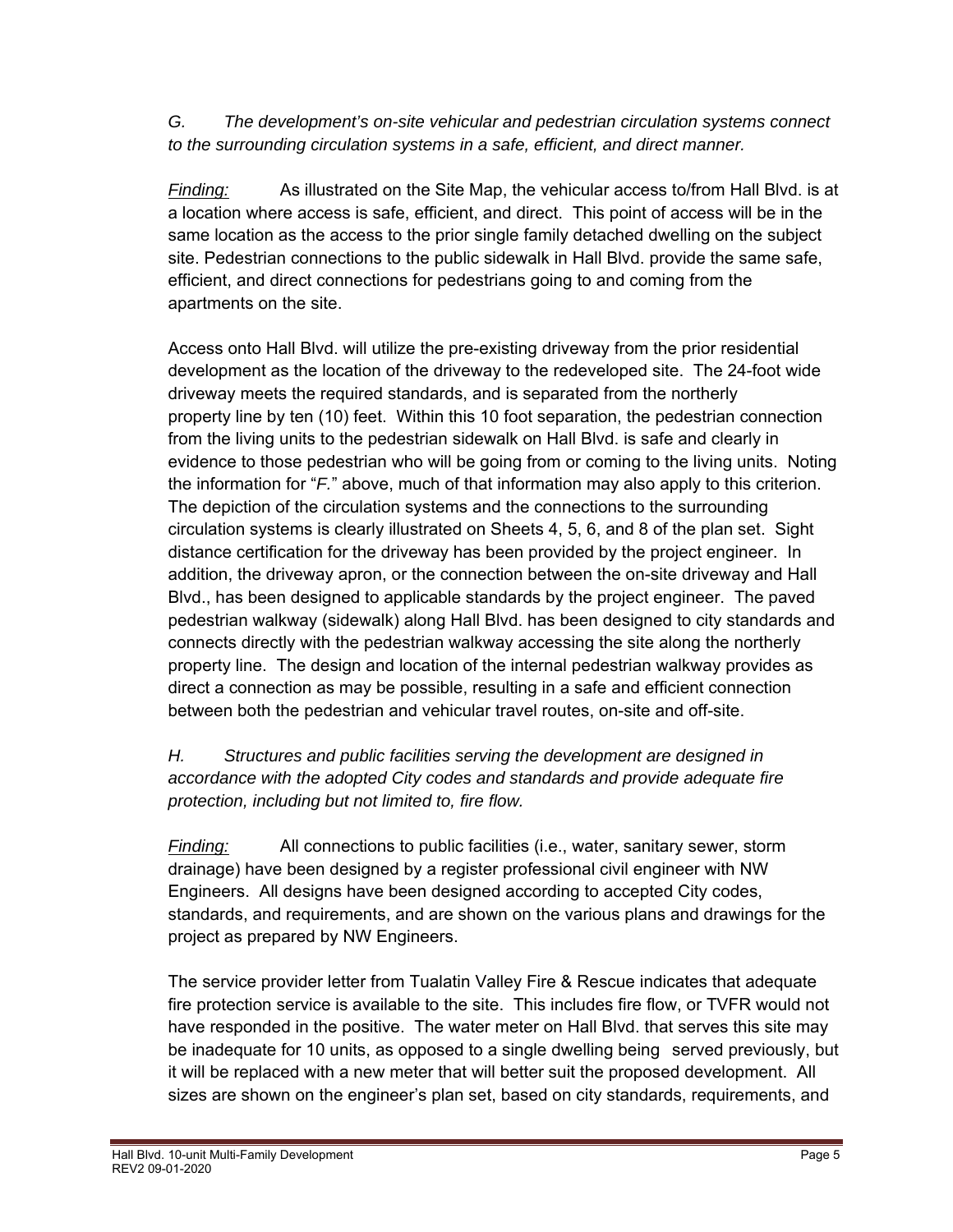*G. The development's on-site vehicular and pedestrian circulation systems connect to the surrounding circulation systems in a safe, efficient, and direct manner.*

*Finding:* As illustrated on the Site Map, the vehicular access to/from Hall Blvd. is at a location where access is safe, efficient, and direct. This point of access will be in the same location as the access to the prior single family detached dwelling on the subject site. Pedestrian connections to the public sidewalk in Hall Blvd. provide the same safe, efficient, and direct connections for pedestrians going to and coming from the apartments on the site.

Access onto Hall Blvd. will utilize the pre-existing driveway from the prior residential development as the location of the driveway to the redeveloped site. The 24-foot wide driveway meets the required standards, and is separated from the northerly property line by ten (10) feet. Within this 10 foot separation, the pedestrian connection from the living units to the pedestrian sidewalk on Hall Blvd. is safe and clearly in evidence to those pedestrian who will be going from or coming to the living units. Noting the information for "*F.*" above, much of that information may also apply to this criterion. The depiction of the circulation systems and the connections to the surrounding circulation systems is clearly illustrated on Sheets 4, 5, 6, and 8 of the plan set. Sight distance certification for the driveway has been provided by the project engineer. In addition, the driveway apron, or the connection between the on-site driveway and Hall Blvd., has been designed to applicable standards by the project engineer. The paved pedestrian walkway (sidewalk) along Hall Blvd. has been designed to city standards and connects directly with the pedestrian walkway accessing the site along the northerly property line. The design and location of the internal pedestrian walkway provides as direct a connection as may be possible, resulting in a safe and efficient connection between both the pedestrian and vehicular travel routes, on-site and off-site.

*H. Structures and public facilities serving the development are designed in accordance with the adopted City codes and standards and provide adequate fire protection, including but not limited to, fire flow.*

*Finding:* All connections to public facilities (i.e., water, sanitary sewer, storm drainage) have been designed by a register professional civil engineer with NW Engineers. All designs have been designed according to accepted City codes, standards, and requirements, and are shown on the various plans and drawings for the project as prepared by NW Engineers.

The service provider letter from Tualatin Valley Fire & Rescue indicates that adequate fire protection service is available to the site. This includes fire flow, or TVFR would not have responded in the positive. The water meter on Hall Blvd. that serves this site may be inadequate for 10 units, as opposed to a single dwelling being served previously, but it will be replaced with a new meter that will better suit the proposed development. All sizes are shown on the engineer's plan set, based on city standards, requirements, and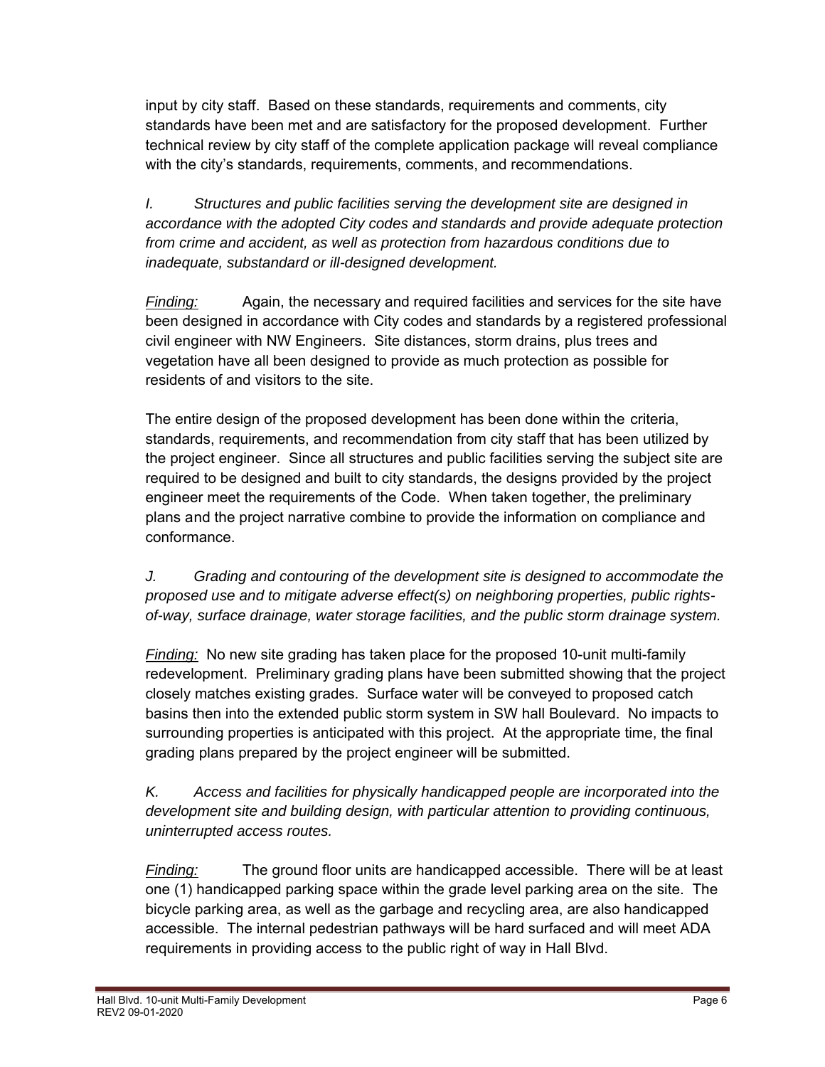input by city staff. Based on these standards, requirements and comments, city standards have been met and are satisfactory for the proposed development. Further technical review by city staff of the complete application package will reveal compliance with the city's standards, requirements, comments, and recommendations.

*I. Structures and public facilities serving the development site are designed in accordance with the adopted City codes and standards and provide adequate protection from crime and accident, as well as protection from hazardous conditions due to inadequate, substandard or ill-designed development.*

*Finding:* Again, the necessary and required facilities and services for the site have been designed in accordance with City codes and standards by a registered professional civil engineer with NW Engineers. Site distances, storm drains, plus trees and vegetation have all been designed to provide as much protection as possible for residents of and visitors to the site.

The entire design of the proposed development has been done within the criteria, standards, requirements, and recommendation from city staff that has been utilized by the project engineer. Since all structures and public facilities serving the subject site are required to be designed and built to city standards, the designs provided by the project engineer meet the requirements of the Code. When taken together, the preliminary plans and the project narrative combine to provide the information on compliance and conformance.

*J. Grading and contouring of the development site is designed to accommodate the proposed use and to mitigate adverse effect(s) on neighboring properties, public rights-of-way, surface drainage, water storage facilities, and the public storm drainage system.*

*Finding:* No new site grading has taken place for the proposed 10-unit multi-family redevelopment. Preliminary grading plans have been submitted showing that the project closely matches existing grades. Surface water will be conveyed to proposed catch basins then into the extended public storm system in SW hall Boulevard. No impacts to surrounding properties is anticipated with this project. At the appropriate time, the final grading plans prepared by the project engineer will be submitted.

*K. Access and facilities for physically handicapped people are incorporated into the development site and building design, with particular attention to providing continuous, uninterrupted access routes.*

*Finding:* The ground floor units are handicapped accessible. There will be at least one (1) handicapped parking space within the grade level parking area on the site. The bicycle parking area, as well as the garbage and recycling area, are also handicapped accessible. The internal pedestrian pathways will be hard surfaced and will meet ADA requirements in providing access to the public right of way in Hall Blvd.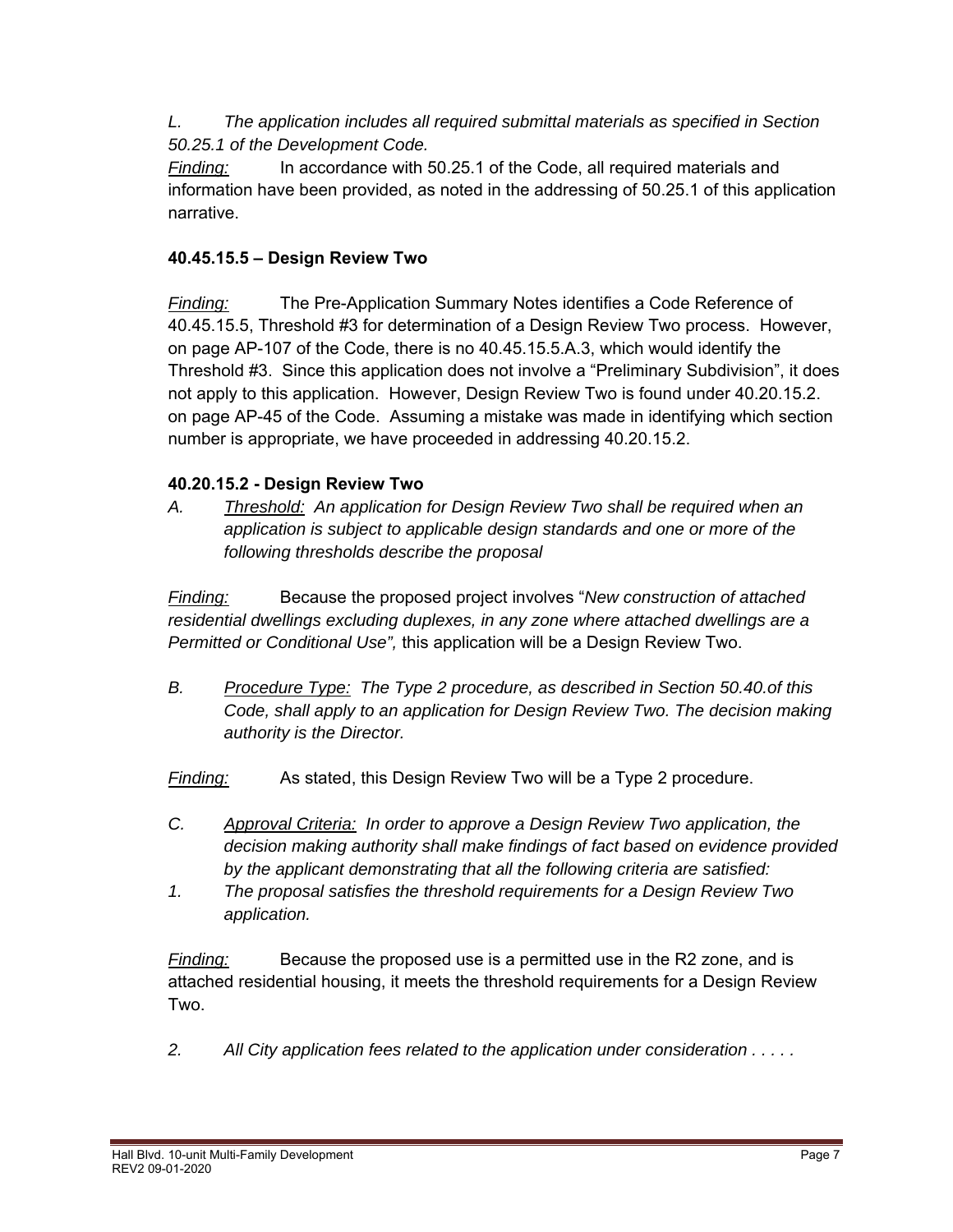*L. The application includes all required submittal materials as specified in Section 50.25.1 of the Development Code.*

*Finding:* In accordance with 50.25.1 of the Code, all required materials and information have been provided, as noted in the addressing of 50.25.1 of this application narrative.

**40.45.15.5 – Design Review Two**

*Finding:* The Pre-Application Summary Notes identifies a Code Reference of 40.45.15.5, Threshold #3 for determination of a Design Review Two process. However, on page AP-107 of the Code, there is no 40.45.15.5.A.3, which would identify the Threshold #3. Since this application does not involve a "Preliminary Subdivision", it does not apply to this application. However, Design Review Two is found under 40.20.15.2. on page AP-45 of the Code. Assuming a mistake was made in identifying which section number is appropriate, we have proceeded in addressing 40.20.15.2.

**40.20.15.2 - Design Review Two**

*A. Threshold: An application for Design Review Two shall be required when an application is subject to applicable design standards and one or more of the following thresholds describe the proposal*

*Finding:* Because the proposed project involves "*New construction of attached residential dwellings excluding duplexes, in any zone where attached dwellings are a Permitted or Conditional Use",* this application will be a Design Review Two.

*B. Procedure Type: The Type 2 procedure, as described in Section 50.40.of this Code, shall apply to an application for Design Review Two. The decision making authority is the Director.*

*Finding:* As stated, this Design Review Two will be a Type 2 procedure.

*C. Approval Criteria: In order to approve a Design Review Two application, the decision making authority shall make findings of fact based on evidence provided by the applicant demonstrating that all the following criteria are satisfied:*

*1. The proposal satisfies the threshold requirements for a Design Review Two application.*

*Finding:* Because the proposed use is a permitted use in the R2 zone, and is attached residential housing, it meets the threshold requirements for a Design Review Two.

*2. All City application fees related to the application under consideration . . . . .*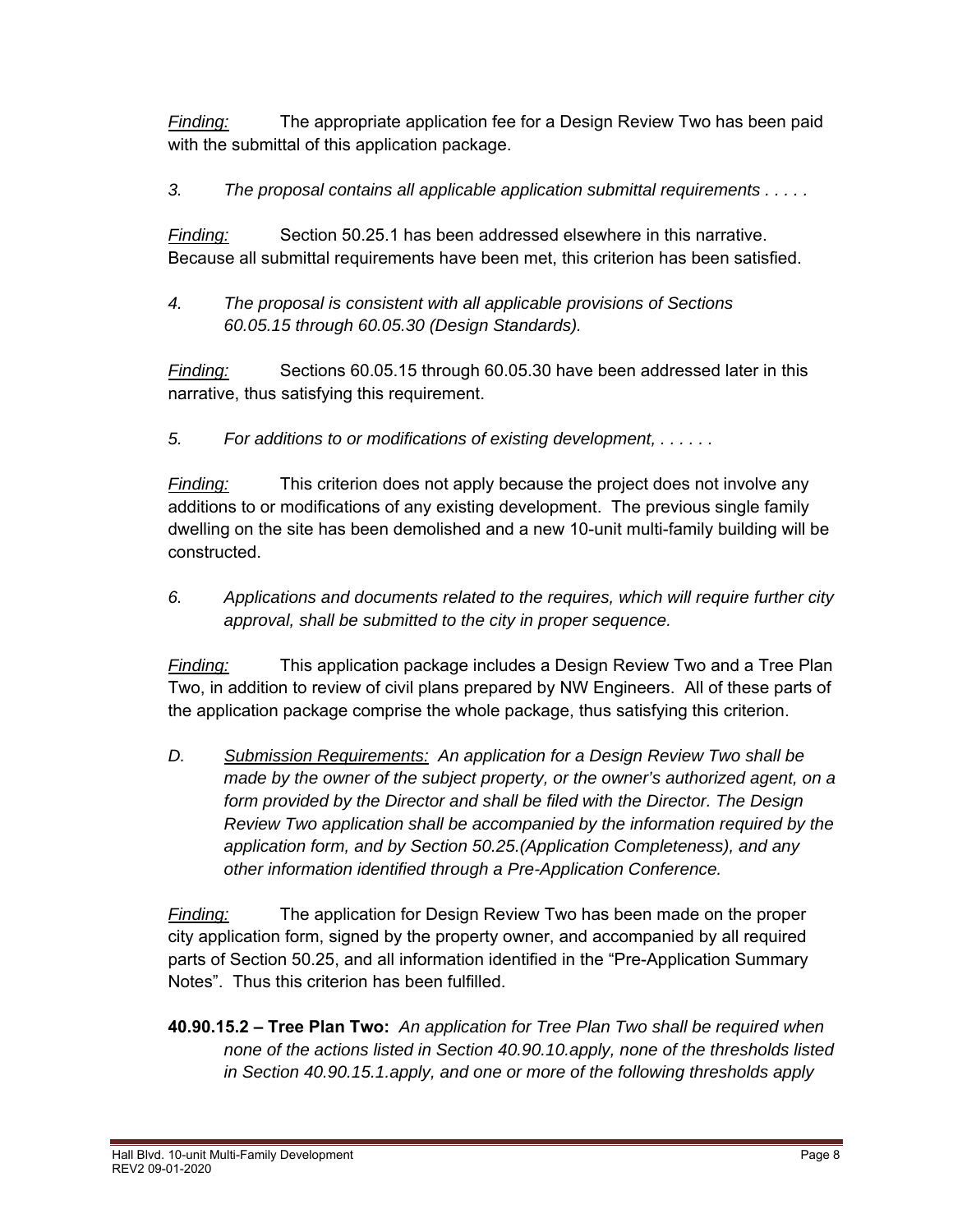*Finding:* The appropriate application fee for a Design Review Two has been paid with the submittal of this application package.

*3. The proposal contains all applicable application submittal requirements . . . . .*

*Finding:* Section 50.25.1 has been addressed elsewhere in this narrative. Because all submittal requirements have been met, this criterion has been satisfied.

*4. The proposal is consistent with all applicable provisions of Sections 60.05.15 through 60.05.30 (Design Standards).*

*Finding:* Sections 60.05.15 through 60.05.30 have been addressed later in this narrative, thus satisfying this requirement.

*5. For additions to or modifications of existing development, . . . . . .*

*Finding:* This criterion does not apply because the project does not involve any additions to or modifications of any existing development. The previous single family dwelling on the site has been demolished and a new 10-unit multi-family building will be constructed.

*6. Applications and documents related to the requires, which will require further city approval, shall be submitted to the city in proper sequence.*

*Finding:* This application package includes a Design Review Two and a Tree Plan Two, in addition to review of civil plans prepared by NW Engineers. All of these parts of the application package comprise the whole package, thus satisfying this criterion.

*D. Submission Requirements: An application for a Design Review Two shall be made by the owner of the subject property, or the owner's authorized agent, on a form provided by the Director and shall be filed with the Director. The Design Review Two application shall be accompanied by the information required by the application form, and by Section 50.25.(Application Completeness), and any other information identified through a Pre-Application Conference.*

*Finding:* The application for Design Review Two has been made on the proper city application form, signed by the property owner, and accompanied by all required parts of Section 50.25, and all information identified in the "Pre-Application Summary Notes". Thus this criterion has been fulfilled.

**40.90.15.2 – Tree Plan Two:** *An application for Tree Plan Two shall be required when none of the actions listed in Section 40.90.10.apply, none of the thresholds listed in Section 40.90.15.1.apply, and one or more of the following thresholds apply*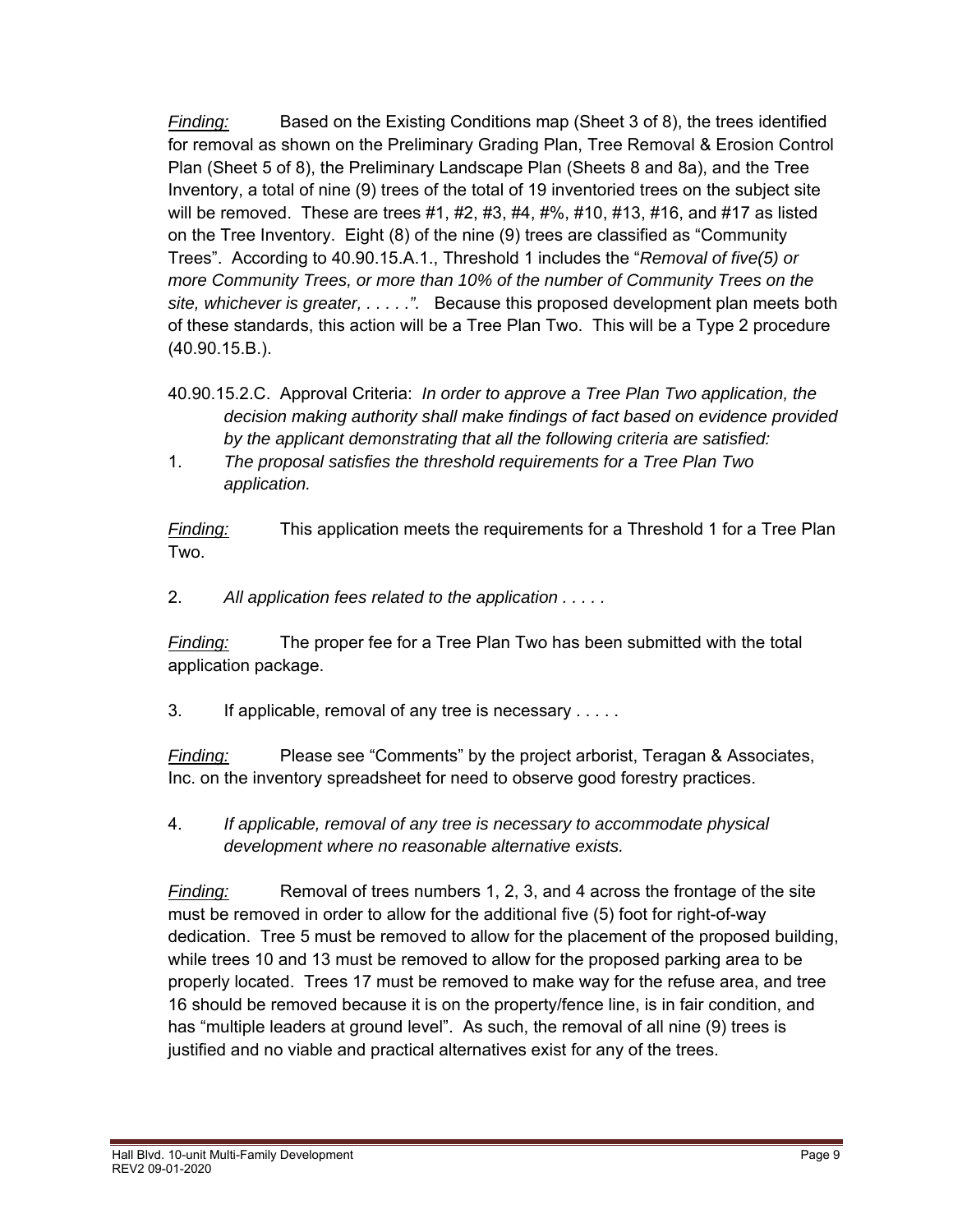*Finding:* Based on the Existing Conditions map (Sheet 3 of 8), the trees identified for removal as shown on the Preliminary Grading Plan, Tree Removal & Erosion Control Plan (Sheet 5 of 8), the Preliminary Landscape Plan (Sheets 8 and 8a), and the Tree Inventory, a total of nine (9) trees of the total of 19 inventoried trees on the subject site will be removed. These are trees #1, #2, #3, #4, #%, #10, #13, #16, and #17 as listed on the Tree Inventory. Eight (8) of the nine (9) trees are classified as "Community Trees". According to 40.90.15.A.1., Threshold 1 includes the "*Removal of five(5) or more Community Trees, or more than 10% of the number of Community Trees on the site, whichever is greater, . . . . .".* Because this proposed development plan meets both of these standards, this action will be a Tree Plan Two. This will be a Type 2 procedure (40.90.15.B.).

40.90.15.2.C. Approval Criteria: *In order to approve a Tree Plan Two application, the decision making authority shall make findings of fact based on evidence provided by the applicant demonstrating that all the following criteria are satisfied:*

1. *The proposal satisfies the threshold requirements for a Tree Plan Two application.*

*Finding:* This application meets the requirements for a Threshold 1 for a Tree Plan Two.

2. *All application fees related to the application . . . . .*

*Finding:* The proper fee for a Tree Plan Two has been submitted with the total application package.

3. If applicable, removal of any tree is necessary . . . . .

*Finding:* Please see "Comments" by the project arborist, Teragan & Associates, Inc. on the inventory spreadsheet for need to observe good forestry practices.

4. *If applicable, removal of any tree is necessary to accommodate physical development where no reasonable alternative exists.*

*Finding:* Removal of trees numbers 1, 2, 3, and 4 across the frontage of the site must be removed in order to allow for the additional five (5) foot for right-of-way dedication. Tree 5 must be removed to allow for the placement of the proposed building, while trees 10 and 13 must be removed to allow for the proposed parking area to be properly located. Trees 17 must be removed to make way for the refuse area, and tree 16 should be removed because it is on the property/fence line, is in fair condition, and has "multiple leaders at ground level". As such, the removal of all nine (9) trees is justified and no viable and practical alternatives exist for any of the trees.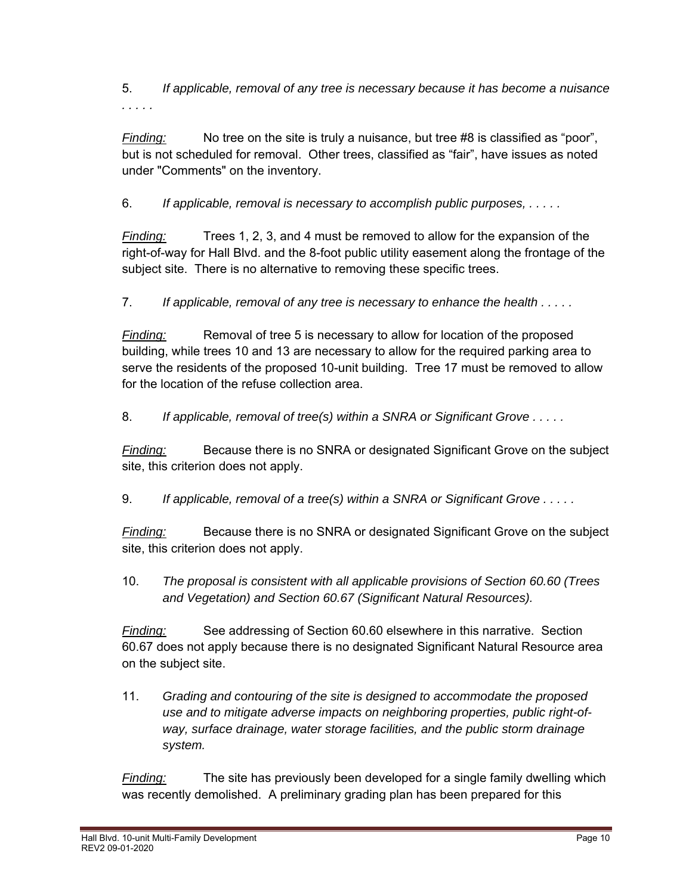5. *If applicable, removal of any tree is necessary because it has become a nuisance . . . . .*

*Finding:* No tree on the site is truly a nuisance, but tree #8 is classified as "poor", but is not scheduled for removal. Other trees, classified as "fair", have issues as noted under "Comments" on the inventory.

6. *If applicable, removal is necessary to accomplish public purposes, . . . . .*

*Finding:* Trees 1, 2, 3, and 4 must be removed to allow for the expansion of the right-of-way for Hall Blvd. and the 8-foot public utility easement along the frontage of the subject site. There is no alternative to removing these specific trees.

7. *If applicable, removal of any tree is necessary to enhance the health . . . . .*

*Finding:* Removal of tree 5 is necessary to allow for location of the proposed building, while trees 10 and 13 are necessary to allow for the required parking area to serve the residents of the proposed 10-unit building. Tree 17 must be removed to allow for the location of the refuse collection area.

8. *If applicable, removal of tree(s) within a SNRA or Significant Grove . . . . .*

*Finding:* Because there is no SNRA or designated Significant Grove on the subject site, this criterion does not apply.

9. *If applicable, removal of a tree(s) within a SNRA or Significant Grove . . . . .*

*Finding:* Because there is no SNRA or designated Significant Grove on the subject site, this criterion does not apply.

10. *The proposal is consistent with all applicable provisions of Section 60.60 (Trees and Vegetation) and Section 60.67 (Significant Natural Resources).*

*Finding:* See addressing of Section 60.60 elsewhere in this narrative. Section 60.67 does not apply because there is no designated Significant Natural Resource area on the subject site.

11. *Grading and contouring of the site is designed to accommodate the proposed use and to mitigate adverse impacts on neighboring properties, public right-of-way, surface drainage, water storage facilities, and the public storm drainage system.*

*Finding:* The site has previously been developed for a single family dwelling which was recently demolished. A preliminary grading plan has been prepared for this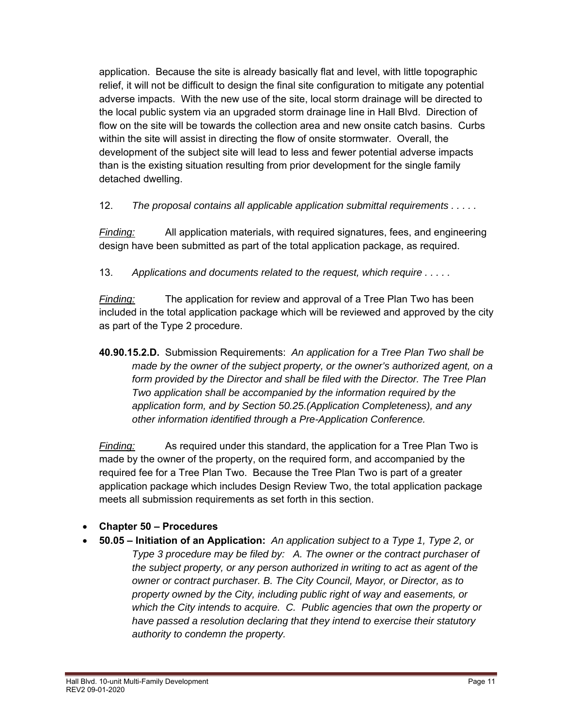application. Because the site is already basically flat and level, with little topographic relief, it will not be difficult to design the final site configuration to mitigate any potential adverse impacts. With the new use of the site, local storm drainage will be directed to the local public system via an upgraded storm drainage line in Hall Blvd. Direction of flow on the site will be towards the collection area and new onsite catch basins. Curbs within the site will assist in directing the flow of onsite stormwater. Overall, the development of the subject site will lead to less and fewer potential adverse impacts than is the existing situation resulting from prior development for the single family detached dwelling.

12. *The proposal contains all applicable application submittal requirements . . . . .*

*Finding:* All application materials, with required signatures, fees, and engineering design have been submitted as part of the total application package, as required.

13. *Applications and documents related to the request, which require . . . . .*

*Finding:* The application for review and approval of a Tree Plan Two has been included in the total application package which will be reviewed and approved by the city as part of the Type 2 procedure.

**40.90.15.2.D.** Submission Requirements: *An application for a Tree Plan Two shall be made by the owner of the subject property, or the owner's authorized agent, on a form provided by the Director and shall be filed with the Director. The Tree Plan Two application shall be accompanied by the information required by the application form, and by Section 50.25.(Application Completeness), and any other information identified through a Pre-Application Conference.*

*Finding:* As required under this standard, the application for a Tree Plan Two is made by the owner of the property, on the required form, and accompanied by the required fee for a Tree Plan Two. Because the Tree Plan Two is part of a greater application package which includes Design Review Two, the total application package meets all submission requirements as set forth in this section.

- **Chapter 50 – Procedures**
- **50.05 – Initiation of an Application:** *An application subject to a Type 1, Type 2, or Type 3 procedure may be filed by: A. The owner or the contract purchaser of the subject property, or any person authorized in writing to act as agent of the owner or contract purchaser. B. The City Council, Mayor, or Director, as to property owned by the City, including public right of way and easements, or which the City intends to acquire. C. Public agencies that own the property or have passed a resolution declaring that they intend to exercise their statutory authority to condemn the property.*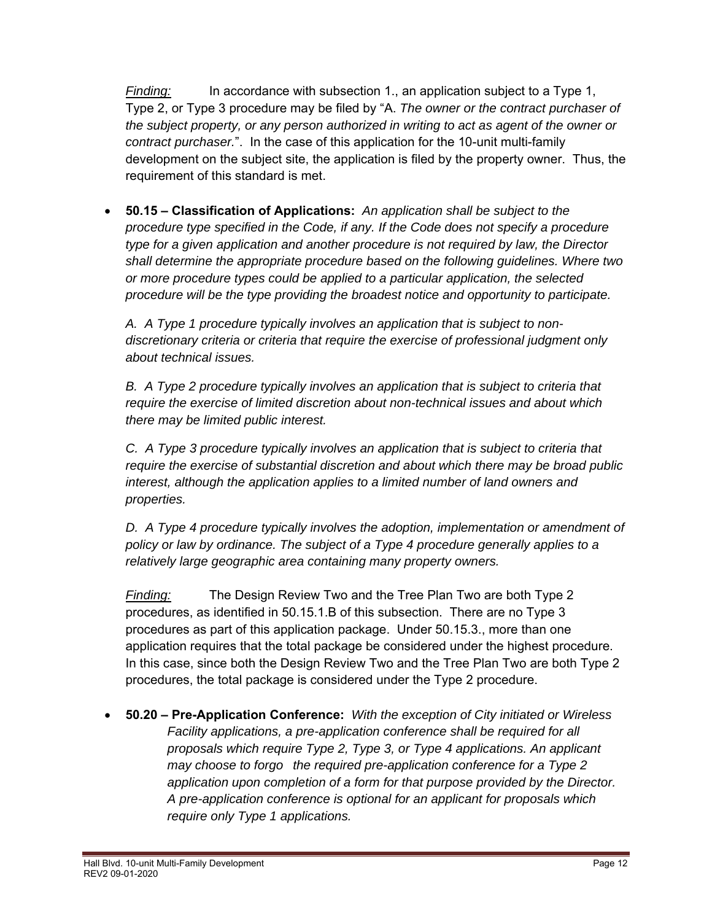*Finding:* In accordance with subsection 1., an application subject to a Type 1, Type 2, or Type 3 procedure may be filed by "A. *The owner or the contract purchaser of the subject property, or any person authorized in writing to act as agent of the owner or contract purchaser.*". In the case of this application for the 10-unit multi-family development on the subject site, the application is filed by the property owner. Thus, the requirement of this standard is met.

- **50.15 – Classification of Applications:** *An application shall be subject to the procedure type specified in the Code, if any. If the Code does not specify a procedure type for a given application and another procedure is not required by law, the Director shall determine the appropriate procedure based on the following guidelines. Where two or more procedure types could be applied to a particular application, the selected procedure will be the type providing the broadest notice and opportunity to participate.*

  *A. A Type 1 procedure typically involves an application that is subject to non-discretionary criteria or criteria that require the exercise of professional judgment only about technical issues.*

  *B. A Type 2 procedure typically involves an application that is subject to criteria that require the exercise of limited discretion about non-technical issues and about which there may be limited public interest.*

  *C. A Type 3 procedure typically involves an application that is subject to criteria that require the exercise of substantial discretion and about which there may be broad public interest, although the application applies to a limited number of land owners and properties.*

  *D. A Type 4 procedure typically involves the adoption, implementation or amendment of policy or law by ordinance. The subject of a Type 4 procedure generally applies to a relatively large geographic area containing many property owners.*

  *Finding:* The Design Review Two and the Tree Plan Two are both Type 2 procedures, as identified in 50.15.1.B of this subsection. There are no Type 3 procedures as part of this application package. Under 50.15.3., more than one application requires that the total package be considered under the highest procedure. In this case, since both the Design Review Two and the Tree Plan Two are both Type 2 procedures, the total package is considered under the Type 2 procedure.

- **50.20 – Pre-Application Conference:** *With the exception of City initiated or Wireless Facility applications, a pre-application conference shall be required for all proposals which require Type 2, Type 3, or Type 4 applications. An applicant may choose to forgo the required pre-application conference for a Type 2 application upon completion of a form for that purpose provided by the Director. A pre-application conference is optional for an applicant for proposals which require only Type 1 applications.*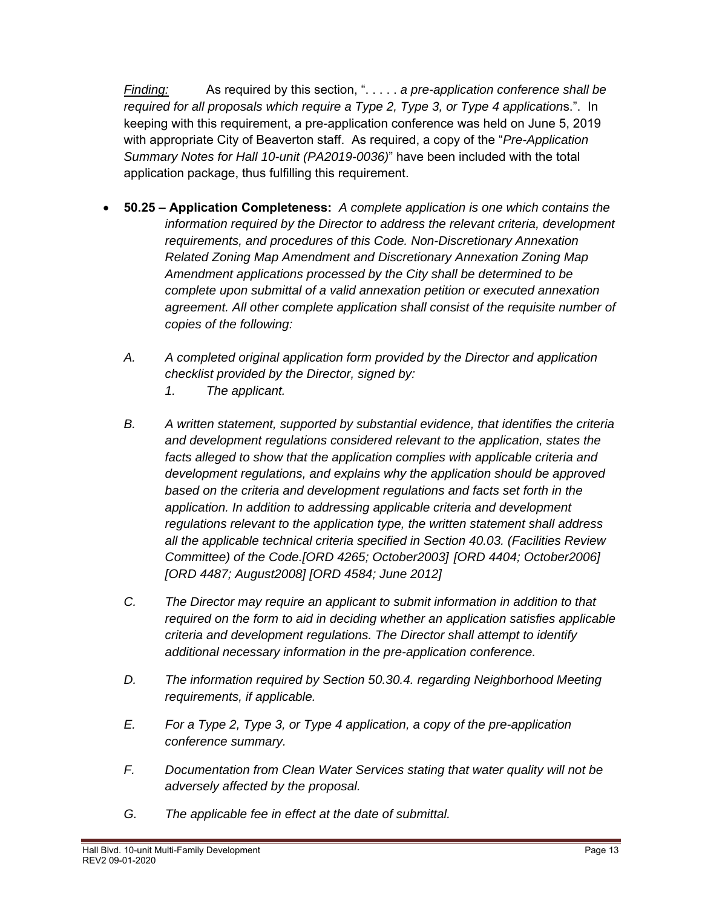*Finding:* As required by this section, ". . . . . *a pre-application conference shall be required for all proposals which require a Type 2, Type 3, or Type 4 application*s.". In keeping with this requirement, a pre-application conference was held on June 5, 2019 with appropriate City of Beaverton staff. As required, a copy of the "*Pre-Application Summary Notes for Hall 10-unit (PA2019-0036)*" have been included with the total application package, thus fulfilling this requirement.

- **50.25 – Application Completeness:** *A complete application is one which contains the information required by the Director to address the relevant criteria, development requirements, and procedures of this Code. Non-Discretionary Annexation Related Zoning Map Amendment and Discretionary Annexation Zoning Map Amendment applications processed by the City shall be determined to be complete upon submittal of a valid annexation petition or executed annexation agreement. All other complete application shall consist of the requisite number of copies of the following:*

  *A. A completed original application form provided by the Director and application checklist provided by the Director, signed by:*
  *1. The applicant.*

  *B. A written statement, supported by substantial evidence, that identifies the criteria and development regulations considered relevant to the application, states the facts alleged to show that the application complies with applicable criteria and development regulations, and explains why the application should be approved based on the criteria and development regulations and facts set forth in the application. In addition to addressing applicable criteria and development regulations relevant to the application type, the written statement shall address all the applicable technical criteria specified in Section 40.03. (Facilities Review Committee) of the Code.[ORD 4265; October2003] [ORD 4404; October2006] [ORD 4487; August2008] [ORD 4584; June 2012]*

  *C. The Director may require an applicant to submit information in addition to that required on the form to aid in deciding whether an application satisfies applicable criteria and development regulations. The Director shall attempt to identify additional necessary information in the pre-application conference.*

  *D. The information required by Section 50.30.4. regarding Neighborhood Meeting requirements, if applicable.*

  *E. For a Type 2, Type 3, or Type 4 application, a copy of the pre-application conference summary.*

  *F. Documentation from Clean Water Services stating that water quality will not be adversely affected by the proposal.*

  *G. The applicable fee in effect at the date of submittal.*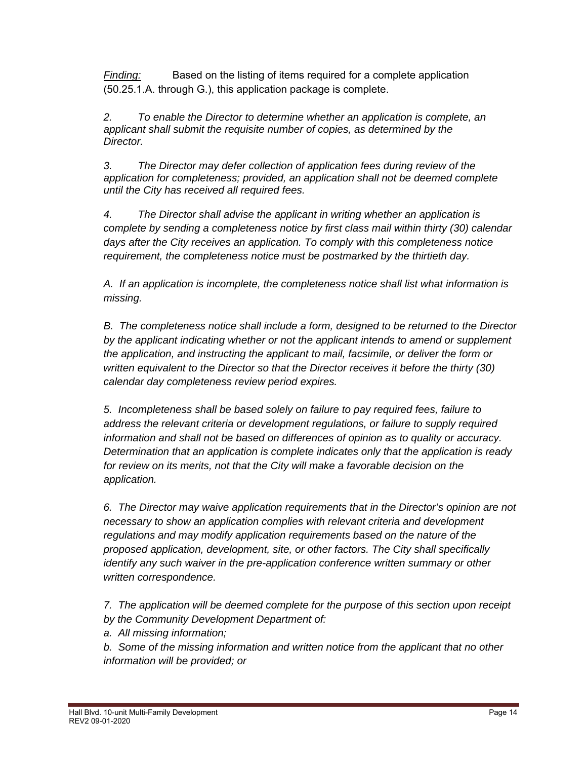*Finding:* Based on the listing of items required for a complete application (50.25.1.A. through G.), this application package is complete.

*2. To enable the Director to determine whether an application is complete, an applicant shall submit the requisite number of copies, as determined by the Director.*

*3. The Director may defer collection of application fees during review of the application for completeness; provided, an application shall not be deemed complete until the City has received all required fees.*

*4. The Director shall advise the applicant in writing whether an application is complete by sending a completeness notice by first class mail within thirty (30) calendar days after the City receives an application. To comply with this completeness notice requirement, the completeness notice must be postmarked by the thirtieth day.*

*A. If an application is incomplete, the completeness notice shall list what information is missing.*

*B. The completeness notice shall include a form, designed to be returned to the Director by the applicant indicating whether or not the applicant intends to amend or supplement the application, and instructing the applicant to mail, facsimile, or deliver the form or written equivalent to the Director so that the Director receives it before the thirty (30) calendar day completeness review period expires.*

*5. Incompleteness shall be based solely on failure to pay required fees, failure to address the relevant criteria or development regulations, or failure to supply required information and shall not be based on differences of opinion as to quality or accuracy. Determination that an application is complete indicates only that the application is ready for review on its merits, not that the City will make a favorable decision on the application.*

*6. The Director may waive application requirements that in the Director's opinion are not necessary to show an application complies with relevant criteria and development regulations and may modify application requirements based on the nature of the proposed application, development, site, or other factors. The City shall specifically identify any such waiver in the pre-application conference written summary or other written correspondence.*

*7. The application will be deemed complete for the purpose of this section upon receipt by the Community Development Department of:*
*a. All missing information;*
*b. Some of the missing information and written notice from the applicant that no other information will be provided; or*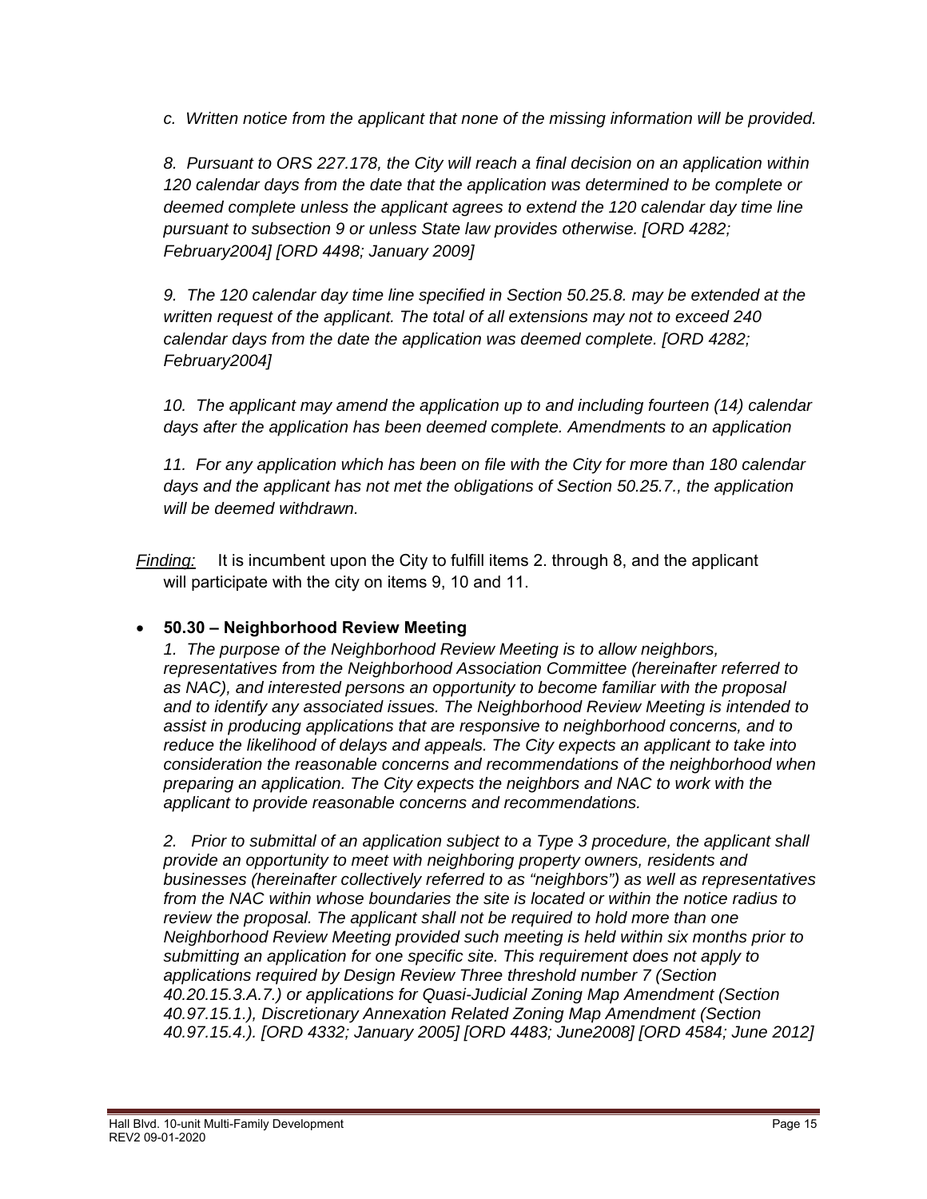*c. Written notice from the applicant that none of the missing information will be provided.*

*8. Pursuant to ORS 227.178, the City will reach a final decision on an application within 120 calendar days from the date that the application was determined to be complete or deemed complete unless the applicant agrees to extend the 120 calendar day time line pursuant to subsection 9 or unless State law provides otherwise. [ORD 4282; February2004] [ORD 4498; January 2009]*

*9. The 120 calendar day time line specified in Section 50.25.8. may be extended at the written request of the applicant. The total of all extensions may not to exceed 240 calendar days from the date the application was deemed complete. [ORD 4282; February2004]*

*10. The applicant may amend the application up to and including fourteen (14) calendar days after the application has been deemed complete. Amendments to an application*

*11. For any application which has been on file with the City for more than 180 calendar days and the applicant has not met the obligations of Section 50.25.7., the application will be deemed withdrawn.*

*Finding:* It is incumbent upon the City to fulfill items 2. through 8, and the applicant will participate with the city on items 9, 10 and 11.

- **50.30 – Neighborhood Review Meeting**

  *1. The purpose of the Neighborhood Review Meeting is to allow neighbors, representatives from the Neighborhood Association Committee (hereinafter referred to as NAC), and interested persons an opportunity to become familiar with the proposal and to identify any associated issues. The Neighborhood Review Meeting is intended to assist in producing applications that are responsive to neighborhood concerns, and to reduce the likelihood of delays and appeals. The City expects an applicant to take into consideration the reasonable concerns and recommendations of the neighborhood when preparing an application. The City expects the neighbors and NAC to work with the applicant to provide reasonable concerns and recommendations.*

  *2. Prior to submittal of an application subject to a Type 3 procedure, the applicant shall provide an opportunity to meet with neighboring property owners, residents and businesses (hereinafter collectively referred to as "neighbors") as well as representatives from the NAC within whose boundaries the site is located or within the notice radius to review the proposal. The applicant shall not be required to hold more than one Neighborhood Review Meeting provided such meeting is held within six months prior to submitting an application for one specific site. This requirement does not apply to applications required by Design Review Three threshold number 7 (Section 40.20.15.3.A.7.) or applications for Quasi-Judicial Zoning Map Amendment (Section 40.97.15.1.), Discretionary Annexation Related Zoning Map Amendment (Section 40.97.15.4.). [ORD 4332; January 2005] [ORD 4483; June2008] [ORD 4584; June 2012]*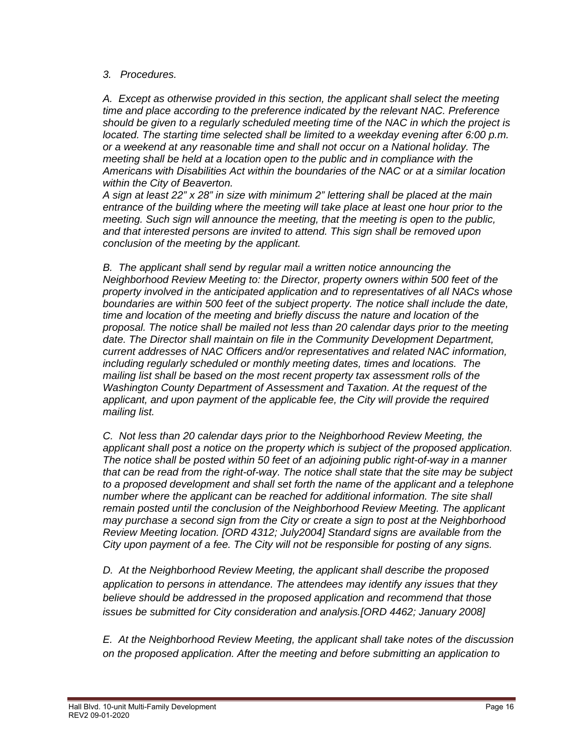*3. Procedures.*

*A. Except as otherwise provided in this section, the applicant shall select the meeting time and place according to the preference indicated by the relevant NAC. Preference should be given to a regularly scheduled meeting time of the NAC in which the project is located. The starting time selected shall be limited to a weekday evening after 6:00 p.m. or a weekend at any reasonable time and shall not occur on a National holiday. The meeting shall be held at a location open to the public and in compliance with the Americans with Disabilities Act within the boundaries of the NAC or at a similar location within the City of Beaverton.*
*A sign at least 22" x 28" in size with minimum 2" lettering shall be placed at the main entrance of the building where the meeting will take place at least one hour prior to the meeting. Such sign will announce the meeting, that the meeting is open to the public, and that interested persons are invited to attend. This sign shall be removed upon conclusion of the meeting by the applicant.*

*B. The applicant shall send by regular mail a written notice announcing the Neighborhood Review Meeting to: the Director, property owners within 500 feet of the property involved in the anticipated application and to representatives of all NACs whose boundaries are within 500 feet of the subject property. The notice shall include the date, time and location of the meeting and briefly discuss the nature and location of the proposal. The notice shall be mailed not less than 20 calendar days prior to the meeting date. The Director shall maintain on file in the Community Development Department, current addresses of NAC Officers and/or representatives and related NAC information, including regularly scheduled or monthly meeting dates, times and locations. The mailing list shall be based on the most recent property tax assessment rolls of the Washington County Department of Assessment and Taxation. At the request of the applicant, and upon payment of the applicable fee, the City will provide the required mailing list.*

*C. Not less than 20 calendar days prior to the Neighborhood Review Meeting, the applicant shall post a notice on the property which is subject of the proposed application. The notice shall be posted within 50 feet of an adjoining public right-of-way in a manner that can be read from the right-of-way. The notice shall state that the site may be subject to a proposed development and shall set forth the name of the applicant and a telephone number where the applicant can be reached for additional information. The site shall remain posted until the conclusion of the Neighborhood Review Meeting. The applicant may purchase a second sign from the City or create a sign to post at the Neighborhood Review Meeting location. [ORD 4312; July2004] Standard signs are available from the City upon payment of a fee. The City will not be responsible for posting of any signs.*

*D. At the Neighborhood Review Meeting, the applicant shall describe the proposed application to persons in attendance. The attendees may identify any issues that they believe should be addressed in the proposed application and recommend that those issues be submitted for City consideration and analysis.[ORD 4462; January 2008]*

*E. At the Neighborhood Review Meeting, the applicant shall take notes of the discussion on the proposed application. After the meeting and before submitting an application to*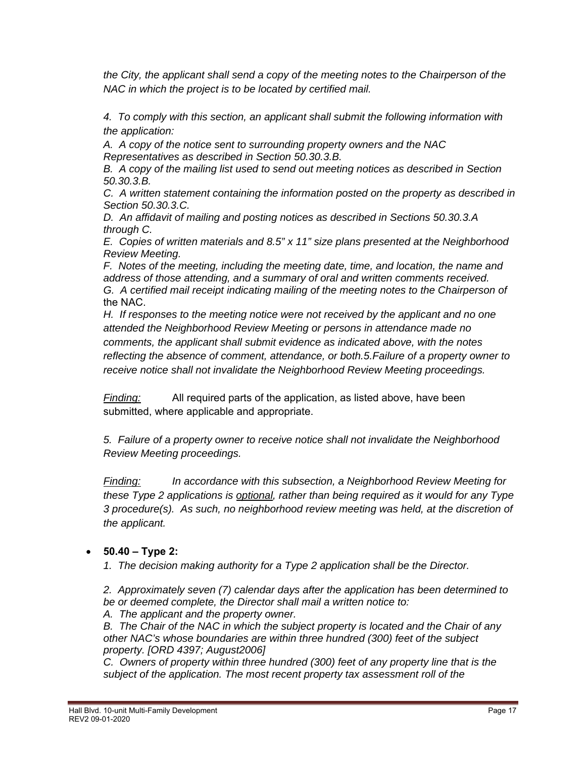*the City, the applicant shall send a copy of the meeting notes to the Chairperson of the NAC in which the project is to be located by certified mail.*

*4. To comply with this section, an applicant shall submit the following information with the application:*

*A. A copy of the notice sent to surrounding property owners and the NAC Representatives as described in Section 50.30.3.B.*

*B. A copy of the mailing list used to send out meeting notices as described in Section 50.30.3.B.*

*C. A written statement containing the information posted on the property as described in Section 50.30.3.C.*

*D. An affidavit of mailing and posting notices as described in Sections 50.30.3.A through C.*

*E. Copies of written materials and 8.5" x 11" size plans presented at the Neighborhood Review Meeting.*

*F. Notes of the meeting, including the meeting date, time, and location, the name and address of those attending, and a summary of oral and written comments received.*

*G. A certified mail receipt indicating mailing of the meeting notes to the Chairperson of* the NAC.

*H. If responses to the meeting notice were not received by the applicant and no one attended the Neighborhood Review Meeting or persons in attendance made no comments, the applicant shall submit evidence as indicated above, with the notes reflecting the absence of comment, attendance, or both.5.Failure of a property owner to receive notice shall not invalidate the Neighborhood Review Meeting proceedings.*

*Finding:* All required parts of the application, as listed above, have been submitted, where applicable and appropriate.

*5. Failure of a property owner to receive notice shall not invalidate the Neighborhood Review Meeting proceedings.*

*Finding: In accordance with this subsection, a Neighborhood Review Meeting for these Type 2 applications is optional, rather than being required as it would for any Type 3 procedure(s). As such, no neighborhood review meeting was held, at the discretion of the applicant.*

- **50.40 – Type 2:**

*1. The decision making authority for a Type 2 application shall be the Director.*

*2. Approximately seven (7) calendar days after the application has been determined to be or deemed complete, the Director shall mail a written notice to:*

*A. The applicant and the property owner.*

*B. The Chair of the NAC in which the subject property is located and the Chair of any other NAC's whose boundaries are within three hundred (300) feet of the subject property. [ORD 4397; August2006]*

*C. Owners of property within three hundred (300) feet of any property line that is the subject of the application. The most recent property tax assessment roll of the*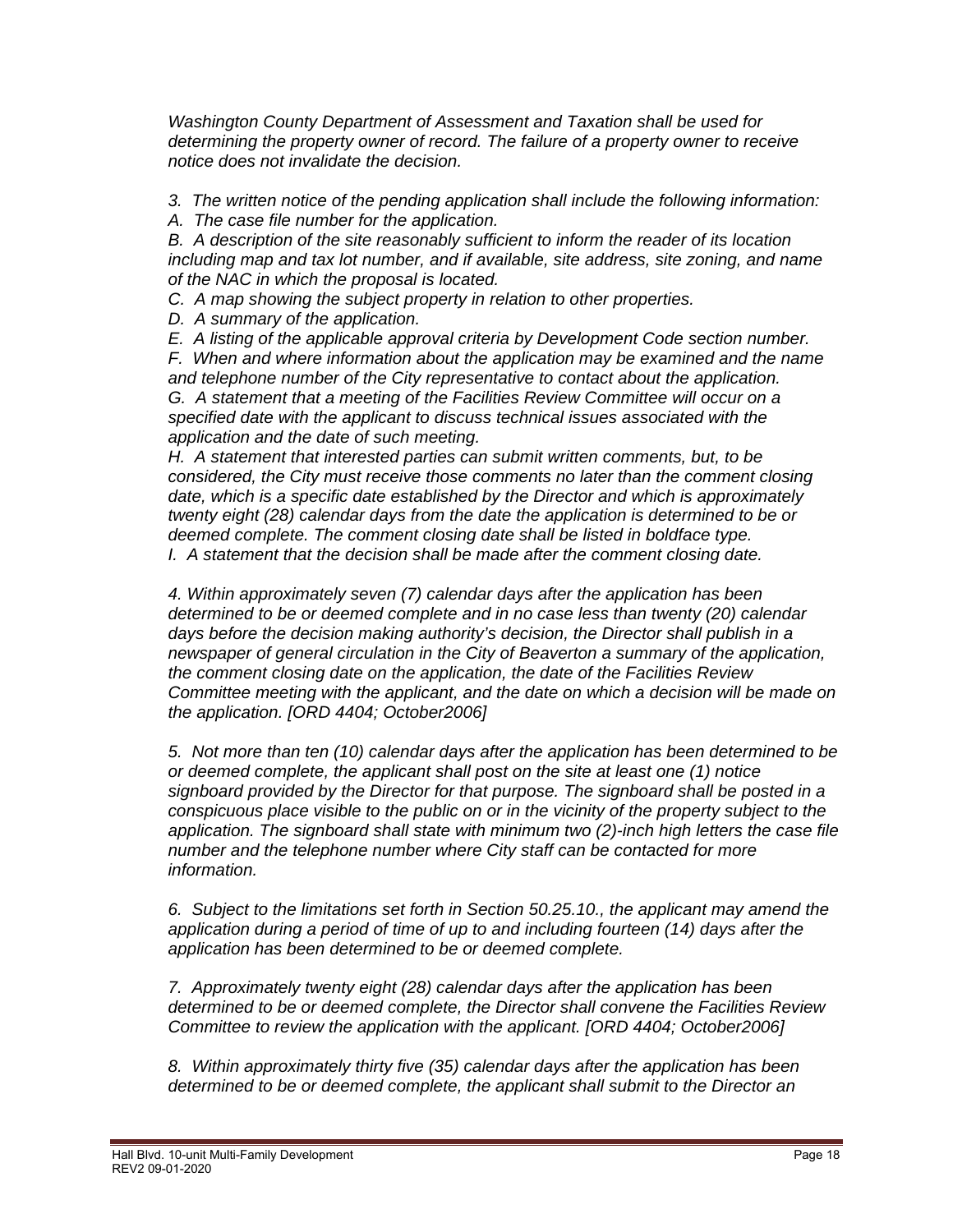*Washington County Department of Assessment and Taxation shall be used for determining the property owner of record. The failure of a property owner to receive notice does not invalidate the decision.*

*3. The written notice of the pending application shall include the following information:*
*A. The case file number for the application.*
*B. A description of the site reasonably sufficient to inform the reader of its location including map and tax lot number, and if available, site address, site zoning, and name of the NAC in which the proposal is located.*
*C. A map showing the subject property in relation to other properties.*
*D. A summary of the application.*
*E. A listing of the applicable approval criteria by Development Code section number.*
*F. When and where information about the application may be examined and the name and telephone number of the City representative to contact about the application.*
*G. A statement that a meeting of the Facilities Review Committee will occur on a specified date with the applicant to discuss technical issues associated with the application and the date of such meeting.*
*H. A statement that interested parties can submit written comments, but, to be considered, the City must receive those comments no later than the comment closing date, which is a specific date established by the Director and which is approximately twenty eight (28) calendar days from the date the application is determined to be or deemed complete. The comment closing date shall be listed in boldface type.*
*I. A statement that the decision shall be made after the comment closing date.*

*4. Within approximately seven (7) calendar days after the application has been determined to be or deemed complete and in no case less than twenty (20) calendar days before the decision making authority's decision, the Director shall publish in a newspaper of general circulation in the City of Beaverton a summary of the application, the comment closing date on the application, the date of the Facilities Review Committee meeting with the applicant, and the date on which a decision will be made on the application. [ORD 4404; October2006]*

*5. Not more than ten (10) calendar days after the application has been determined to be or deemed complete, the applicant shall post on the site at least one (1) notice signboard provided by the Director for that purpose. The signboard shall be posted in a conspicuous place visible to the public on or in the vicinity of the property subject to the application. The signboard shall state with minimum two (2)-inch high letters the case file number and the telephone number where City staff can be contacted for more information.*

*6. Subject to the limitations set forth in Section 50.25.10., the applicant may amend the application during a period of time of up to and including fourteen (14) days after the application has been determined to be or deemed complete.*

*7. Approximately twenty eight (28) calendar days after the application has been determined to be or deemed complete, the Director shall convene the Facilities Review Committee to review the application with the applicant. [ORD 4404; October2006]*

*8. Within approximately thirty five (35) calendar days after the application has been determined to be or deemed complete, the applicant shall submit to the Director an*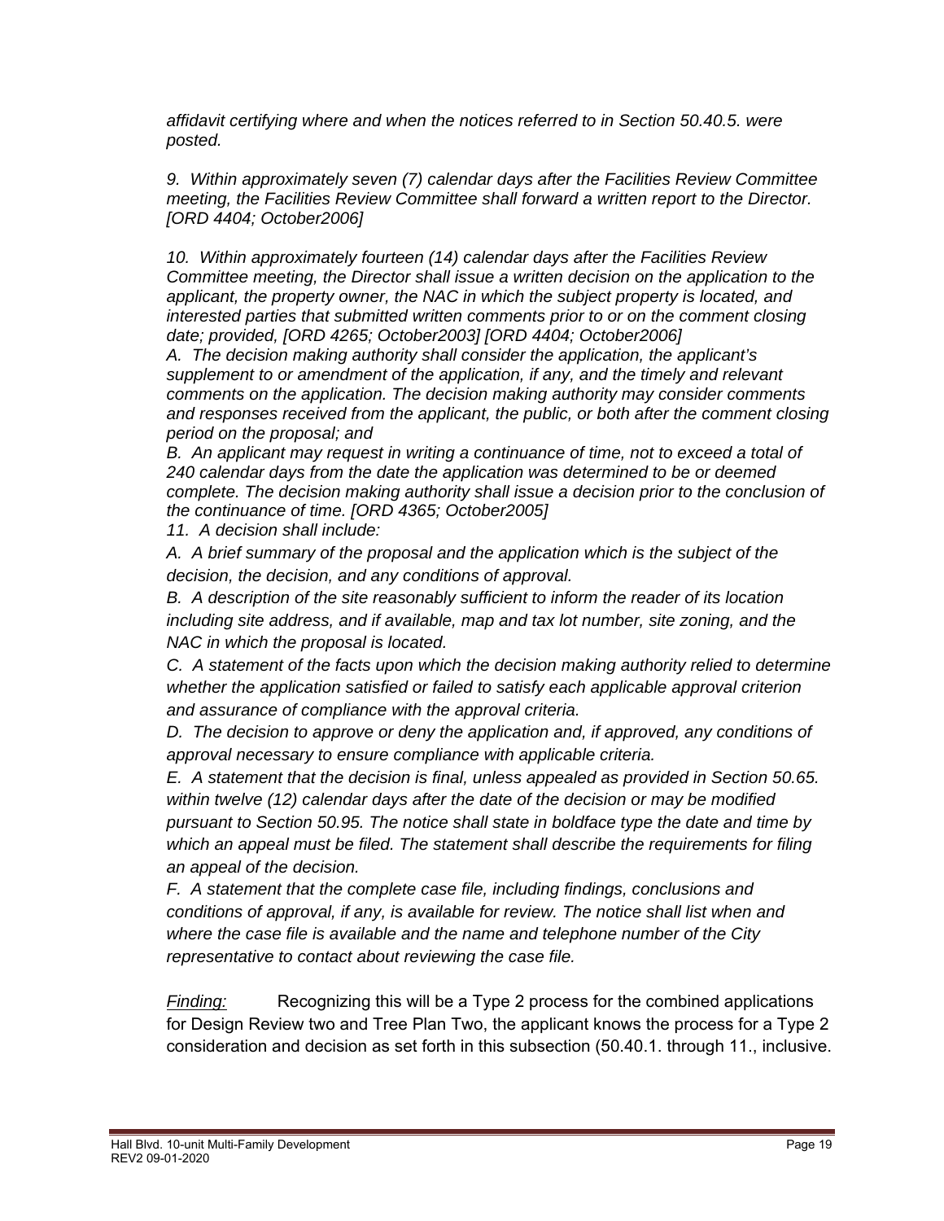*affidavit certifying where and when the notices referred to in Section 50.40.5. were posted.*

*9. Within approximately seven (7) calendar days after the Facilities Review Committee meeting, the Facilities Review Committee shall forward a written report to the Director. [ORD 4404; October2006]*

*10. Within approximately fourteen (14) calendar days after the Facilities Review Committee meeting, the Director shall issue a written decision on the application to the applicant, the property owner, the NAC in which the subject property is located, and interested parties that submitted written comments prior to or on the comment closing date; provided, [ORD 4265; October2003] [ORD 4404; October2006]*

*A. The decision making authority shall consider the application, the applicant's supplement to or amendment of the application, if any, and the timely and relevant comments on the application. The decision making authority may consider comments and responses received from the applicant, the public, or both after the comment closing period on the proposal; and*

*B. An applicant may request in writing a continuance of time, not to exceed a total of 240 calendar days from the date the application was determined to be or deemed complete. The decision making authority shall issue a decision prior to the conclusion of the continuance of time. [ORD 4365; October2005]*

*11. A decision shall include:*

*A. A brief summary of the proposal and the application which is the subject of the decision, the decision, and any conditions of approval.*

*B. A description of the site reasonably sufficient to inform the reader of its location including site address, and if available, map and tax lot number, site zoning, and the NAC in which the proposal is located.*

*C. A statement of the facts upon which the decision making authority relied to determine whether the application satisfied or failed to satisfy each applicable approval criterion and assurance of compliance with the approval criteria.*

*D. The decision to approve or deny the application and, if approved, any conditions of approval necessary to ensure compliance with applicable criteria.*

*E. A statement that the decision is final, unless appealed as provided in Section 50.65. within twelve (12) calendar days after the date of the decision or may be modified pursuant to Section 50.95. The notice shall state in boldface type the date and time by which an appeal must be filed. The statement shall describe the requirements for filing an appeal of the decision.*

*F. A statement that the complete case file, including findings, conclusions and conditions of approval, if any, is available for review. The notice shall list when and where the case file is available and the name and telephone number of the City representative to contact about reviewing the case file.*

*Finding:* Recognizing this will be a Type 2 process for the combined applications for Design Review two and Tree Plan Two, the applicant knows the process for a Type 2 consideration and decision as set forth in this subsection (50.40.1. through 11., inclusive.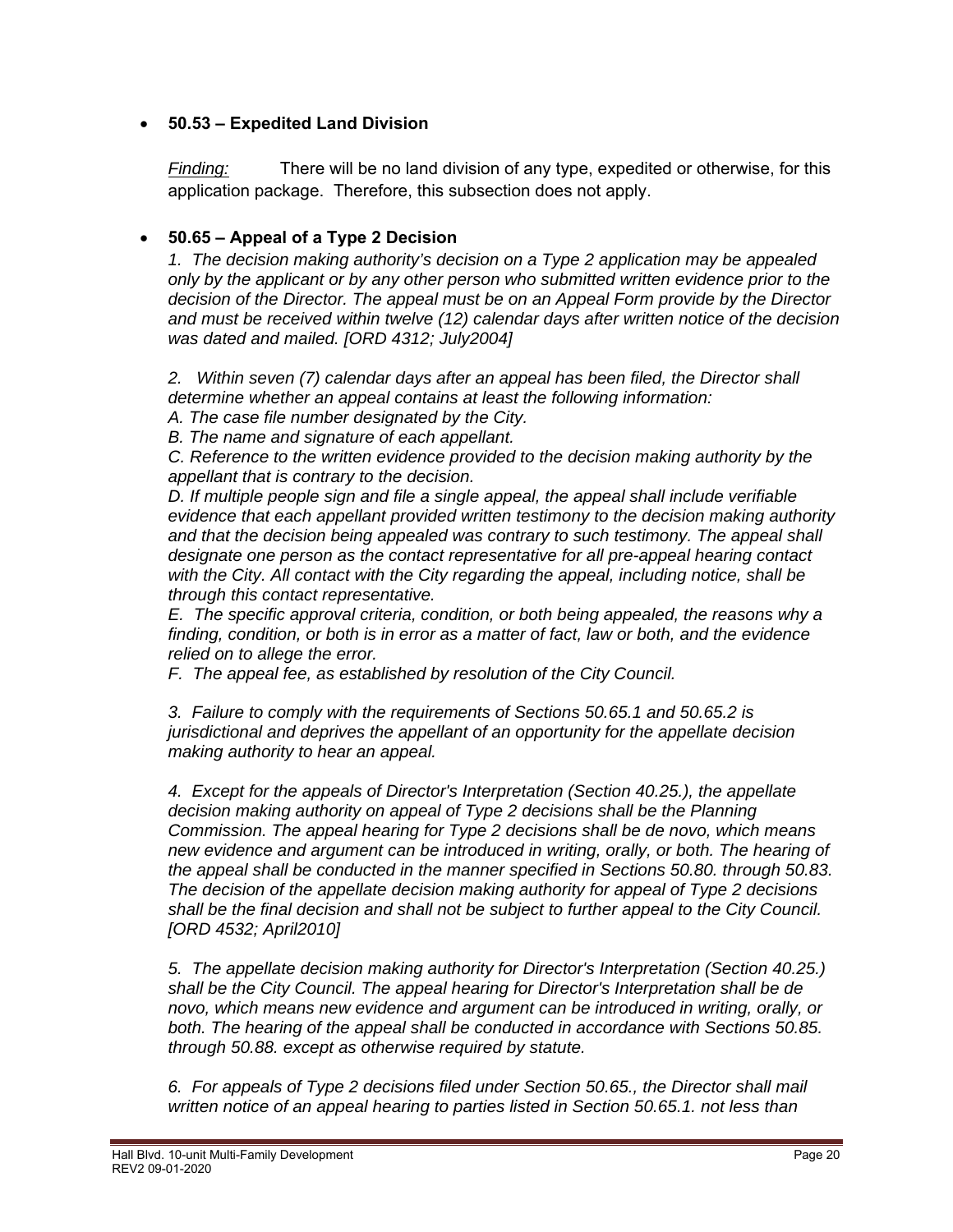- **50.53 – Expedited Land Division**

  *Finding:* There will be no land division of any type, expedited or otherwise, for this application package. Therefore, this subsection does not apply.

- **50.65 – Appeal of a Type 2 Decision**

  *1. The decision making authority's decision on a Type 2 application may be appealed only by the applicant or by any other person who submitted written evidence prior to the decision of the Director. The appeal must be on an Appeal Form provide by the Director and must be received within twelve (12) calendar days after written notice of the decision was dated and mailed. [ORD 4312; July2004]*

  *2. Within seven (7) calendar days after an appeal has been filed, the Director shall determine whether an appeal contains at least the following information:*
  *A. The case file number designated by the City.*
  *B. The name and signature of each appellant.*
  *C. Reference to the written evidence provided to the decision making authority by the appellant that is contrary to the decision.*
  *D. If multiple people sign and file a single appeal, the appeal shall include verifiable evidence that each appellant provided written testimony to the decision making authority and that the decision being appealed was contrary to such testimony. The appeal shall designate one person as the contact representative for all pre-appeal hearing contact with the City. All contact with the City regarding the appeal, including notice, shall be through this contact representative.*
  *E. The specific approval criteria, condition, or both being appealed, the reasons why a finding, condition, or both is in error as a matter of fact, law or both, and the evidence relied on to allege the error.*
  *F. The appeal fee, as established by resolution of the City Council.*

  *3. Failure to comply with the requirements of Sections 50.65.1 and 50.65.2 is jurisdictional and deprives the appellant of an opportunity for the appellate decision making authority to hear an appeal.*

  *4. Except for the appeals of Director's Interpretation (Section 40.25.), the appellate decision making authority on appeal of Type 2 decisions shall be the Planning Commission. The appeal hearing for Type 2 decisions shall be de novo, which means new evidence and argument can be introduced in writing, orally, or both. The hearing of the appeal shall be conducted in the manner specified in Sections 50.80. through 50.83. The decision of the appellate decision making authority for appeal of Type 2 decisions shall be the final decision and shall not be subject to further appeal to the City Council. [ORD 4532; April2010]*

  *5. The appellate decision making authority for Director's Interpretation (Section 40.25.) shall be the City Council. The appeal hearing for Director's Interpretation shall be de novo, which means new evidence and argument can be introduced in writing, orally, or both. The hearing of the appeal shall be conducted in accordance with Sections 50.85. through 50.88. except as otherwise required by statute.*

  *6. For appeals of Type 2 decisions filed under Section 50.65., the Director shall mail written notice of an appeal hearing to parties listed in Section 50.65.1. not less than*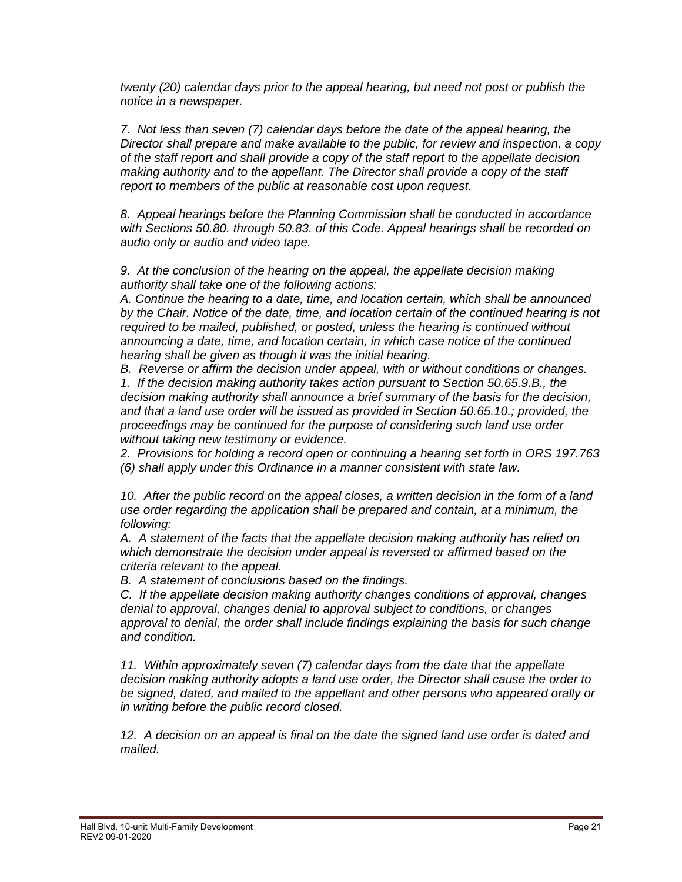*twenty (20) calendar days prior to the appeal hearing, but need not post or publish the notice in a newspaper.*

*7. Not less than seven (7) calendar days before the date of the appeal hearing, the Director shall prepare and make available to the public, for review and inspection, a copy of the staff report and shall provide a copy of the staff report to the appellate decision making authority and to the appellant. The Director shall provide a copy of the staff report to members of the public at reasonable cost upon request.*

*8. Appeal hearings before the Planning Commission shall be conducted in accordance with Sections 50.80. through 50.83. of this Code. Appeal hearings shall be recorded on audio only or audio and video tape.*

*9. At the conclusion of the hearing on the appeal, the appellate decision making authority shall take one of the following actions:*
*A. Continue the hearing to a date, time, and location certain, which shall be announced by the Chair. Notice of the date, time, and location certain of the continued hearing is not required to be mailed, published, or posted, unless the hearing is continued without announcing a date, time, and location certain, in which case notice of the continued hearing shall be given as though it was the initial hearing.*
*B. Reverse or affirm the decision under appeal, with or without conditions or changes.*
*1. If the decision making authority takes action pursuant to Section 50.65.9.B., the decision making authority shall announce a brief summary of the basis for the decision, and that a land use order will be issued as provided in Section 50.65.10.; provided, the proceedings may be continued for the purpose of considering such land use order without taking new testimony or evidence.*
*2. Provisions for holding a record open or continuing a hearing set forth in ORS 197.763 (6) shall apply under this Ordinance in a manner consistent with state law.*

*10. After the public record on the appeal closes, a written decision in the form of a land use order regarding the application shall be prepared and contain, at a minimum, the following:*
*A. A statement of the facts that the appellate decision making authority has relied on which demonstrate the decision under appeal is reversed or affirmed based on the criteria relevant to the appeal.*
*B. A statement of conclusions based on the findings.*
*C. If the appellate decision making authority changes conditions of approval, changes denial to approval, changes denial to approval subject to conditions, or changes approval to denial, the order shall include findings explaining the basis for such change and condition.*

*11. Within approximately seven (7) calendar days from the date that the appellate decision making authority adopts a land use order, the Director shall cause the order to be signed, dated, and mailed to the appellant and other persons who appeared orally or in writing before the public record closed.*

*12. A decision on an appeal is final on the date the signed land use order is dated and mailed.*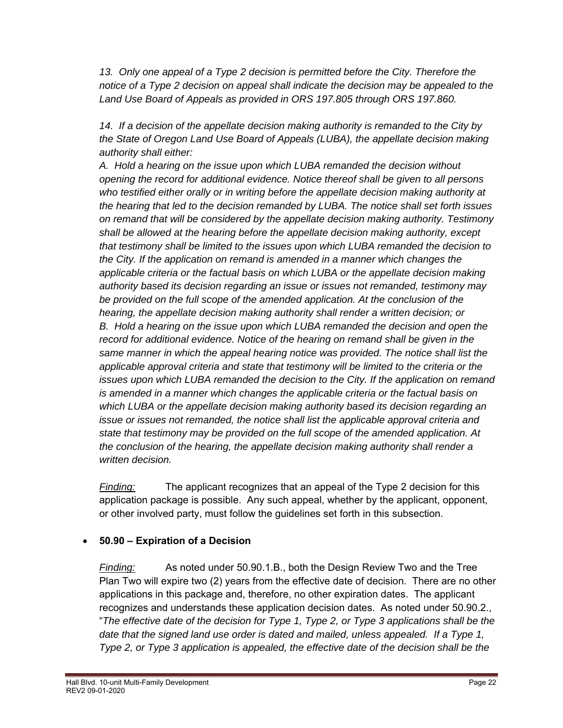*13. Only one appeal of a Type 2 decision is permitted before the City. Therefore the notice of a Type 2 decision on appeal shall indicate the decision may be appealed to the Land Use Board of Appeals as provided in ORS 197.805 through ORS 197.860.*

*14. If a decision of the appellate decision making authority is remanded to the City by the State of Oregon Land Use Board of Appeals (LUBA), the appellate decision making authority shall either:*

*A. Hold a hearing on the issue upon which LUBA remanded the decision without opening the record for additional evidence. Notice thereof shall be given to all persons who testified either orally or in writing before the appellate decision making authority at the hearing that led to the decision remanded by LUBA. The notice shall set forth issues on remand that will be considered by the appellate decision making authority. Testimony shall be allowed at the hearing before the appellate decision making authority, except that testimony shall be limited to the issues upon which LUBA remanded the decision to the City. If the application on remand is amended in a manner which changes the applicable criteria or the factual basis on which LUBA or the appellate decision making authority based its decision regarding an issue or issues not remanded, testimony may be provided on the full scope of the amended application. At the conclusion of the hearing, the appellate decision making authority shall render a written decision; or*

*B. Hold a hearing on the issue upon which LUBA remanded the decision and open the record for additional evidence. Notice of the hearing on remand shall be given in the same manner in which the appeal hearing notice was provided. The notice shall list the applicable approval criteria and state that testimony will be limited to the criteria or the issues upon which LUBA remanded the decision to the City. If the application on remand is amended in a manner which changes the applicable criteria or the factual basis on which LUBA or the appellate decision making authority based its decision regarding an issue or issues not remanded, the notice shall list the applicable approval criteria and state that testimony may be provided on the full scope of the amended application. At the conclusion of the hearing, the appellate decision making authority shall render a written decision.*

*Finding:* The applicant recognizes that an appeal of the Type 2 decision for this application package is possible. Any such appeal, whether by the applicant, opponent, or other involved party, must follow the guidelines set forth in this subsection.

- **50.90 – Expiration of a Decision**

*Finding:* As noted under 50.90.1.B., both the Design Review Two and the Tree Plan Two will expire two (2) years from the effective date of decision. There are no other applications in this package and, therefore, no other expiration dates. The applicant recognizes and understands these application decision dates. As noted under 50.90.2., "*The effective date of the decision for Type 1, Type 2, or Type 3 applications shall be the date that the signed land use order is dated and mailed, unless appealed. If a Type 1, Type 2, or Type 3 application is appealed, the effective date of the decision shall be the*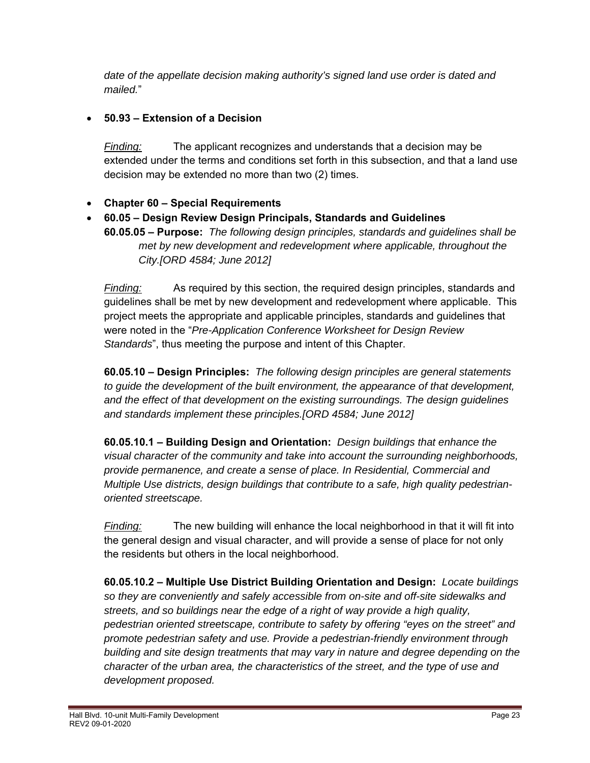*date of the appellate decision making authority's signed land use order is dated and mailed.*"

- **50.93 – Extension of a Decision**

  *Finding:* The applicant recognizes and understands that a decision may be extended under the terms and conditions set forth in this subsection, and that a land use decision may be extended no more than two (2) times.

- **Chapter 60 – Special Requirements**
- **60.05 – Design Review Design Principals, Standards and Guidelines**

  **60.05.05 – Purpose:** *The following design principles, standards and guidelines shall be met by new development and redevelopment where applicable, throughout the City.[ORD 4584; June 2012]*

  *Finding:* As required by this section, the required design principles, standards and guidelines shall be met by new development and redevelopment where applicable. This project meets the appropriate and applicable principles, standards and guidelines that were noted in the "*Pre-Application Conference Worksheet for Design Review Standards*", thus meeting the purpose and intent of this Chapter.

  **60.05.10 – Design Principles:** *The following design principles are general statements to guide the development of the built environment, the appearance of that development, and the effect of that development on the existing surroundings. The design guidelines and standards implement these principles.[ORD 4584; June 2012]*

  **60.05.10.1 – Building Design and Orientation:** *Design buildings that enhance the visual character of the community and take into account the surrounding neighborhoods, provide permanence, and create a sense of place. In Residential, Commercial and Multiple Use districts, design buildings that contribute to a safe, high quality pedestrian-oriented streetscape.*

  *Finding:* The new building will enhance the local neighborhood in that it will fit into the general design and visual character, and will provide a sense of place for not only the residents but others in the local neighborhood.

  **60.05.10.2 – Multiple Use District Building Orientation and Design:** *Locate buildings so they are conveniently and safely accessible from on-site and off-site sidewalks and streets, and so buildings near the edge of a right of way provide a high quality, pedestrian oriented streetscape, contribute to safety by offering "eyes on the street" and promote pedestrian safety and use. Provide a pedestrian-friendly environment through building and site design treatments that may vary in nature and degree depending on the character of the urban area, the characteristics of the street, and the type of use and development proposed.*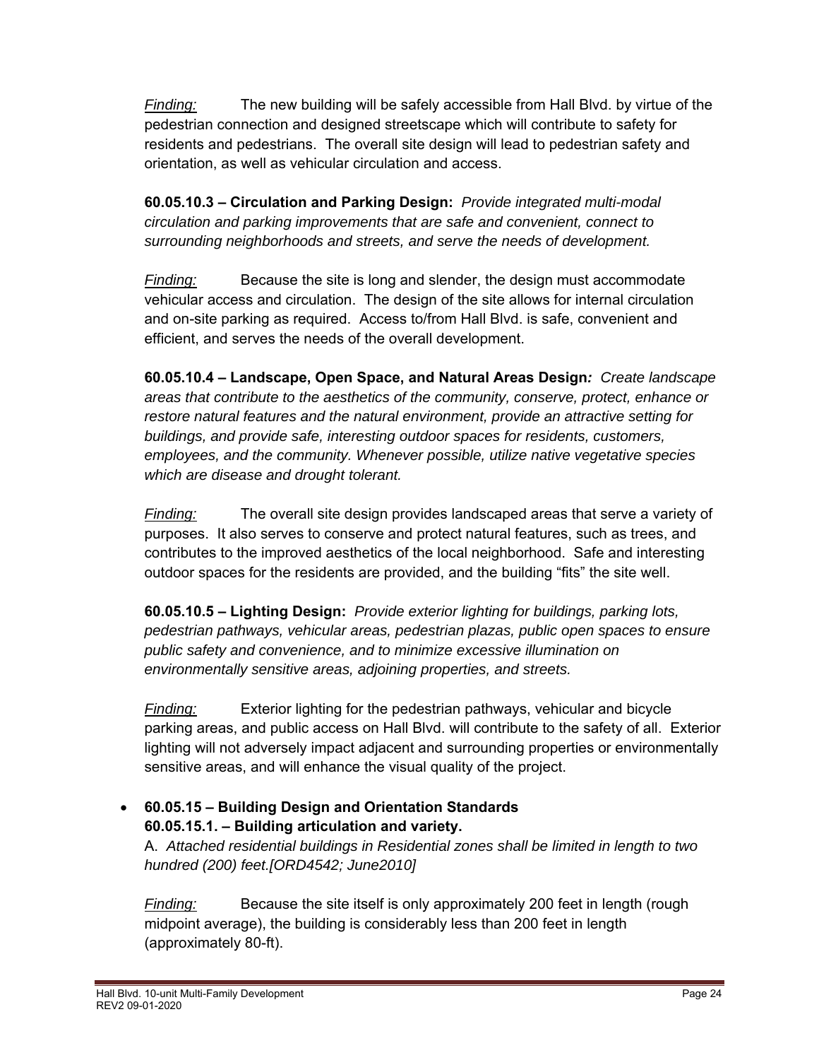*Finding:* The new building will be safely accessible from Hall Blvd. by virtue of the pedestrian connection and designed streetscape which will contribute to safety for residents and pedestrians. The overall site design will lead to pedestrian safety and orientation, as well as vehicular circulation and access.

**60.05.10.3 – Circulation and Parking Design:** *Provide integrated multi-modal circulation and parking improvements that are safe and convenient, connect to surrounding neighborhoods and streets, and serve the needs of development.*

*Finding:* Because the site is long and slender, the design must accommodate vehicular access and circulation. The design of the site allows for internal circulation and on-site parking as required. Access to/from Hall Blvd. is safe, convenient and efficient, and serves the needs of the overall development.

**60.05.10.4 – Landscape, Open Space, and Natural Areas Design***:* *Create landscape areas that contribute to the aesthetics of the community, conserve, protect, enhance or restore natural features and the natural environment, provide an attractive setting for buildings, and provide safe, interesting outdoor spaces for residents, customers, employees, and the community. Whenever possible, utilize native vegetative species which are disease and drought tolerant.*

*Finding:* The overall site design provides landscaped areas that serve a variety of purposes. It also serves to conserve and protect natural features, such as trees, and contributes to the improved aesthetics of the local neighborhood. Safe and interesting outdoor spaces for the residents are provided, and the building "fits" the site well.

**60.05.10.5 – Lighting Design:** *Provide exterior lighting for buildings, parking lots, pedestrian pathways, vehicular areas, pedestrian plazas, public open spaces to ensure public safety and convenience, and to minimize excessive illumination on environmentally sensitive areas, adjoining properties, and streets.*

*Finding:* Exterior lighting for the pedestrian pathways, vehicular and bicycle parking areas, and public access on Hall Blvd. will contribute to the safety of all. Exterior lighting will not adversely impact adjacent and surrounding properties or environmentally sensitive areas, and will enhance the visual quality of the project.

- **60.05.15 – Building Design and Orientation Standards**
  **60.05.15.1. – Building articulation and variety.**
  A. *Attached residential buildings in Residential zones shall be limited in length to two hundred (200) feet.[ORD4542; June2010]*

  *Finding:* Because the site itself is only approximately 200 feet in length (rough midpoint average), the building is considerably less than 200 feet in length (approximately 80-ft).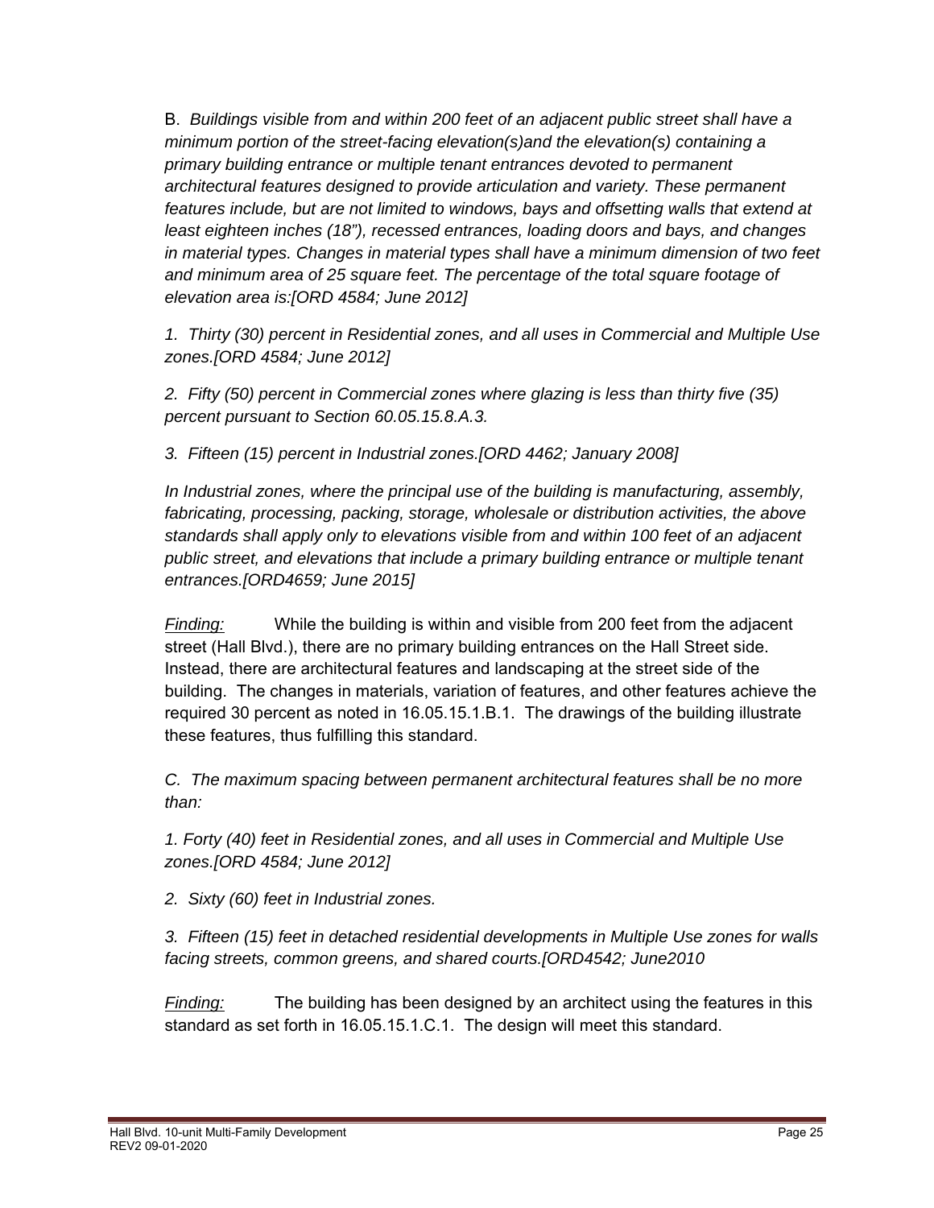B. *Buildings visible from and within 200 feet of an adjacent public street shall have a minimum portion of the street-facing elevation(s)and the elevation(s) containing a primary building entrance or multiple tenant entrances devoted to permanent architectural features designed to provide articulation and variety. These permanent features include, but are not limited to windows, bays and offsetting walls that extend at least eighteen inches (18"), recessed entrances, loading doors and bays, and changes in material types. Changes in material types shall have a minimum dimension of two feet and minimum area of 25 square feet. The percentage of the total square footage of elevation area is:[ORD 4584; June 2012]*

*1. Thirty (30) percent in Residential zones, and all uses in Commercial and Multiple Use zones.[ORD 4584; June 2012]*

*2. Fifty (50) percent in Commercial zones where glazing is less than thirty five (35) percent pursuant to Section 60.05.15.8.A.3.*

*3. Fifteen (15) percent in Industrial zones.[ORD 4462; January 2008]*

*In Industrial zones, where the principal use of the building is manufacturing, assembly, fabricating, processing, packing, storage, wholesale or distribution activities, the above standards shall apply only to elevations visible from and within 100 feet of an adjacent public street, and elevations that include a primary building entrance or multiple tenant entrances.[ORD4659; June 2015]*

*Finding:* While the building is within and visible from 200 feet from the adjacent street (Hall Blvd.), there are no primary building entrances on the Hall Street side. Instead, there are architectural features and landscaping at the street side of the building. The changes in materials, variation of features, and other features achieve the required 30 percent as noted in 16.05.15.1.B.1. The drawings of the building illustrate these features, thus fulfilling this standard.

*C. The maximum spacing between permanent architectural features shall be no more than:*

*1. Forty (40) feet in Residential zones, and all uses in Commercial and Multiple Use zones.[ORD 4584; June 2012]*

*2. Sixty (60) feet in Industrial zones.*

*3. Fifteen (15) feet in detached residential developments in Multiple Use zones for walls facing streets, common greens, and shared courts.[ORD4542; June2010*

*Finding:* The building has been designed by an architect using the features in this standard as set forth in 16.05.15.1.C.1. The design will meet this standard.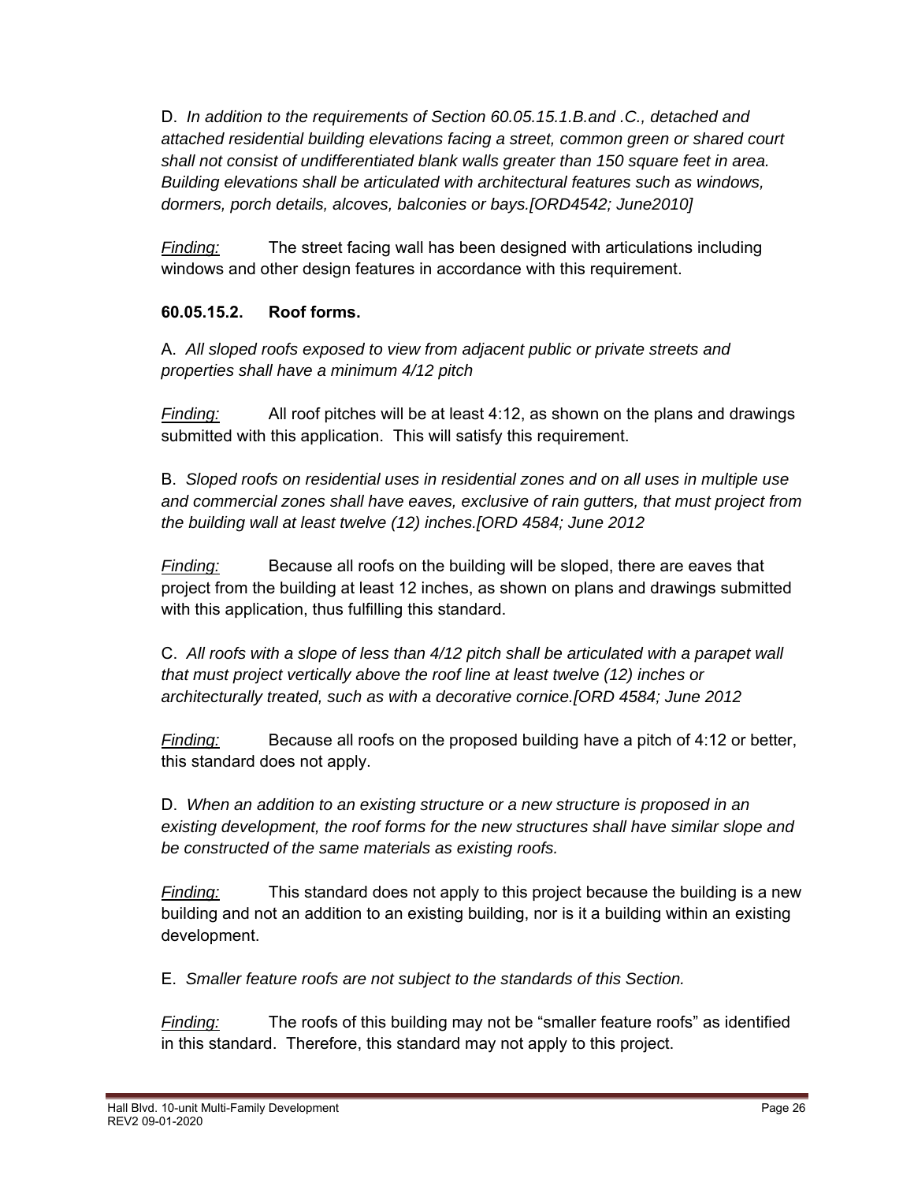D. *In addition to the requirements of Section 60.05.15.1.B.and .C., detached and attached residential building elevations facing a street, common green or shared court shall not consist of undifferentiated blank walls greater than 150 square feet in area. Building elevations shall be articulated with architectural features such as windows, dormers, porch details, alcoves, balconies or bays.[ORD4542; June2010]*

*Finding:* The street facing wall has been designed with articulations including windows and other design features in accordance with this requirement.

**60.05.15.2. Roof forms.**

A. *All sloped roofs exposed to view from adjacent public or private streets and properties shall have a minimum 4/12 pitch*

*Finding:* All roof pitches will be at least 4:12, as shown on the plans and drawings submitted with this application. This will satisfy this requirement.

B. *Sloped roofs on residential uses in residential zones and on all uses in multiple use and commercial zones shall have eaves, exclusive of rain gutters, that must project from the building wall at least twelve (12) inches.[ORD 4584; June 2012*

*Finding:* Because all roofs on the building will be sloped, there are eaves that project from the building at least 12 inches, as shown on plans and drawings submitted with this application, thus fulfilling this standard.

C. *All roofs with a slope of less than 4/12 pitch shall be articulated with a parapet wall that must project vertically above the roof line at least twelve (12) inches or architecturally treated, such as with a decorative cornice.[ORD 4584; June 2012*

*Finding:* Because all roofs on the proposed building have a pitch of 4:12 or better, this standard does not apply.

D. *When an addition to an existing structure or a new structure is proposed in an existing development, the roof forms for the new structures shall have similar slope and be constructed of the same materials as existing roofs.*

*Finding:* This standard does not apply to this project because the building is a new building and not an addition to an existing building, nor is it a building within an existing development.

E. *Smaller feature roofs are not subject to the standards of this Section.*

*Finding:* The roofs of this building may not be "smaller feature roofs" as identified in this standard. Therefore, this standard may not apply to this project.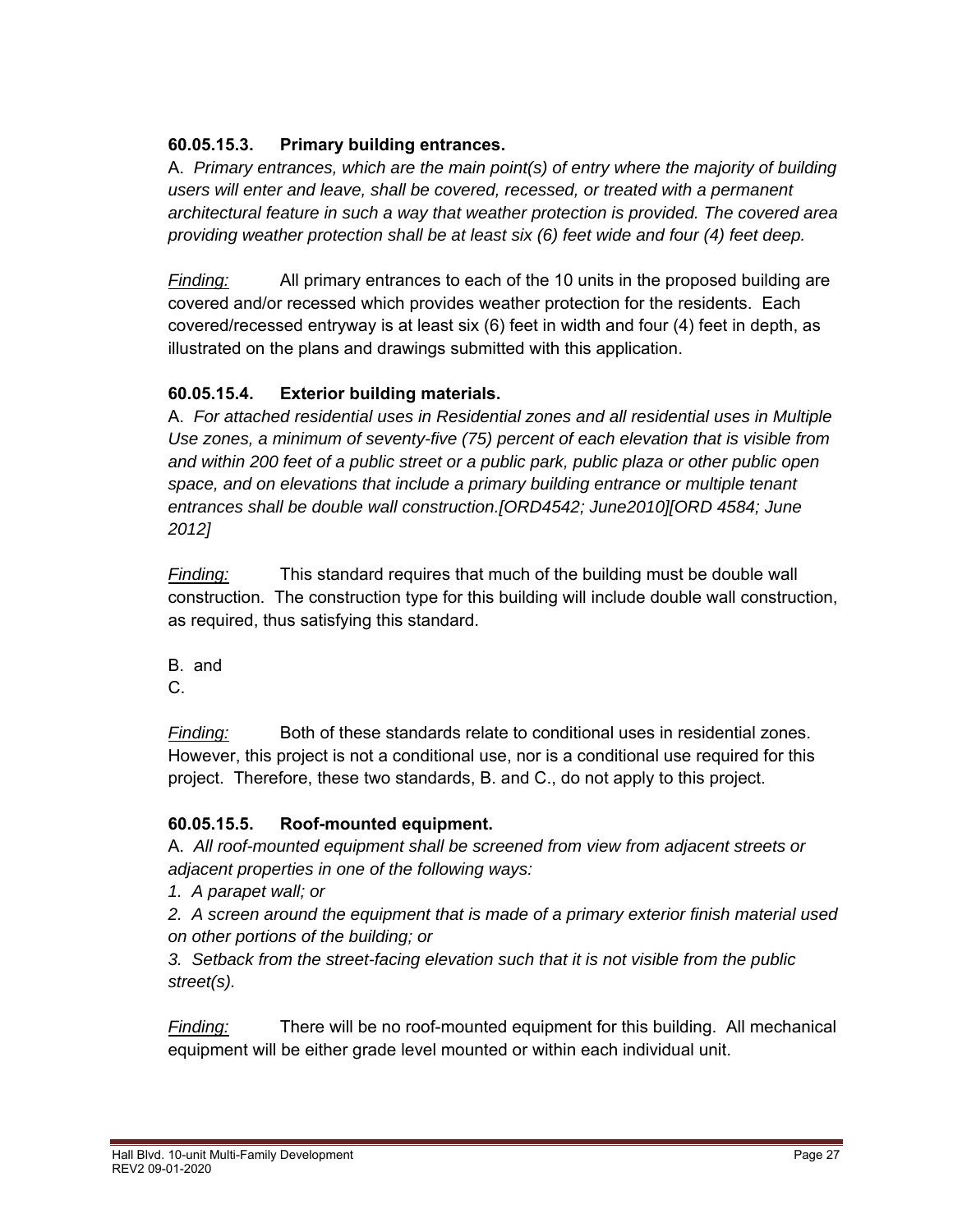### 60.05.15.3. Primary building entrances.

A. *Primary entrances, which are the main point(s) of entry where the majority of building users will enter and leave, shall be covered, recessed, or treated with a permanent architectural feature in such a way that weather protection is provided. The covered area providing weather protection shall be at least six (6) feet wide and four (4) feet deep.*

*Finding:* All primary entrances to each of the 10 units in the proposed building are covered and/or recessed which provides weather protection for the residents. Each covered/recessed entryway is at least six (6) feet in width and four (4) feet in depth, as illustrated on the plans and drawings submitted with this application.

### 60.05.15.4. Exterior building materials.

A. *For attached residential uses in Residential zones and all residential uses in Multiple Use zones, a minimum of seventy-five (75) percent of each elevation that is visible from and within 200 feet of a public street or a public park, public plaza or other public open space, and on elevations that include a primary building entrance or multiple tenant entrances shall be double wall construction.[ORD4542; June2010][ORD 4584; June 2012]*

*Finding:* This standard requires that much of the building must be double wall construction. The construction type for this building will include double wall construction, as required, thus satisfying this standard.

B. and
C.

*Finding:* Both of these standards relate to conditional uses in residential zones. However, this project is not a conditional use, nor is a conditional use required for this project. Therefore, these two standards, B. and C., do not apply to this project.

### 60.05.15.5. Roof-mounted equipment.

A. *All roof-mounted equipment shall be screened from view from adjacent streets or adjacent properties in one of the following ways:*

*1. A parapet wall; or*

*2. A screen around the equipment that is made of a primary exterior finish material used on other portions of the building; or*

*3. Setback from the street-facing elevation such that it is not visible from the public street(s).*

*Finding:* There will be no roof-mounted equipment for this building. All mechanical equipment will be either grade level mounted or within each individual unit.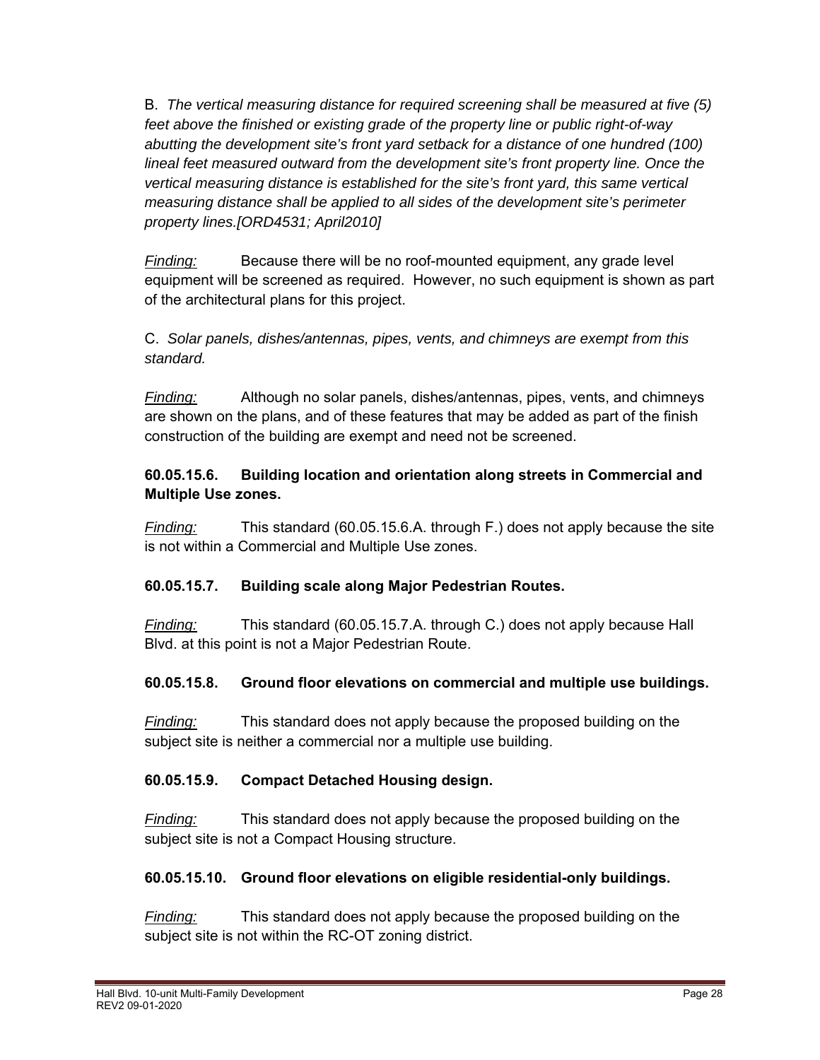B. *The vertical measuring distance for required screening shall be measured at five (5) feet above the finished or existing grade of the property line or public right-of-way abutting the development site's front yard setback for a distance of one hundred (100) lineal feet measured outward from the development site's front property line. Once the vertical measuring distance is established for the site's front yard, this same vertical measuring distance shall be applied to all sides of the development site's perimeter property lines.[ORD4531; April2010]*

*Finding:* Because there will be no roof-mounted equipment, any grade level equipment will be screened as required. However, no such equipment is shown as part of the architectural plans for this project.

C. *Solar panels, dishes/antennas, pipes, vents, and chimneys are exempt from this standard.*

*Finding:* Although no solar panels, dishes/antennas, pipes, vents, and chimneys are shown on the plans, and of these features that may be added as part of the finish construction of the building are exempt and need not be screened.

**60.05.15.6. Building location and orientation along streets in Commercial and Multiple Use zones.**

*Finding:* This standard (60.05.15.6.A. through F.) does not apply because the site is not within a Commercial and Multiple Use zones.

**60.05.15.7. Building scale along Major Pedestrian Routes.**

*Finding:* This standard (60.05.15.7.A. through C.) does not apply because Hall Blvd. at this point is not a Major Pedestrian Route.

**60.05.15.8. Ground floor elevations on commercial and multiple use buildings.**

*Finding:* This standard does not apply because the proposed building on the subject site is neither a commercial nor a multiple use building.

**60.05.15.9. Compact Detached Housing design.**

*Finding:* This standard does not apply because the proposed building on the subject site is not a Compact Housing structure.

**60.05.15.10. Ground floor elevations on eligible residential-only buildings.**

*Finding:* This standard does not apply because the proposed building on the subject site is not within the RC-OT zoning district.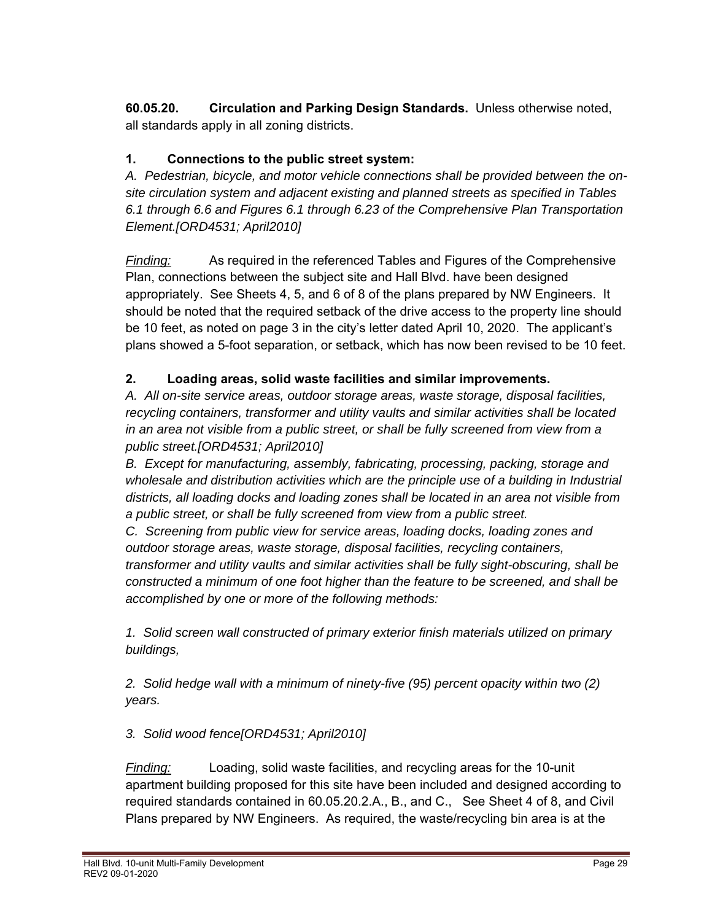**60.05.20. Circulation and Parking Design Standards.** Unless otherwise noted, all standards apply in all zoning districts.

**1. Connections to the public street system:**

*A. Pedestrian, bicycle, and motor vehicle connections shall be provided between the on-site circulation system and adjacent existing and planned streets as specified in Tables 6.1 through 6.6 and Figures 6.1 through 6.23 of the Comprehensive Plan Transportation Element.[ORD4531; April2010]*

*Finding:* As required in the referenced Tables and Figures of the Comprehensive Plan, connections between the subject site and Hall Blvd. have been designed appropriately. See Sheets 4, 5, and 6 of 8 of the plans prepared by NW Engineers. It should be noted that the required setback of the drive access to the property line should be 10 feet, as noted on page 3 in the city's letter dated April 10, 2020. The applicant's plans showed a 5-foot separation, or setback, which has now been revised to be 10 feet.

**2. Loading areas, solid waste facilities and similar improvements.**

*A. All on-site service areas, outdoor storage areas, waste storage, disposal facilities, recycling containers, transformer and utility vaults and similar activities shall be located in an area not visible from a public street, or shall be fully screened from view from a public street.[ORD4531; April2010]*

*B. Except for manufacturing, assembly, fabricating, processing, packing, storage and wholesale and distribution activities which are the principle use of a building in Industrial districts, all loading docks and loading zones shall be located in an area not visible from a public street, or shall be fully screened from view from a public street.*

*C. Screening from public view for service areas, loading docks, loading zones and outdoor storage areas, waste storage, disposal facilities, recycling containers, transformer and utility vaults and similar activities shall be fully sight-obscuring, shall be constructed a minimum of one foot higher than the feature to be screened, and shall be accomplished by one or more of the following methods:*

*1. Solid screen wall constructed of primary exterior finish materials utilized on primary buildings,*

*2. Solid hedge wall with a minimum of ninety-five (95) percent opacity within two (2) years.*

*3. Solid wood fence[ORD4531; April2010]*

*Finding:* Loading, solid waste facilities, and recycling areas for the 10-unit apartment building proposed for this site have been included and designed according to required standards contained in 60.05.20.2.A., B., and C., See Sheet 4 of 8, and Civil Plans prepared by NW Engineers. As required, the waste/recycling bin area is at the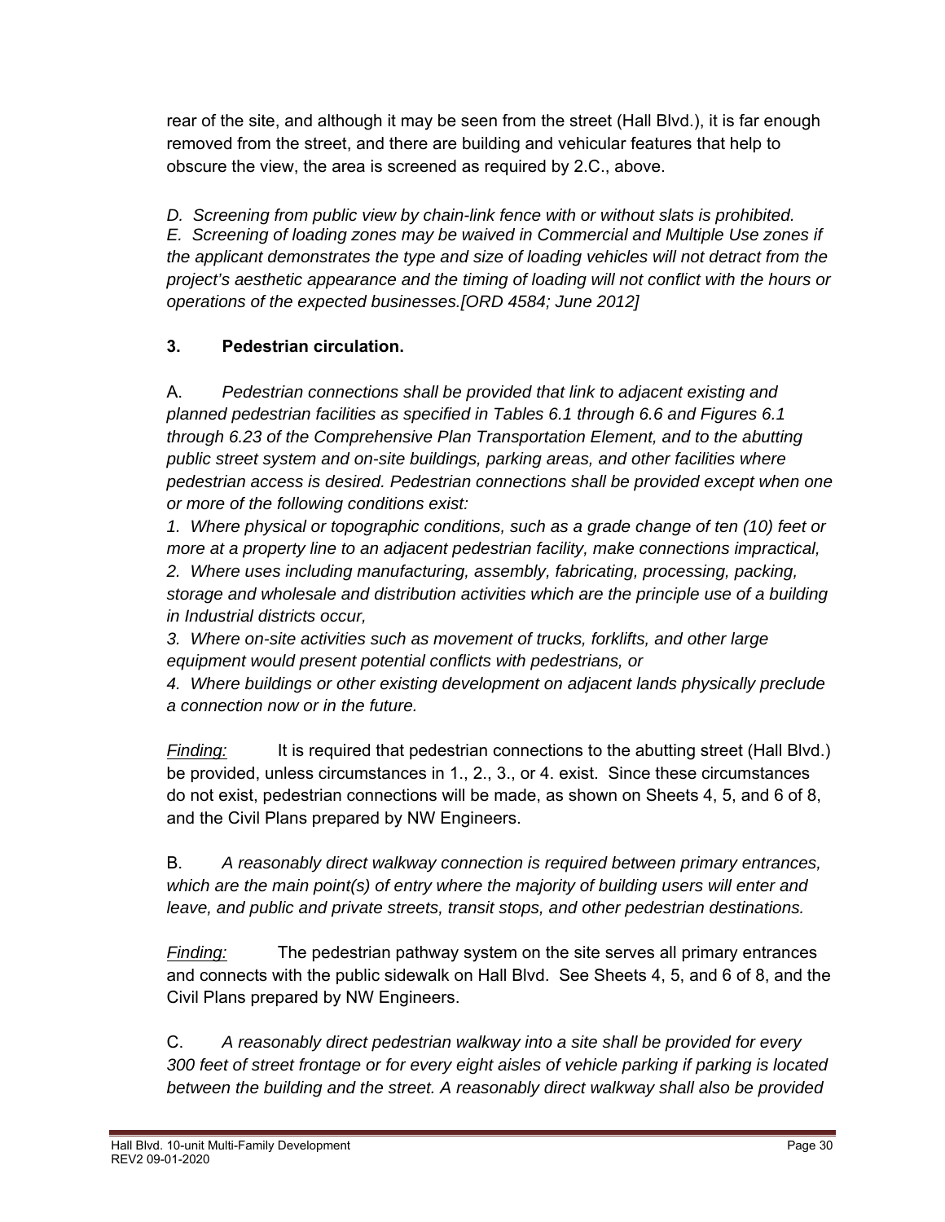rear of the site, and although it may be seen from the street (Hall Blvd.), it is far enough removed from the street, and there are building and vehicular features that help to obscure the view, the area is screened as required by 2.C., above.

*D. Screening from public view by chain-link fence with or without slats is prohibited.*
*E. Screening of loading zones may be waived in Commercial and Multiple Use zones if the applicant demonstrates the type and size of loading vehicles will not detract from the project's aesthetic appearance and the timing of loading will not conflict with the hours or operations of the expected businesses.[ORD 4584; June 2012]*

### 3. Pedestrian circulation.

A. *Pedestrian connections shall be provided that link to adjacent existing and planned pedestrian facilities as specified in Tables 6.1 through 6.6 and Figures 6.1 through 6.23 of the Comprehensive Plan Transportation Element, and to the abutting public street system and on-site buildings, parking areas, and other facilities where pedestrian access is desired. Pedestrian connections shall be provided except when one or more of the following conditions exist:*
*1. Where physical or topographic conditions, such as a grade change of ten (10) feet or more at a property line to an adjacent pedestrian facility, make connections impractical,*
*2. Where uses including manufacturing, assembly, fabricating, processing, packing, storage and wholesale and distribution activities which are the principle use of a building in Industrial districts occur,*
*3. Where on-site activities such as movement of trucks, forklifts, and other large equipment would present potential conflicts with pedestrians, or*
*4. Where buildings or other existing development on adjacent lands physically preclude a connection now or in the future.*

*Finding:* It is required that pedestrian connections to the abutting street (Hall Blvd.) be provided, unless circumstances in 1., 2., 3., or 4. exist. Since these circumstances do not exist, pedestrian connections will be made, as shown on Sheets 4, 5, and 6 of 8, and the Civil Plans prepared by NW Engineers.

B. *A reasonably direct walkway connection is required between primary entrances, which are the main point(s) of entry where the majority of building users will enter and leave, and public and private streets, transit stops, and other pedestrian destinations.*

*Finding:* The pedestrian pathway system on the site serves all primary entrances and connects with the public sidewalk on Hall Blvd. See Sheets 4, 5, and 6 of 8, and the Civil Plans prepared by NW Engineers.

C. *A reasonably direct pedestrian walkway into a site shall be provided for every 300 feet of street frontage or for every eight aisles of vehicle parking if parking is located between the building and the street. A reasonably direct walkway shall also be provided*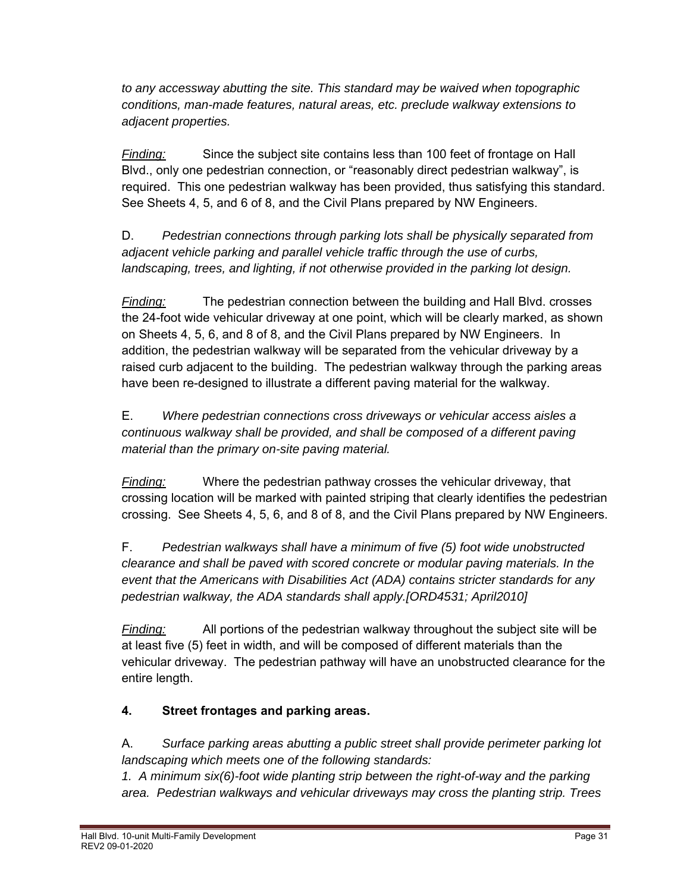*to any accessway abutting the site. This standard may be waived when topographic conditions, man-made features, natural areas, etc. preclude walkway extensions to adjacent properties.*

*Finding:* Since the subject site contains less than 100 feet of frontage on Hall Blvd., only one pedestrian connection, or "reasonably direct pedestrian walkway", is required. This one pedestrian walkway has been provided, thus satisfying this standard. See Sheets 4, 5, and 6 of 8, and the Civil Plans prepared by NW Engineers.

D. *Pedestrian connections through parking lots shall be physically separated from adjacent vehicle parking and parallel vehicle traffic through the use of curbs, landscaping, trees, and lighting, if not otherwise provided in the parking lot design.*

*Finding:* The pedestrian connection between the building and Hall Blvd. crosses the 24-foot wide vehicular driveway at one point, which will be clearly marked, as shown on Sheets 4, 5, 6, and 8 of 8, and the Civil Plans prepared by NW Engineers. In addition, the pedestrian walkway will be separated from the vehicular driveway by a raised curb adjacent to the building. The pedestrian walkway through the parking areas have been re-designed to illustrate a different paving material for the walkway.

E. *Where pedestrian connections cross driveways or vehicular access aisles a continuous walkway shall be provided, and shall be composed of a different paving material than the primary on-site paving material.*

*Finding:* Where the pedestrian pathway crosses the vehicular driveway, that crossing location will be marked with painted striping that clearly identifies the pedestrian crossing. See Sheets 4, 5, 6, and 8 of 8, and the Civil Plans prepared by NW Engineers.

F. *Pedestrian walkways shall have a minimum of five (5) foot wide unobstructed clearance and shall be paved with scored concrete or modular paving materials. In the event that the Americans with Disabilities Act (ADA) contains stricter standards for any pedestrian walkway, the ADA standards shall apply.[ORD4531; April2010]*

*Finding:* All portions of the pedestrian walkway throughout the subject site will be at least five (5) feet in width, and will be composed of different materials than the vehicular driveway. The pedestrian pathway will have an unobstructed clearance for the entire length.

**4. Street frontages and parking areas.**

A. *Surface parking areas abutting a public street shall provide perimeter parking lot landscaping which meets one of the following standards:*
*1. A minimum six(6)-foot wide planting strip between the right-of-way and the parking area. Pedestrian walkways and vehicular driveways may cross the planting strip. Trees*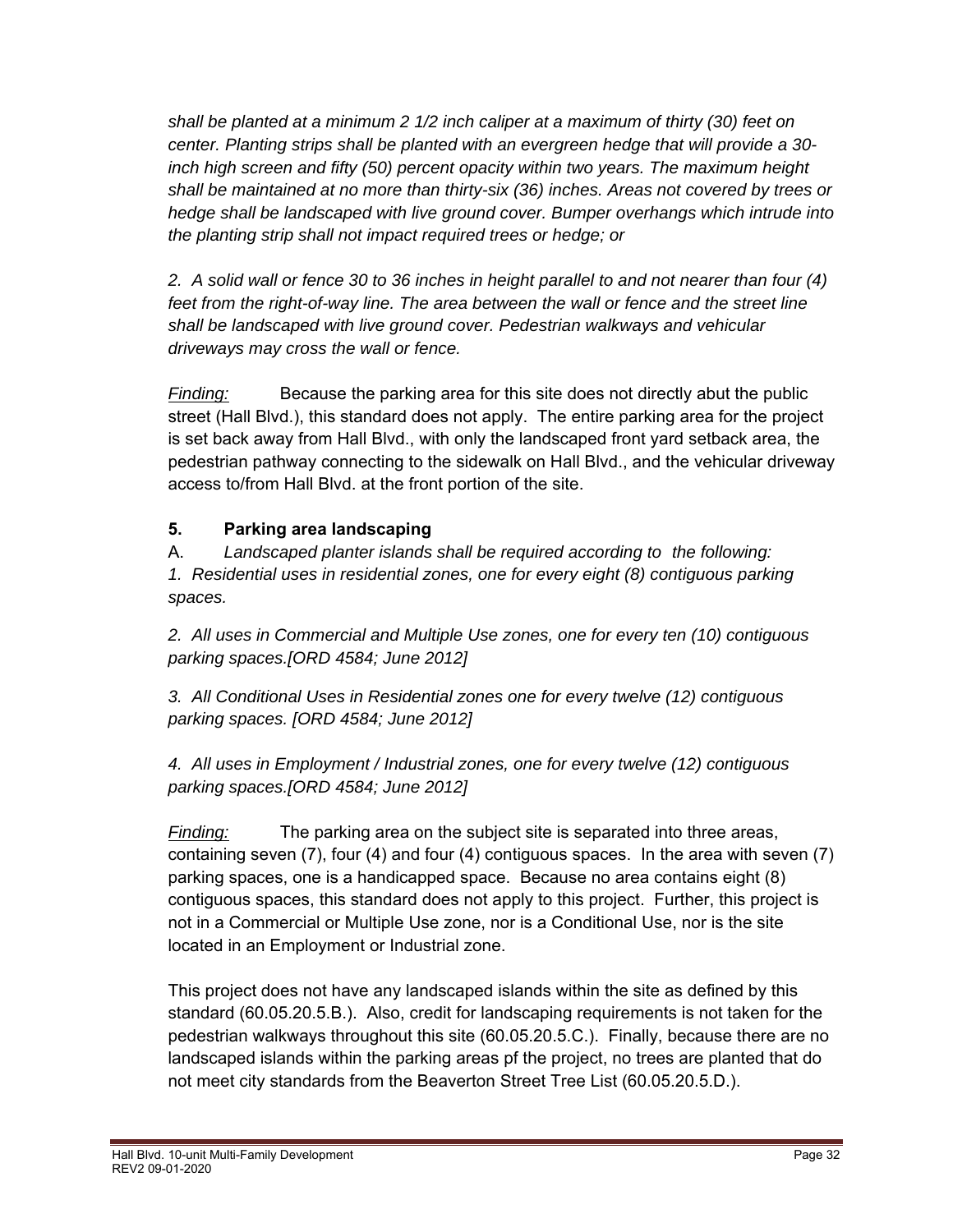*shall be planted at a minimum 2 1/2 inch caliper at a maximum of thirty (30) feet on center. Planting strips shall be planted with an evergreen hedge that will provide a 30-inch high screen and fifty (50) percent opacity within two years. The maximum height shall be maintained at no more than thirty-six (36) inches. Areas not covered by trees or hedge shall be landscaped with live ground cover. Bumper overhangs which intrude into the planting strip shall not impact required trees or hedge; or*

*2. A solid wall or fence 30 to 36 inches in height parallel to and not nearer than four (4) feet from the right-of-way line. The area between the wall or fence and the street line shall be landscaped with live ground cover. Pedestrian walkways and vehicular driveways may cross the wall or fence.*

*Finding:* Because the parking area for this site does not directly abut the public street (Hall Blvd.), this standard does not apply. The entire parking area for the project is set back away from Hall Blvd., with only the landscaped front yard setback area, the pedestrian pathway connecting to the sidewalk on Hall Blvd., and the vehicular driveway access to/from Hall Blvd. at the front portion of the site.

**5. Parking area landscaping**

A. *Landscaped planter islands shall be required according to the following:*

*1. Residential uses in residential zones, one for every eight (8) contiguous parking spaces.*

*2. All uses in Commercial and Multiple Use zones, one for every ten (10) contiguous parking spaces.[ORD 4584; June 2012]*

*3. All Conditional Uses in Residential zones one for every twelve (12) contiguous parking spaces. [ORD 4584; June 2012]*

*4. All uses in Employment / Industrial zones, one for every twelve (12) contiguous parking spaces.[ORD 4584; June 2012]*

*Finding:* The parking area on the subject site is separated into three areas, containing seven (7), four (4) and four (4) contiguous spaces. In the area with seven (7) parking spaces, one is a handicapped space. Because no area contains eight (8) contiguous spaces, this standard does not apply to this project. Further, this project is not in a Commercial or Multiple Use zone, nor is a Conditional Use, nor is the site located in an Employment or Industrial zone.

This project does not have any landscaped islands within the site as defined by this standard (60.05.20.5.B.). Also, credit for landscaping requirements is not taken for the pedestrian walkways throughout this site (60.05.20.5.C.). Finally, because there are no landscaped islands within the parking areas pf the project, no trees are planted that do not meet city standards from the Beaverton Street Tree List (60.05.20.5.D.).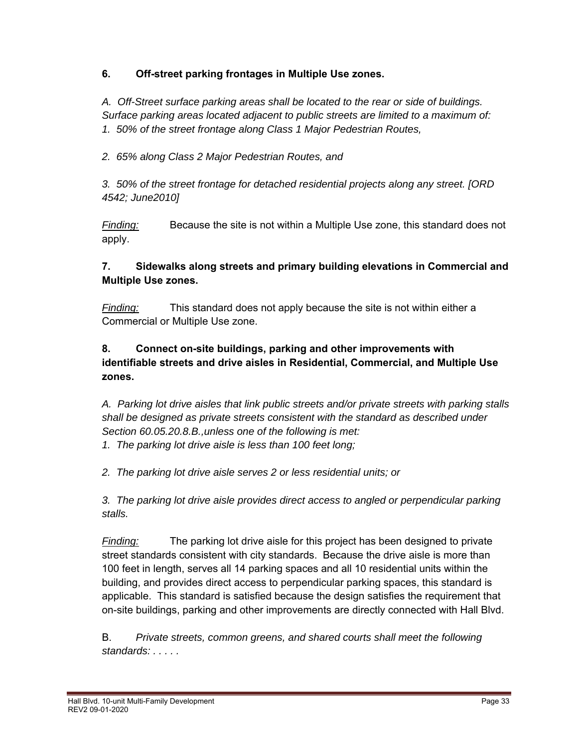**6. Off-street parking frontages in Multiple Use zones.**

*A. Off-Street surface parking areas shall be located to the rear or side of buildings. Surface parking areas located adjacent to public streets are limited to a maximum of:*
*1. 50% of the street frontage along Class 1 Major Pedestrian Routes,*

*2. 65% along Class 2 Major Pedestrian Routes, and*

*3. 50% of the street frontage for detached residential projects along any street. [ORD 4542; June2010]*

*Finding:* Because the site is not within a Multiple Use zone, this standard does not apply.

**7. Sidewalks along streets and primary building elevations in Commercial and Multiple Use zones.**

*Finding:* This standard does not apply because the site is not within either a Commercial or Multiple Use zone.

**8. Connect on-site buildings, parking and other improvements with identifiable streets and drive aisles in Residential, Commercial, and Multiple Use zones.**

*A. Parking lot drive aisles that link public streets and/or private streets with parking stalls shall be designed as private streets consistent with the standard as described under Section 60.05.20.8.B.,unless one of the following is met:*
*1. The parking lot drive aisle is less than 100 feet long;*

*2. The parking lot drive aisle serves 2 or less residential units; or*

*3. The parking lot drive aisle provides direct access to angled or perpendicular parking stalls.*

*Finding:* The parking lot drive aisle for this project has been designed to private street standards consistent with city standards. Because the drive aisle is more than 100 feet in length, serves all 14 parking spaces and all 10 residential units within the building, and provides direct access to perpendicular parking spaces, this standard is applicable. This standard is satisfied because the design satisfies the requirement that on-site buildings, parking and other improvements are directly connected with Hall Blvd.

B. *Private streets, common greens, and shared courts shall meet the following standards: . . . . .*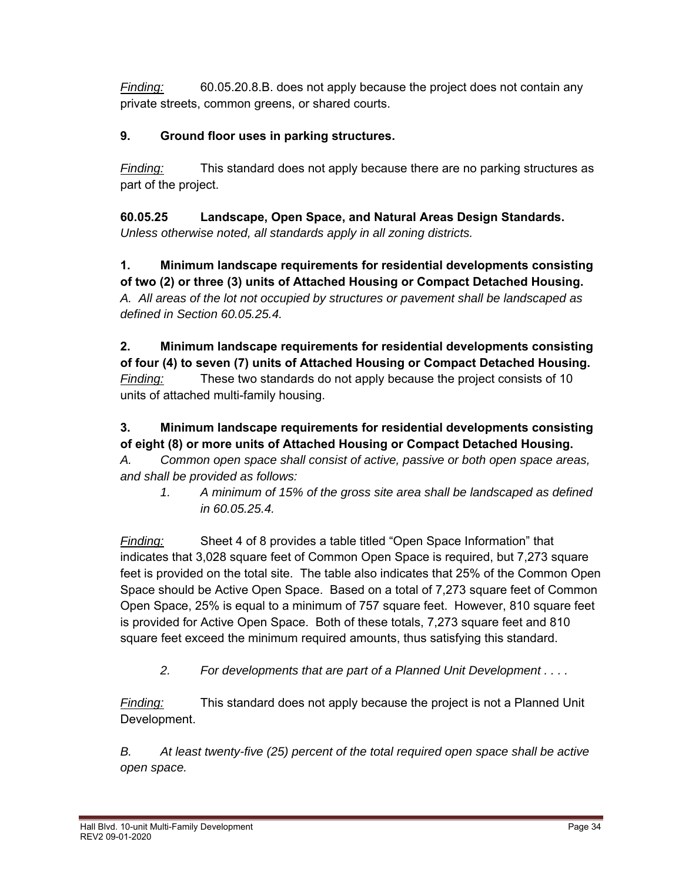*Finding:* 60.05.20.8.B. does not apply because the project does not contain any private streets, common greens, or shared courts.

**9. Ground floor uses in parking structures.**

*Finding:* This standard does not apply because there are no parking structures as part of the project.

**60.05.25 Landscape, Open Space, and Natural Areas Design Standards.**
*Unless otherwise noted, all standards apply in all zoning districts.*

**1. Minimum landscape requirements for residential developments consisting of two (2) or three (3) units of Attached Housing or Compact Detached Housing.**
*A. All areas of the lot not occupied by structures or pavement shall be landscaped as defined in Section 60.05.25.4.*

**2. Minimum landscape requirements for residential developments consisting of four (4) to seven (7) units of Attached Housing or Compact Detached Housing.**
*Finding:* These two standards do not apply because the project consists of 10 units of attached multi-family housing.

**3. Minimum landscape requirements for residential developments consisting of eight (8) or more units of Attached Housing or Compact Detached Housing.**
*A. Common open space shall consist of active, passive or both open space areas, and shall be provided as follows:*

*1. A minimum of 15% of the gross site area shall be landscaped as defined in 60.05.25.4.*

*Finding:* Sheet 4 of 8 provides a table titled "Open Space Information" that indicates that 3,028 square feet of Common Open Space is required, but 7,273 square feet is provided on the total site. The table also indicates that 25% of the Common Open Space should be Active Open Space. Based on a total of 7,273 square feet of Common Open Space, 25% is equal to a minimum of 757 square feet. However, 810 square feet is provided for Active Open Space. Both of these totals, 7,273 square feet and 810 square feet exceed the minimum required amounts, thus satisfying this standard.

*2. For developments that are part of a Planned Unit Development . . . .*

*Finding:* This standard does not apply because the project is not a Planned Unit Development.

*B. At least twenty-five (25) percent of the total required open space shall be active open space.*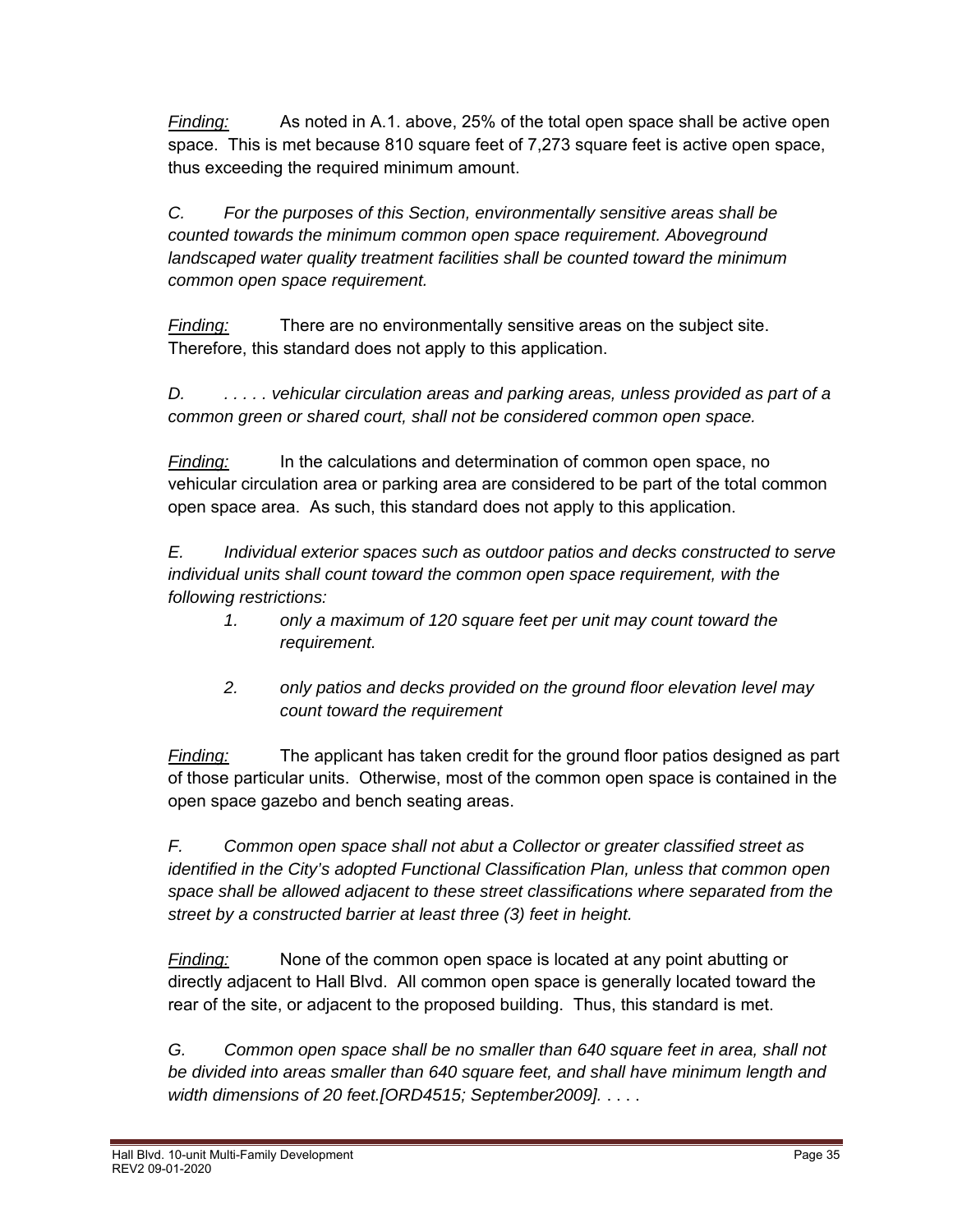*Finding:* As noted in A.1. above, 25% of the total open space shall be active open space. This is met because 810 square feet of 7,273 square feet is active open space, thus exceeding the required minimum amount.

*C. For the purposes of this Section, environmentally sensitive areas shall be counted towards the minimum common open space requirement. Aboveground landscaped water quality treatment facilities shall be counted toward the minimum common open space requirement.*

*Finding:* There are no environmentally sensitive areas on the subject site. Therefore, this standard does not apply to this application.

*D. . . . . . vehicular circulation areas and parking areas, unless provided as part of a common green or shared court, shall not be considered common open space.*

*Finding:* In the calculations and determination of common open space, no vehicular circulation area or parking area are considered to be part of the total common open space area. As such, this standard does not apply to this application.

*E. Individual exterior spaces such as outdoor patios and decks constructed to serve individual units shall count toward the common open space requirement, with the following restrictions:*

1. *only a maximum of 120 square feet per unit may count toward the requirement.*

2. *only patios and decks provided on the ground floor elevation level may count toward the requirement*

*Finding:* The applicant has taken credit for the ground floor patios designed as part of those particular units. Otherwise, most of the common open space is contained in the open space gazebo and bench seating areas.

*F. Common open space shall not abut a Collector or greater classified street as identified in the City's adopted Functional Classification Plan, unless that common open space shall be allowed adjacent to these street classifications where separated from the street by a constructed barrier at least three (3) feet in height.*

*Finding:* None of the common open space is located at any point abutting or directly adjacent to Hall Blvd. All common open space is generally located toward the rear of the site, or adjacent to the proposed building. Thus, this standard is met.

*G. Common open space shall be no smaller than 640 square feet in area, shall not be divided into areas smaller than 640 square feet, and shall have minimum length and width dimensions of 20 feet.[ORD4515; September2009]. . . . .*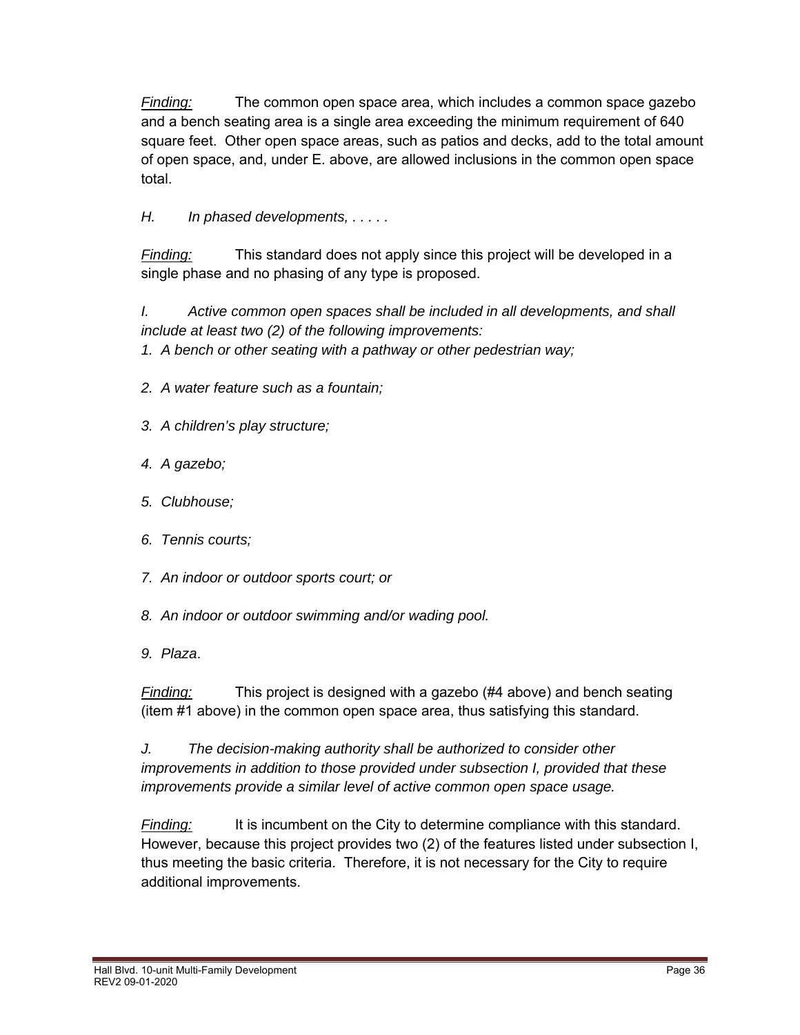*Finding:* The common open space area, which includes a common space gazebo and a bench seating area is a single area exceeding the minimum requirement of 640 square feet. Other open space areas, such as patios and decks, add to the total amount of open space, and, under E. above, are allowed inclusions in the common open space total.

*H. In phased developments, . . . . .*

*Finding:* This standard does not apply since this project will be developed in a single phase and no phasing of any type is proposed.

*I. Active common open spaces shall be included in all developments, and shall include at least two (2) of the following improvements:*

*1. A bench or other seating with a pathway or other pedestrian way;*

*2. A water feature such as a fountain;*

*3. A children's play structure;*

*4. A gazebo;*

*5. Clubhouse;*

*6. Tennis courts;*

*7. An indoor or outdoor sports court; or*

*8. An indoor or outdoor swimming and/or wading pool.*

*9. Plaza*.

*Finding:* This project is designed with a gazebo (#4 above) and bench seating (item #1 above) in the common open space area, thus satisfying this standard.

*J. The decision-making authority shall be authorized to consider other improvements in addition to those provided under subsection I, provided that these improvements provide a similar level of active common open space usage.*

*Finding:* It is incumbent on the City to determine compliance with this standard. However, because this project provides two (2) of the features listed under subsection I, thus meeting the basic criteria. Therefore, it is not necessary for the City to require additional improvements.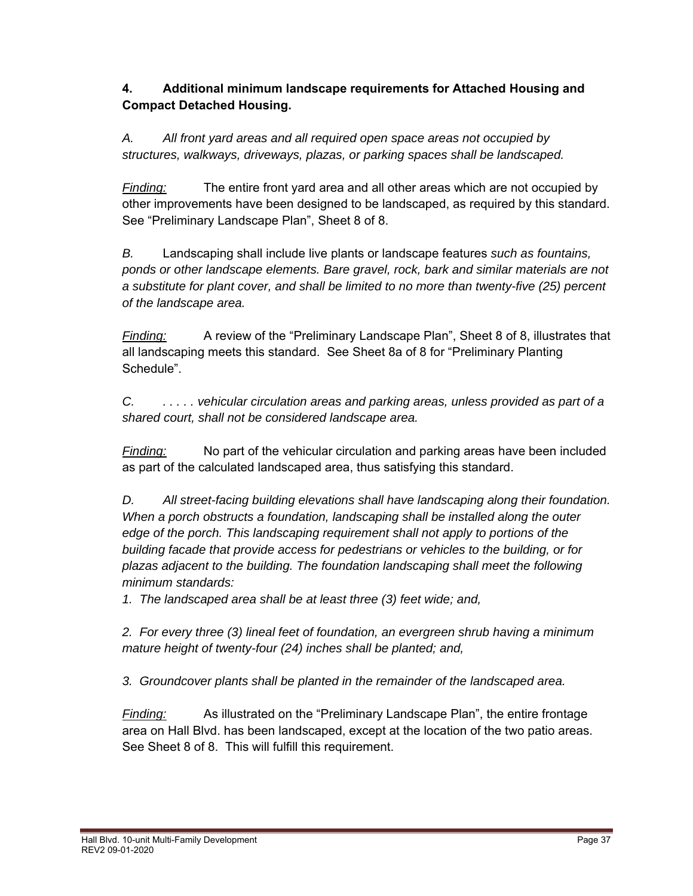**4. Additional minimum landscape requirements for Attached Housing and Compact Detached Housing.**

*A. All front yard areas and all required open space areas not occupied by structures, walkways, driveways, plazas, or parking spaces shall be landscaped.*

*Finding:* The entire front yard area and all other areas which are not occupied by other improvements have been designed to be landscaped, as required by this standard. See "Preliminary Landscape Plan", Sheet 8 of 8.

*B.* Landscaping shall include live plants or landscape features *such as fountains, ponds or other landscape elements. Bare gravel, rock, bark and similar materials are not a substitute for plant cover, and shall be limited to no more than twenty-five (25) percent of the landscape area.*

*Finding:* A review of the "Preliminary Landscape Plan", Sheet 8 of 8, illustrates that all landscaping meets this standard. See Sheet 8a of 8 for "Preliminary Planting Schedule".

*C. . . . . . vehicular circulation areas and parking areas, unless provided as part of a shared court, shall not be considered landscape area.*

*Finding:* No part of the vehicular circulation and parking areas have been included as part of the calculated landscaped area, thus satisfying this standard.

*D. All street-facing building elevations shall have landscaping along their foundation. When a porch obstructs a foundation, landscaping shall be installed along the outer edge of the porch. This landscaping requirement shall not apply to portions of the building facade that provide access for pedestrians or vehicles to the building, or for plazas adjacent to the building. The foundation landscaping shall meet the following minimum standards:*

*1. The landscaped area shall be at least three (3) feet wide; and,*

*2. For every three (3) lineal feet of foundation, an evergreen shrub having a minimum mature height of twenty-four (24) inches shall be planted; and,*

*3. Groundcover plants shall be planted in the remainder of the landscaped area.*

*Finding:* As illustrated on the "Preliminary Landscape Plan", the entire frontage area on Hall Blvd. has been landscaped, except at the location of the two patio areas. See Sheet 8 of 8. This will fulfill this requirement.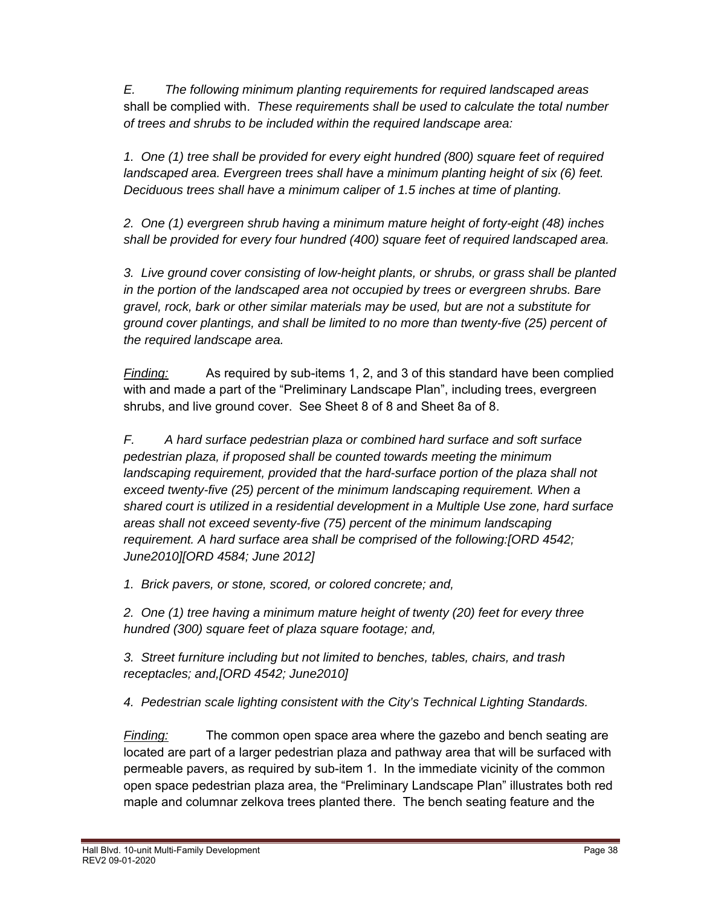*E. The following minimum planting requirements for required landscaped areas* shall be complied with. *These requirements shall be used to calculate the total number of trees and shrubs to be included within the required landscape area:*

*1. One (1) tree shall be provided for every eight hundred (800) square feet of required landscaped area. Evergreen trees shall have a minimum planting height of six (6) feet. Deciduous trees shall have a minimum caliper of 1.5 inches at time of planting.*

*2. One (1) evergreen shrub having a minimum mature height of forty-eight (48) inches shall be provided for every four hundred (400) square feet of required landscaped area.*

*3. Live ground cover consisting of low-height plants, or shrubs, or grass shall be planted in the portion of the landscaped area not occupied by trees or evergreen shrubs. Bare gravel, rock, bark or other similar materials may be used, but are not a substitute for ground cover plantings, and shall be limited to no more than twenty-five (25) percent of the required landscape area.*

*Finding:* As required by sub-items 1, 2, and 3 of this standard have been complied with and made a part of the "Preliminary Landscape Plan", including trees, evergreen shrubs, and live ground cover. See Sheet 8 of 8 and Sheet 8a of 8.

*F. A hard surface pedestrian plaza or combined hard surface and soft surface pedestrian plaza, if proposed shall be counted towards meeting the minimum landscaping requirement, provided that the hard-surface portion of the plaza shall not exceed twenty-five (25) percent of the minimum landscaping requirement. When a shared court is utilized in a residential development in a Multiple Use zone, hard surface areas shall not exceed seventy-five (75) percent of the minimum landscaping requirement. A hard surface area shall be comprised of the following:[ORD 4542; June2010][ORD 4584; June 2012]*

*1. Brick pavers, or stone, scored, or colored concrete; and,*

*2. One (1) tree having a minimum mature height of twenty (20) feet for every three hundred (300) square feet of plaza square footage; and,*

*3. Street furniture including but not limited to benches, tables, chairs, and trash receptacles; and,[ORD 4542; June2010]*

*4. Pedestrian scale lighting consistent with the City's Technical Lighting Standards.*

*Finding:* The common open space area where the gazebo and bench seating are located are part of a larger pedestrian plaza and pathway area that will be surfaced with permeable pavers, as required by sub-item 1. In the immediate vicinity of the common open space pedestrian plaza area, the "Preliminary Landscape Plan" illustrates both red maple and columnar zelkova trees planted there. The bench seating feature and the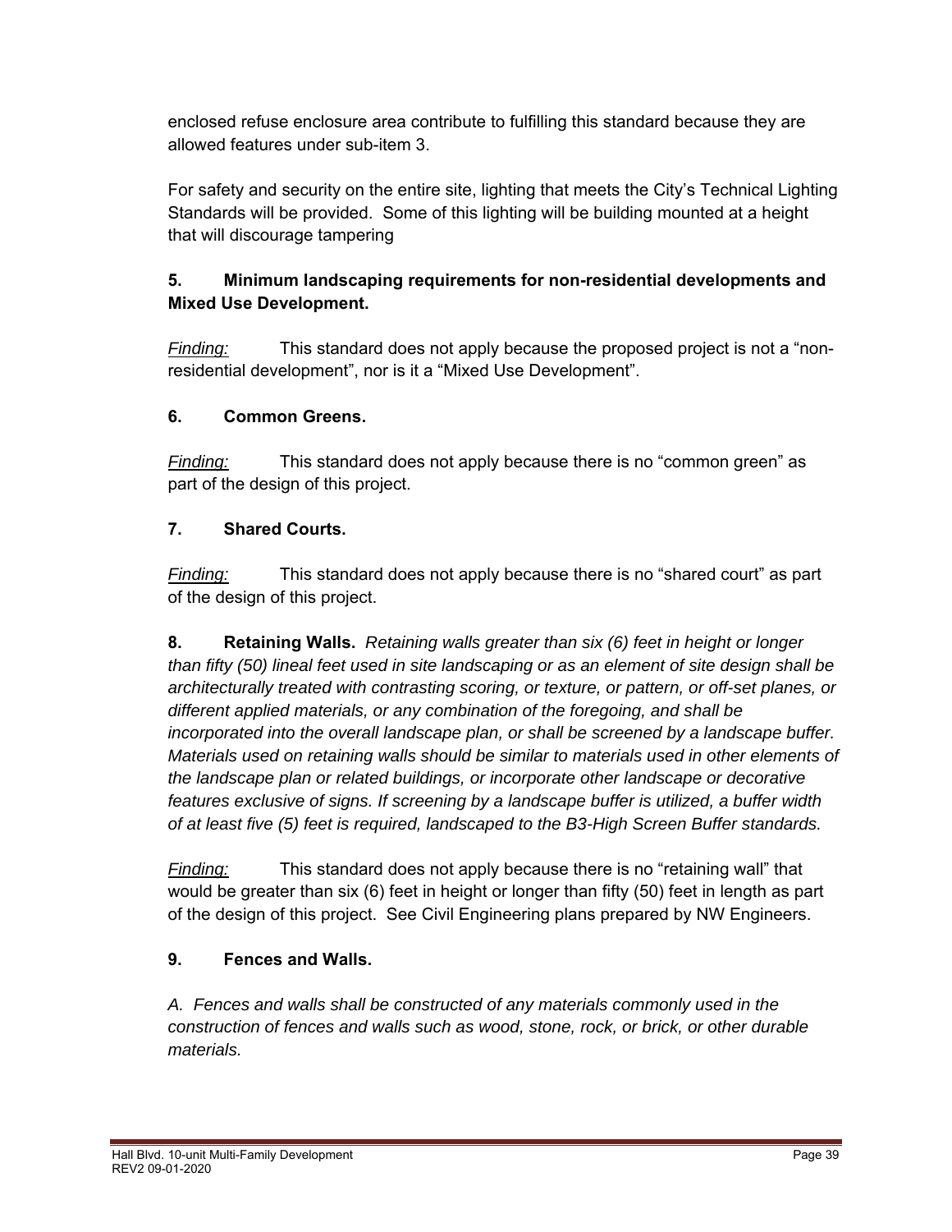enclosed refuse enclosure area contribute to fulfilling this standard because they are allowed features under sub-item 3.

For safety and security on the entire site, lighting that meets the City's Technical Lighting Standards will be provided. Some of this lighting will be building mounted at a height that will discourage tampering

**5. Minimum landscaping requirements for non-residential developments and Mixed Use Development.**

*Finding:* This standard does not apply because the proposed project is not a "non-residential development", nor is it a "Mixed Use Development".

**6. Common Greens.**

*Finding:* This standard does not apply because there is no "common green" as part of the design of this project.

**7. Shared Courts.**

*Finding:* This standard does not apply because there is no "shared court" as part of the design of this project.

**8. Retaining Walls.** *Retaining walls greater than six (6) feet in height or longer than fifty (50) lineal feet used in site landscaping or as an element of site design shall be architecturally treated with contrasting scoring, or texture, or pattern, or off-set planes, or different applied materials, or any combination of the foregoing, and shall be incorporated into the overall landscape plan, or shall be screened by a landscape buffer. Materials used on retaining walls should be similar to materials used in other elements of the landscape plan or related buildings, or incorporate other landscape or decorative features exclusive of signs. If screening by a landscape buffer is utilized, a buffer width of at least five (5) feet is required, landscaped to the B3-High Screen Buffer standards.*

*Finding:* This standard does not apply because there is no "retaining wall" that would be greater than six (6) feet in height or longer than fifty (50) feet in length as part of the design of this project. See Civil Engineering plans prepared by NW Engineers.

**9. Fences and Walls.**

*A. Fences and walls shall be constructed of any materials commonly used in the construction of fences and walls such as wood, stone, rock, or brick, or other durable materials.*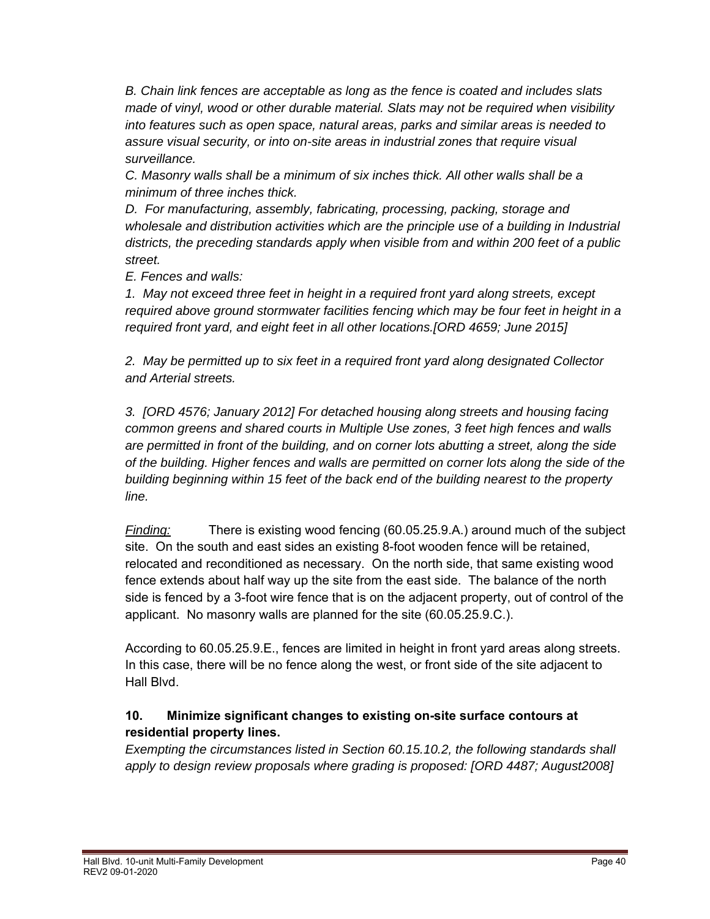*B. Chain link fences are acceptable as long as the fence is coated and includes slats made of vinyl, wood or other durable material. Slats may not be required when visibility into features such as open space, natural areas, parks and similar areas is needed to assure visual security, or into on-site areas in industrial zones that require visual surveillance.*

*C. Masonry walls shall be a minimum of six inches thick. All other walls shall be a minimum of three inches thick.*

*D. For manufacturing, assembly, fabricating, processing, packing, storage and wholesale and distribution activities which are the principle use of a building in Industrial districts, the preceding standards apply when visible from and within 200 feet of a public street.*

*E. Fences and walls:*

*1. May not exceed three feet in height in a required front yard along streets, except required above ground stormwater facilities fencing which may be four feet in height in a required front yard, and eight feet in all other locations.[ORD 4659; June 2015]*

*2. May be permitted up to six feet in a required front yard along designated Collector and Arterial streets.*

*3. [ORD 4576; January 2012] For detached housing along streets and housing facing common greens and shared courts in Multiple Use zones, 3 feet high fences and walls are permitted in front of the building, and on corner lots abutting a street, along the side of the building. Higher fences and walls are permitted on corner lots along the side of the building beginning within 15 feet of the back end of the building nearest to the property line.*

*Finding:* There is existing wood fencing (60.05.25.9.A.) around much of the subject site. On the south and east sides an existing 8-foot wooden fence will be retained, relocated and reconditioned as necessary. On the north side, that same existing wood fence extends about half way up the site from the east side. The balance of the north side is fenced by a 3-foot wire fence that is on the adjacent property, out of control of the applicant. No masonry walls are planned for the site (60.05.25.9.C.).

According to 60.05.25.9.E., fences are limited in height in front yard areas along streets. In this case, there will be no fence along the west, or front side of the site adjacent to Hall Blvd.

### 10. Minimize significant changes to existing on-site surface contours at residential property lines.

*Exempting the circumstances listed in Section 60.15.10.2, the following standards shall apply to design review proposals where grading is proposed: [ORD 4487; August2008]*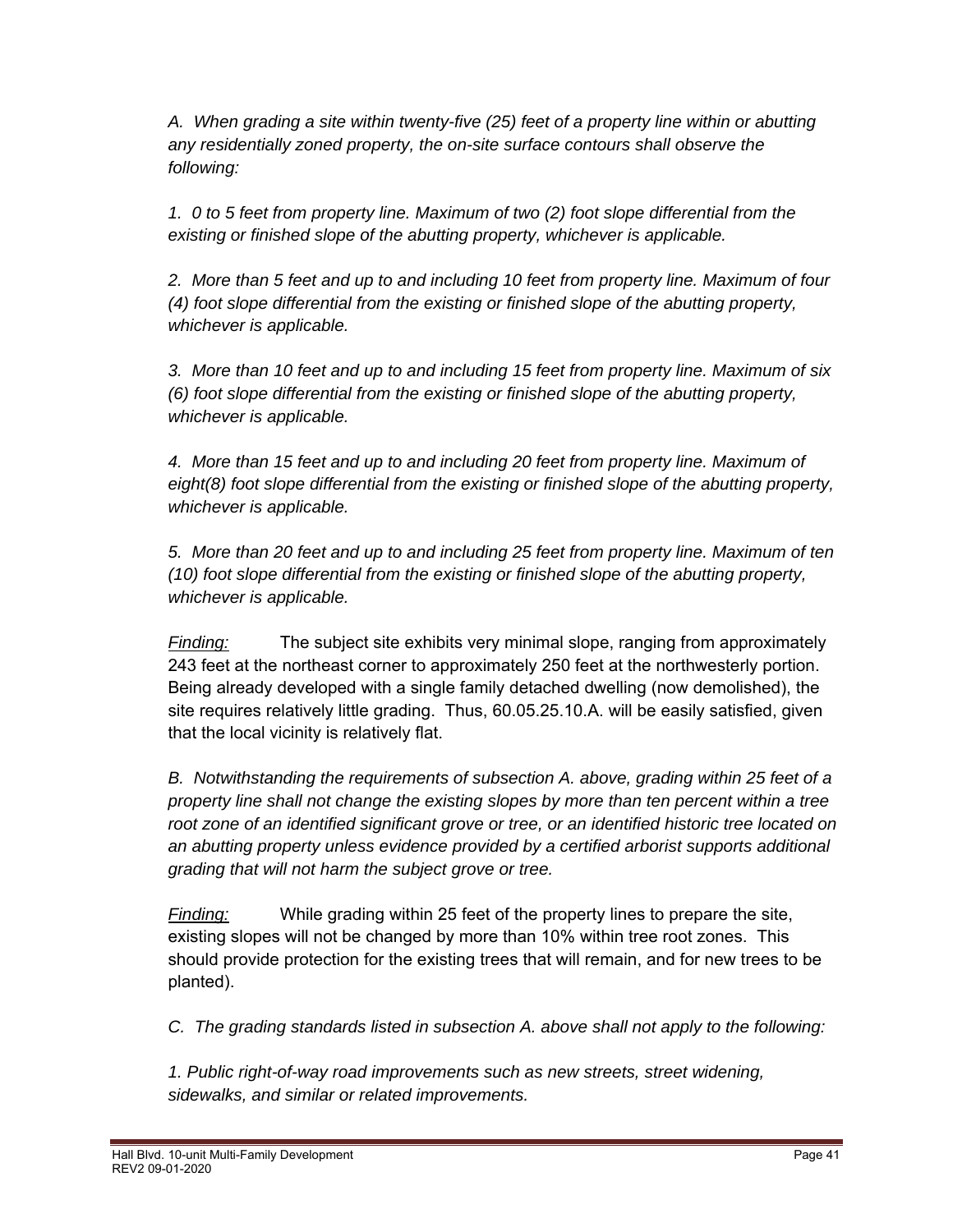*A. When grading a site within twenty-five (25) feet of a property line within or abutting any residentially zoned property, the on-site surface contours shall observe the following:*

*1. 0 to 5 feet from property line. Maximum of two (2) foot slope differential from the existing or finished slope of the abutting property, whichever is applicable.*

*2. More than 5 feet and up to and including 10 feet from property line. Maximum of four (4) foot slope differential from the existing or finished slope of the abutting property, whichever is applicable.*

*3. More than 10 feet and up to and including 15 feet from property line. Maximum of six (6) foot slope differential from the existing or finished slope of the abutting property, whichever is applicable.*

*4. More than 15 feet and up to and including 20 feet from property line. Maximum of eight(8) foot slope differential from the existing or finished slope of the abutting property, whichever is applicable.*

*5. More than 20 feet and up to and including 25 feet from property line. Maximum of ten (10) foot slope differential from the existing or finished slope of the abutting property, whichever is applicable.*

*Finding:* The subject site exhibits very minimal slope, ranging from approximately 243 feet at the northeast corner to approximately 250 feet at the northwesterly portion. Being already developed with a single family detached dwelling (now demolished), the site requires relatively little grading. Thus, 60.05.25.10.A. will be easily satisfied, given that the local vicinity is relatively flat.

*B. Notwithstanding the requirements of subsection A. above, grading within 25 feet of a property line shall not change the existing slopes by more than ten percent within a tree root zone of an identified significant grove or tree, or an identified historic tree located on an abutting property unless evidence provided by a certified arborist supports additional grading that will not harm the subject grove or tree.*

*Finding:* While grading within 25 feet of the property lines to prepare the site, existing slopes will not be changed by more than 10% within tree root zones. This should provide protection for the existing trees that will remain, and for new trees to be planted).

*C. The grading standards listed in subsection A. above shall not apply to the following:*

*1. Public right-of-way road improvements such as new streets, street widening, sidewalks, and similar or related improvements.*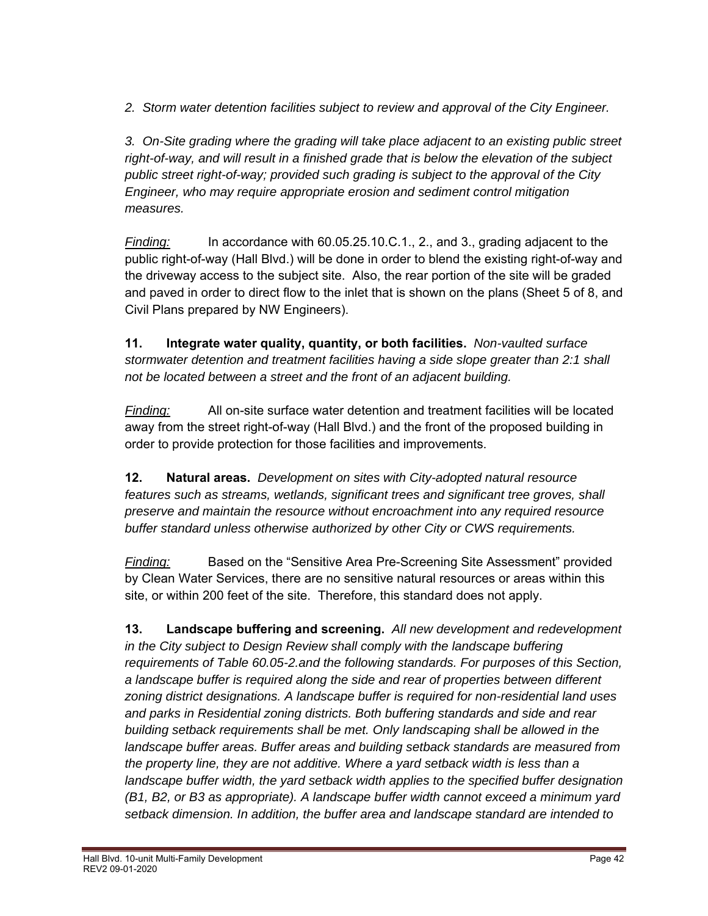*2. Storm water detention facilities subject to review and approval of the City Engineer.*

*3. On-Site grading where the grading will take place adjacent to an existing public street right-of-way, and will result in a finished grade that is below the elevation of the subject public street right-of-way; provided such grading is subject to the approval of the City Engineer, who may require appropriate erosion and sediment control mitigation measures.*

*Finding:* In accordance with 60.05.25.10.C.1., 2., and 3., grading adjacent to the public right-of-way (Hall Blvd.) will be done in order to blend the existing right-of-way and the driveway access to the subject site. Also, the rear portion of the site will be graded and paved in order to direct flow to the inlet that is shown on the plans (Sheet 5 of 8, and Civil Plans prepared by NW Engineers).

**11. Integrate water quality, quantity, or both facilities.** *Non-vaulted surface stormwater detention and treatment facilities having a side slope greater than 2:1 shall not be located between a street and the front of an adjacent building.*

*Finding:* All on-site surface water detention and treatment facilities will be located away from the street right-of-way (Hall Blvd.) and the front of the proposed building in order to provide protection for those facilities and improvements.

**12. Natural areas.** *Development on sites with City-adopted natural resource features such as streams, wetlands, significant trees and significant tree groves, shall preserve and maintain the resource without encroachment into any required resource buffer standard unless otherwise authorized by other City or CWS requirements.*

*Finding:* Based on the "Sensitive Area Pre-Screening Site Assessment" provided by Clean Water Services, there are no sensitive natural resources or areas within this site, or within 200 feet of the site. Therefore, this standard does not apply.

**13. Landscape buffering and screening.** *All new development and redevelopment in the City subject to Design Review shall comply with the landscape buffering requirements of Table 60.05-2.and the following standards. For purposes of this Section, a landscape buffer is required along the side and rear of properties between different zoning district designations. A landscape buffer is required for non-residential land uses and parks in Residential zoning districts. Both buffering standards and side and rear building setback requirements shall be met. Only landscaping shall be allowed in the landscape buffer areas. Buffer areas and building setback standards are measured from the property line, they are not additive. Where a yard setback width is less than a landscape buffer width, the yard setback width applies to the specified buffer designation (B1, B2, or B3 as appropriate). A landscape buffer width cannot exceed a minimum yard setback dimension. In addition, the buffer area and landscape standard are intended to*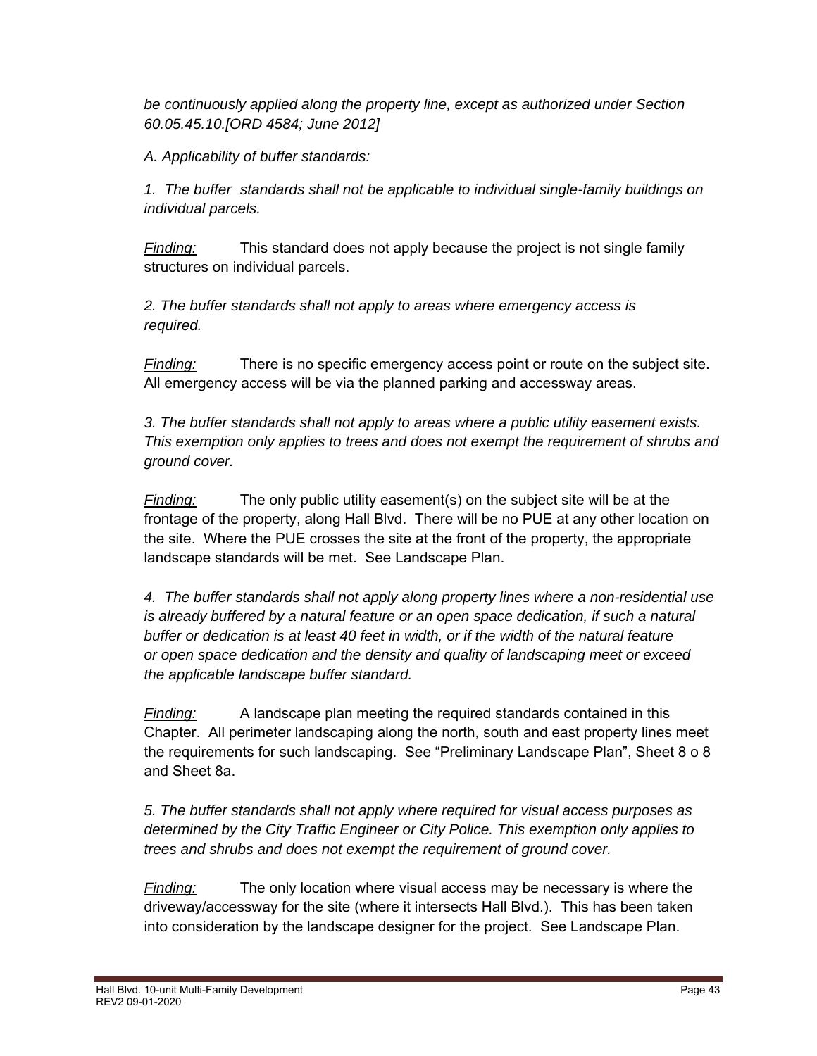*be continuously applied along the property line, except as authorized under Section 60.05.45.10.[ORD 4584; June 2012]*

*A. Applicability of buffer standards:*

*1. The buffer standards shall not be applicable to individual single-family buildings on individual parcels.*

*Finding:* This standard does not apply because the project is not single family structures on individual parcels.

*2. The buffer standards shall not apply to areas where emergency access is required.*

*Finding:* There is no specific emergency access point or route on the subject site. All emergency access will be via the planned parking and accessway areas.

*3. The buffer standards shall not apply to areas where a public utility easement exists. This exemption only applies to trees and does not exempt the requirement of shrubs and ground cover.*

*Finding:* The only public utility easement(s) on the subject site will be at the frontage of the property, along Hall Blvd. There will be no PUE at any other location on the site. Where the PUE crosses the site at the front of the property, the appropriate landscape standards will be met. See Landscape Plan.

*4. The buffer standards shall not apply along property lines where a non-residential use is already buffered by a natural feature or an open space dedication, if such a natural buffer or dedication is at least 40 feet in width, or if the width of the natural feature or open space dedication and the density and quality of landscaping meet or exceed the applicable landscape buffer standard.*

*Finding:* A landscape plan meeting the required standards contained in this Chapter. All perimeter landscaping along the north, south and east property lines meet the requirements for such landscaping. See "Preliminary Landscape Plan", Sheet 8 o 8 and Sheet 8a.

*5. The buffer standards shall not apply where required for visual access purposes as determined by the City Traffic Engineer or City Police. This exemption only applies to trees and shrubs and does not exempt the requirement of ground cover.*

*Finding:* The only location where visual access may be necessary is where the driveway/accessway for the site (where it intersects Hall Blvd.). This has been taken into consideration by the landscape designer for the project. See Landscape Plan.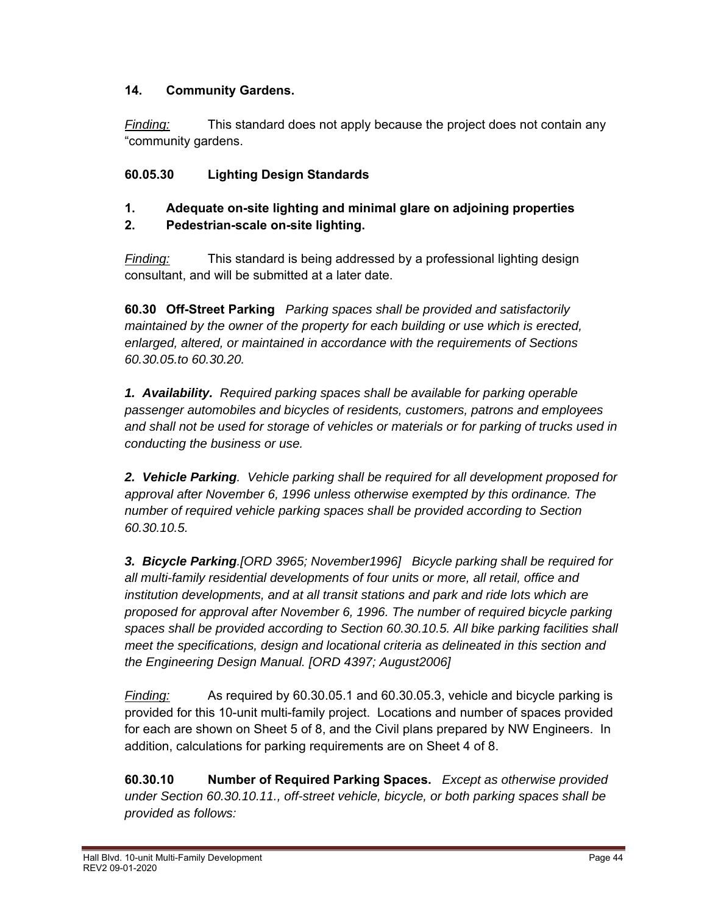**14. Community Gardens.**

*Finding:* This standard does not apply because the project does not contain any "community gardens.

**60.05.30 Lighting Design Standards**

**1. Adequate on-site lighting and minimal glare on adjoining properties**

**2. Pedestrian-scale on-site lighting.**

*Finding:* This standard is being addressed by a professional lighting design consultant, and will be submitted at a later date.

**60.30 Off-Street Parking** *Parking spaces shall be provided and satisfactorily maintained by the owner of the property for each building or use which is erected, enlarged, altered, or maintained in accordance with the requirements of Sections 60.30.05.to 60.30.20.*

***1. Availability.*** *Required parking spaces shall be available for parking operable passenger automobiles and bicycles of residents, customers, patrons and employees and shall not be used for storage of vehicles or materials or for parking of trucks used in conducting the business or use.*

***2. Vehicle Parking****. Vehicle parking shall be required for all development proposed for approval after November 6, 1996 unless otherwise exempted by this ordinance. The number of required vehicle parking spaces shall be provided according to Section 60.30.10.5.*

***3. Bicycle Parking****.[ORD 3965; November1996] Bicycle parking shall be required for all multi-family residential developments of four units or more, all retail, office and institution developments, and at all transit stations and park and ride lots which are proposed for approval after November 6, 1996. The number of required bicycle parking spaces shall be provided according to Section 60.30.10.5. All bike parking facilities shall meet the specifications, design and locational criteria as delineated in this section and the Engineering Design Manual. [ORD 4397; August2006]*

*Finding:* As required by 60.30.05.1 and 60.30.05.3, vehicle and bicycle parking is provided for this 10-unit multi-family project. Locations and number of spaces provided for each are shown on Sheet 5 of 8, and the Civil plans prepared by NW Engineers. In addition, calculations for parking requirements are on Sheet 4 of 8.

**60.30.10 Number of Required Parking Spaces.** *Except as otherwise provided under Section 60.30.10.11., off-street vehicle, bicycle, or both parking spaces shall be provided as follows:*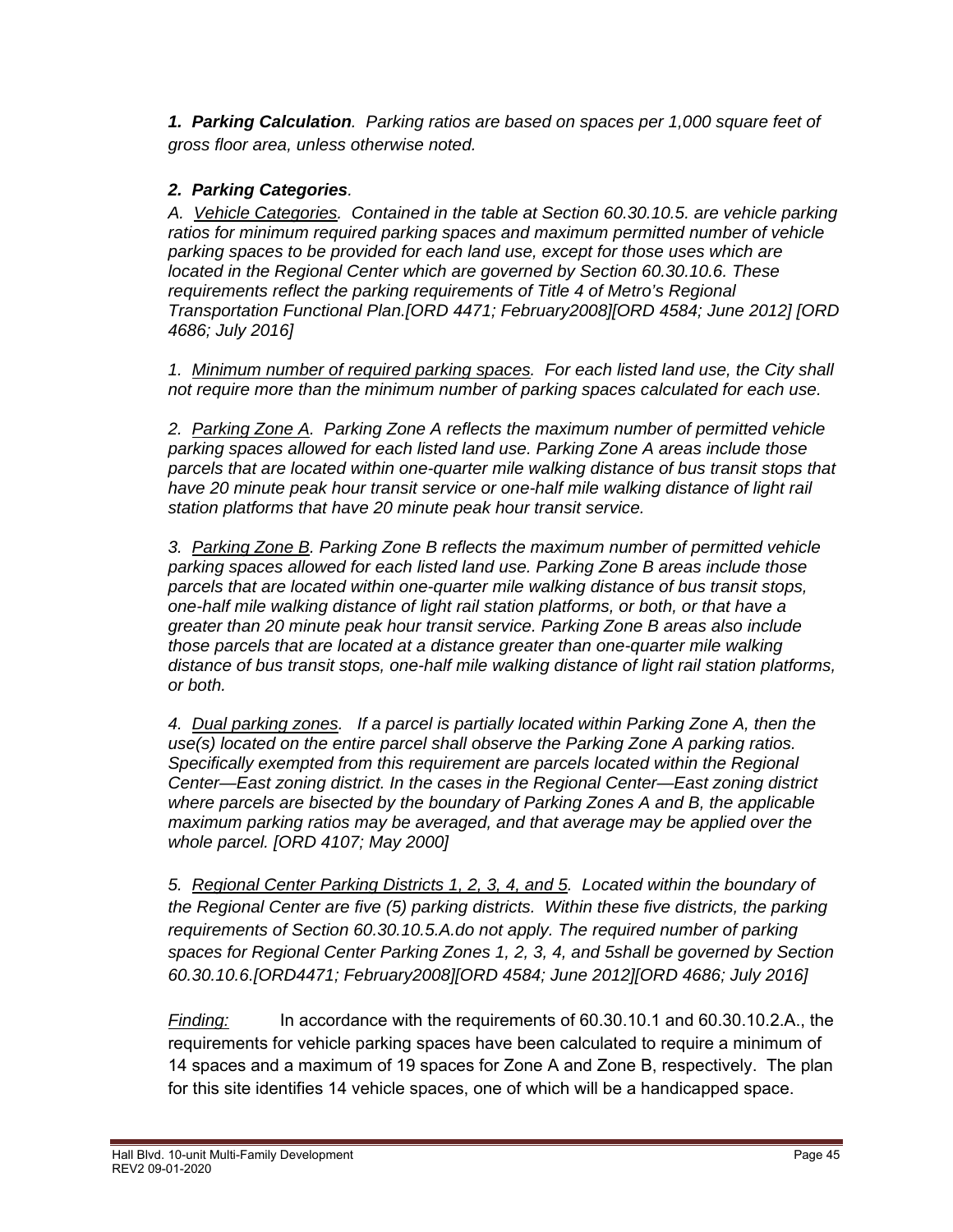***1. Parking Calculation****. Parking ratios are based on spaces per 1,000 square feet of gross floor area, unless otherwise noted.*

***2. Parking Categories****.*

*A. Vehicle Categories. Contained in the table at Section 60.30.10.5. are vehicle parking ratios for minimum required parking spaces and maximum permitted number of vehicle parking spaces to be provided for each land use, except for those uses which are located in the Regional Center which are governed by Section 60.30.10.6. These requirements reflect the parking requirements of Title 4 of Metro's Regional Transportation Functional Plan.[ORD 4471; February2008][ORD 4584; June 2012] [ORD 4686; July 2016]*

*1. Minimum number of required parking spaces. For each listed land use, the City shall not require more than the minimum number of parking spaces calculated for each use.*

*2. Parking Zone A. Parking Zone A reflects the maximum number of permitted vehicle parking spaces allowed for each listed land use. Parking Zone A areas include those parcels that are located within one-quarter mile walking distance of bus transit stops that have 20 minute peak hour transit service or one-half mile walking distance of light rail station platforms that have 20 minute peak hour transit service.*

*3. Parking Zone B. Parking Zone B reflects the maximum number of permitted vehicle parking spaces allowed for each listed land use. Parking Zone B areas include those parcels that are located within one-quarter mile walking distance of bus transit stops, one-half mile walking distance of light rail station platforms, or both, or that have a greater than 20 minute peak hour transit service. Parking Zone B areas also include those parcels that are located at a distance greater than one-quarter mile walking distance of bus transit stops, one-half mile walking distance of light rail station platforms, or both.*

*4. Dual parking zones. If a parcel is partially located within Parking Zone A, then the use(s) located on the entire parcel shall observe the Parking Zone A parking ratios. Specifically exempted from this requirement are parcels located within the Regional Center—East zoning district. In the cases in the Regional Center—East zoning district where parcels are bisected by the boundary of Parking Zones A and B, the applicable maximum parking ratios may be averaged, and that average may be applied over the whole parcel. [ORD 4107; May 2000]*

*5. Regional Center Parking Districts 1, 2, 3, 4, and 5. Located within the boundary of the Regional Center are five (5) parking districts. Within these five districts, the parking requirements of Section 60.30.10.5.A.do not apply. The required number of parking spaces for Regional Center Parking Zones 1, 2, 3, 4, and 5shall be governed by Section 60.30.10.6.[ORD4471; February2008][ORD 4584; June 2012][ORD 4686; July 2016]*

*Finding:* In accordance with the requirements of 60.30.10.1 and 60.30.10.2.A., the requirements for vehicle parking spaces have been calculated to require a minimum of 14 spaces and a maximum of 19 spaces for Zone A and Zone B, respectively. The plan for this site identifies 14 vehicle spaces, one of which will be a handicapped space.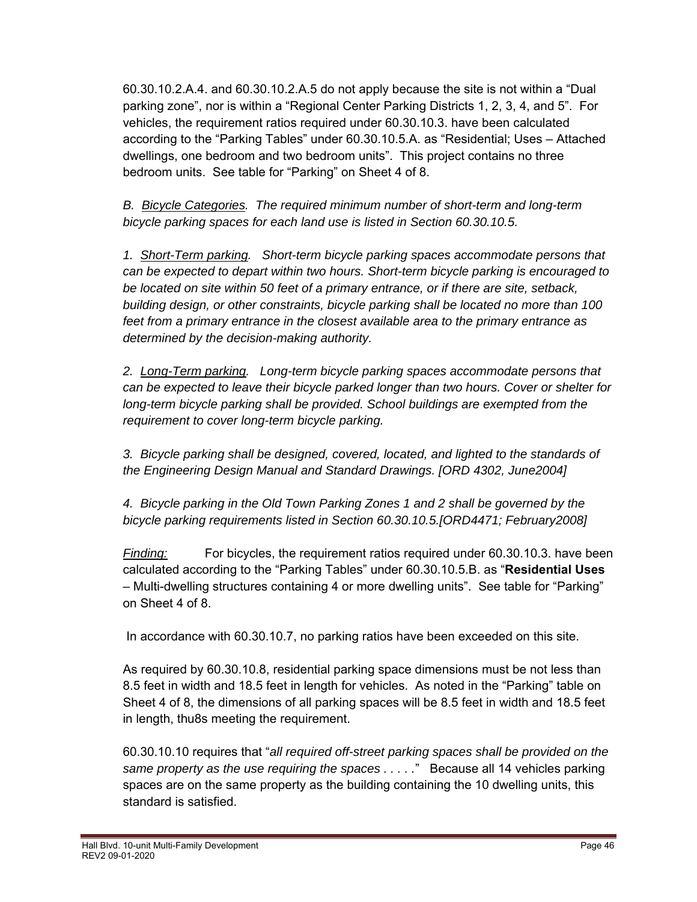60.30.10.2.A.4. and 60.30.10.2.A.5 do not apply because the site is not within a "Dual parking zone", nor is within a "Regional Center Parking Districts 1, 2, 3, 4, and 5". For vehicles, the requirement ratios required under 60.30.10.3. have been calculated according to the "Parking Tables" under 60.30.10.5.A. as "Residential; Uses – Attached dwellings, one bedroom and two bedroom units". This project contains no three bedroom units. See table for "Parking" on Sheet 4 of 8.

*B. <u>Bicycle Categories</u>. The required minimum number of short-term and long-term bicycle parking spaces for each land use is listed in Section 60.30.10.5.*

*1. <u>Short-Term parking</u>. Short-term bicycle parking spaces accommodate persons that can be expected to depart within two hours. Short-term bicycle parking is encouraged to be located on site within 50 feet of a primary entrance, or if there are site, setback, building design, or other constraints, bicycle parking shall be located no more than 100 feet from a primary entrance in the closest available area to the primary entrance as determined by the decision-making authority.*

*2. <u>Long-Term parking</u>. Long-term bicycle parking spaces accommodate persons that can be expected to leave their bicycle parked longer than two hours. Cover or shelter for long-term bicycle parking shall be provided. School buildings are exempted from the requirement to cover long-term bicycle parking.*

*3. Bicycle parking shall be designed, covered, located, and lighted to the standards of the Engineering Design Manual and Standard Drawings. [ORD 4302, June2004]*

*4. Bicycle parking in the Old Town Parking Zones 1 and 2 shall be governed by the bicycle parking requirements listed in Section 60.30.10.5.[ORD4471; February2008]*

*<u>Finding:</u>* For bicycles, the requirement ratios required under 60.30.10.3. have been calculated according to the "Parking Tables" under 60.30.10.5.B. as "**Residential Uses** – Multi-dwelling structures containing 4 or more dwelling units". See table for "Parking" on Sheet 4 of 8.

In accordance with 60.30.10.7, no parking ratios have been exceeded on this site.

As required by 60.30.10.8, residential parking space dimensions must be not less than 8.5 feet in width and 18.5 feet in length for vehicles. As noted in the "Parking" table on Sheet 4 of 8, the dimensions of all parking spaces will be 8.5 feet in width and 18.5 feet in length, thu8s meeting the requirement.

60.30.10.10 requires that "*all required off-street parking spaces shall be provided on the same property as the use requiring the spaces . . . . .*" Because all 14 vehicles parking spaces are on the same property as the building containing the 10 dwelling units, this standard is satisfied.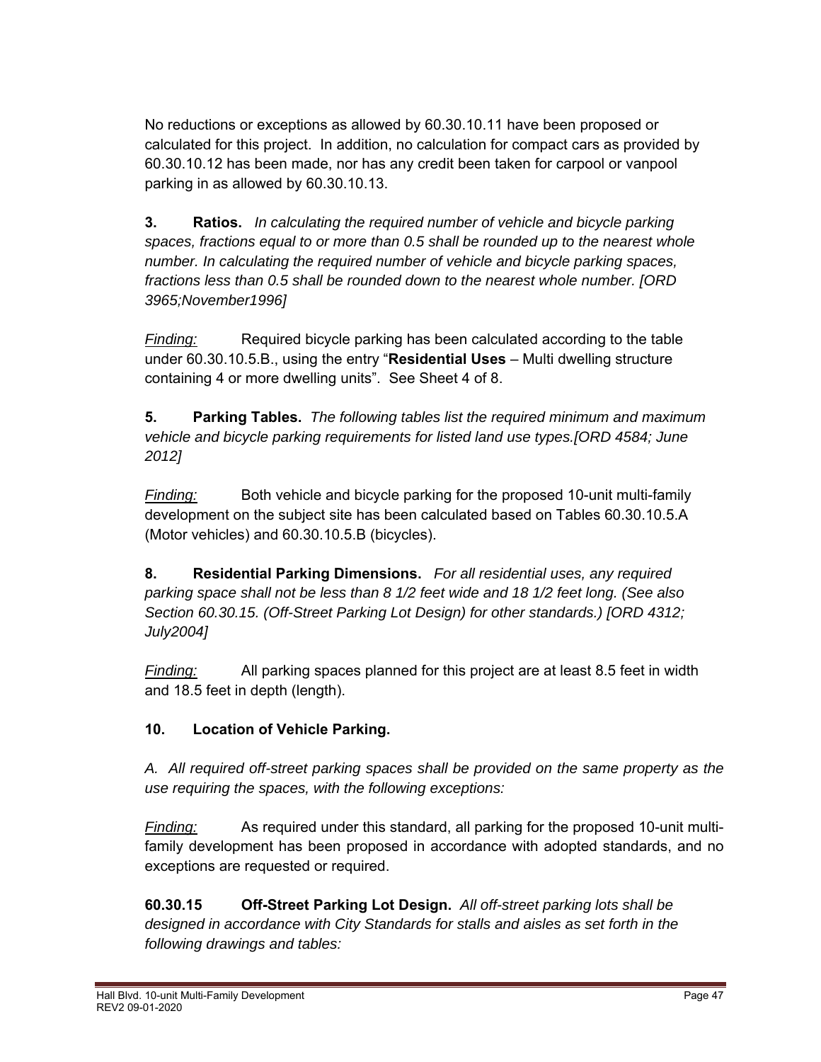No reductions or exceptions as allowed by 60.30.10.11 have been proposed or calculated for this project. In addition, no calculation for compact cars as provided by 60.30.10.12 has been made, nor has any credit been taken for carpool or vanpool parking in as allowed by 60.30.10.13.

**3. Ratios.** *In calculating the required number of vehicle and bicycle parking spaces, fractions equal to or more than 0.5 shall be rounded up to the nearest whole number. In calculating the required number of vehicle and bicycle parking spaces, fractions less than 0.5 shall be rounded down to the nearest whole number. [ORD 3965;November1996]*

*Finding:* Required bicycle parking has been calculated according to the table under 60.30.10.5.B., using the entry "**Residential Uses** – Multi dwelling structure containing 4 or more dwelling units". See Sheet 4 of 8.

**5. Parking Tables.** *The following tables list the required minimum and maximum vehicle and bicycle parking requirements for listed land use types.[ORD 4584; June 2012]*

*Finding:* Both vehicle and bicycle parking for the proposed 10-unit multi-family development on the subject site has been calculated based on Tables 60.30.10.5.A (Motor vehicles) and 60.30.10.5.B (bicycles).

**8. Residential Parking Dimensions.** *For all residential uses, any required parking space shall not be less than 8 1/2 feet wide and 18 1/2 feet long. (See also Section 60.30.15. (Off-Street Parking Lot Design) for other standards.) [ORD 4312; July2004]*

*Finding:* All parking spaces planned for this project are at least 8.5 feet in width and 18.5 feet in depth (length).

**10. Location of Vehicle Parking.**

*A. All required off-street parking spaces shall be provided on the same property as the use requiring the spaces, with the following exceptions:*

*Finding:* As required under this standard, all parking for the proposed 10-unit multi-family development has been proposed in accordance with adopted standards, and no exceptions are requested or required.

**60.30.15 Off-Street Parking Lot Design.** *All off-street parking lots shall be designed in accordance with City Standards for stalls and aisles as set forth in the following drawings and tables:*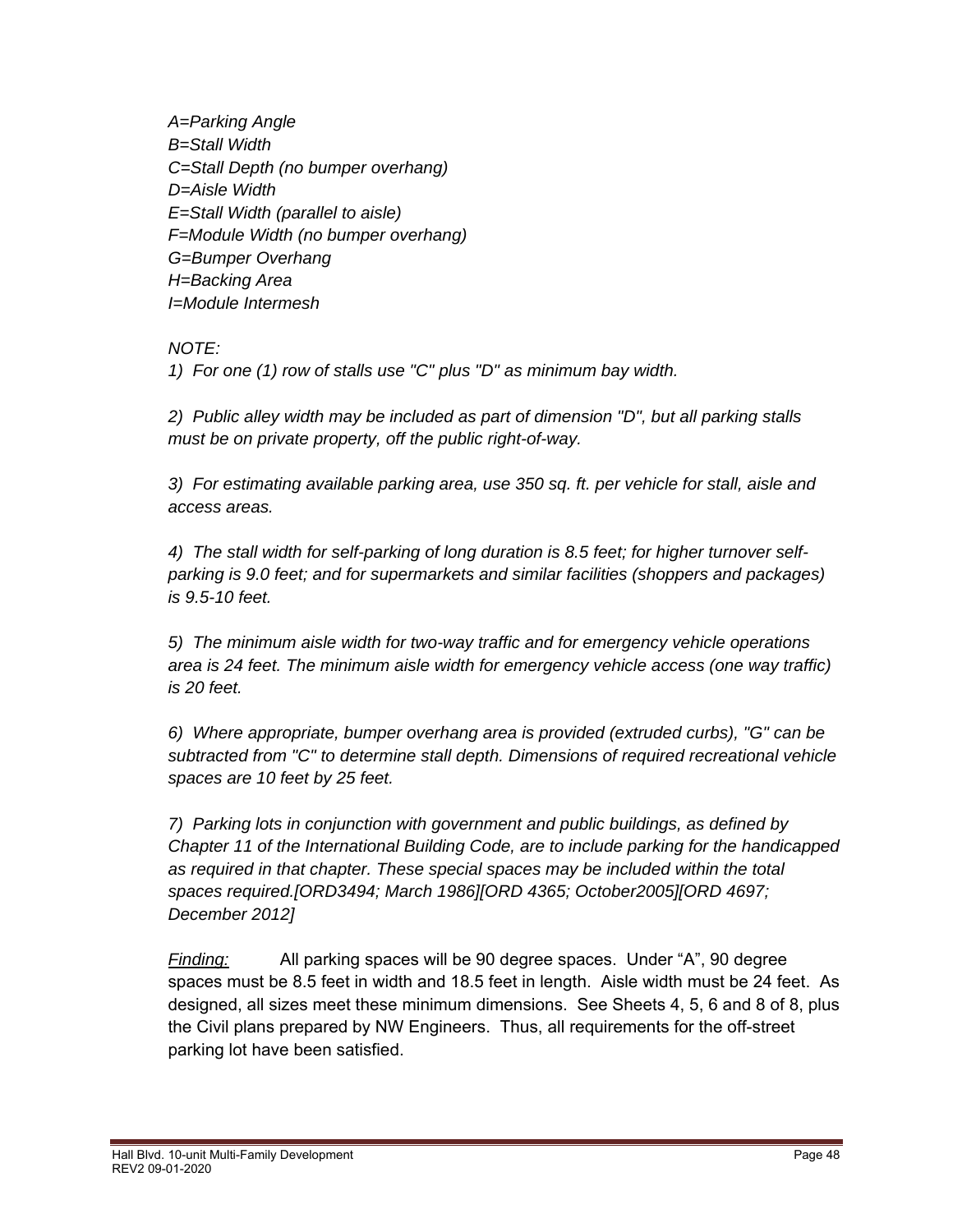*A=Parking Angle*
*B=Stall Width*
*C=Stall Depth (no bumper overhang)*
*D=Aisle Width*
*E=Stall Width (parallel to aisle)*
*F=Module Width (no bumper overhang)*
*G=Bumper Overhang*
*H=Backing Area*
*I=Module Intermesh*

*NOTE:*

*1) For one (1) row of stalls use "C" plus "D" as minimum bay width.*

*2) Public alley width may be included as part of dimension "D", but all parking stalls must be on private property, off the public right-of-way.*

*3) For estimating available parking area, use 350 sq. ft. per vehicle for stall, aisle and access areas.*

*4) The stall width for self-parking of long duration is 8.5 feet; for higher turnover self-parking is 9.0 feet; and for supermarkets and similar facilities (shoppers and packages) is 9.5-10 feet.*

*5) The minimum aisle width for two-way traffic and for emergency vehicle operations area is 24 feet. The minimum aisle width for emergency vehicle access (one way traffic) is 20 feet.*

*6) Where appropriate, bumper overhang area is provided (extruded curbs), "G" can be subtracted from "C" to determine stall depth. Dimensions of required recreational vehicle spaces are 10 feet by 25 feet.*

*7) Parking lots in conjunction with government and public buildings, as defined by Chapter 11 of the International Building Code, are to include parking for the handicapped as required in that chapter. These special spaces may be included within the total spaces required.[ORD3494; March 1986][ORD 4365; October2005][ORD 4697; December 2012]*

*Finding:* All parking spaces will be 90 degree spaces. Under "A", 90 degree spaces must be 8.5 feet in width and 18.5 feet in length. Aisle width must be 24 feet. As designed, all sizes meet these minimum dimensions. See Sheets 4, 5, 6 and 8 of 8, plus the Civil plans prepared by NW Engineers. Thus, all requirements for the off-street parking lot have been satisfied.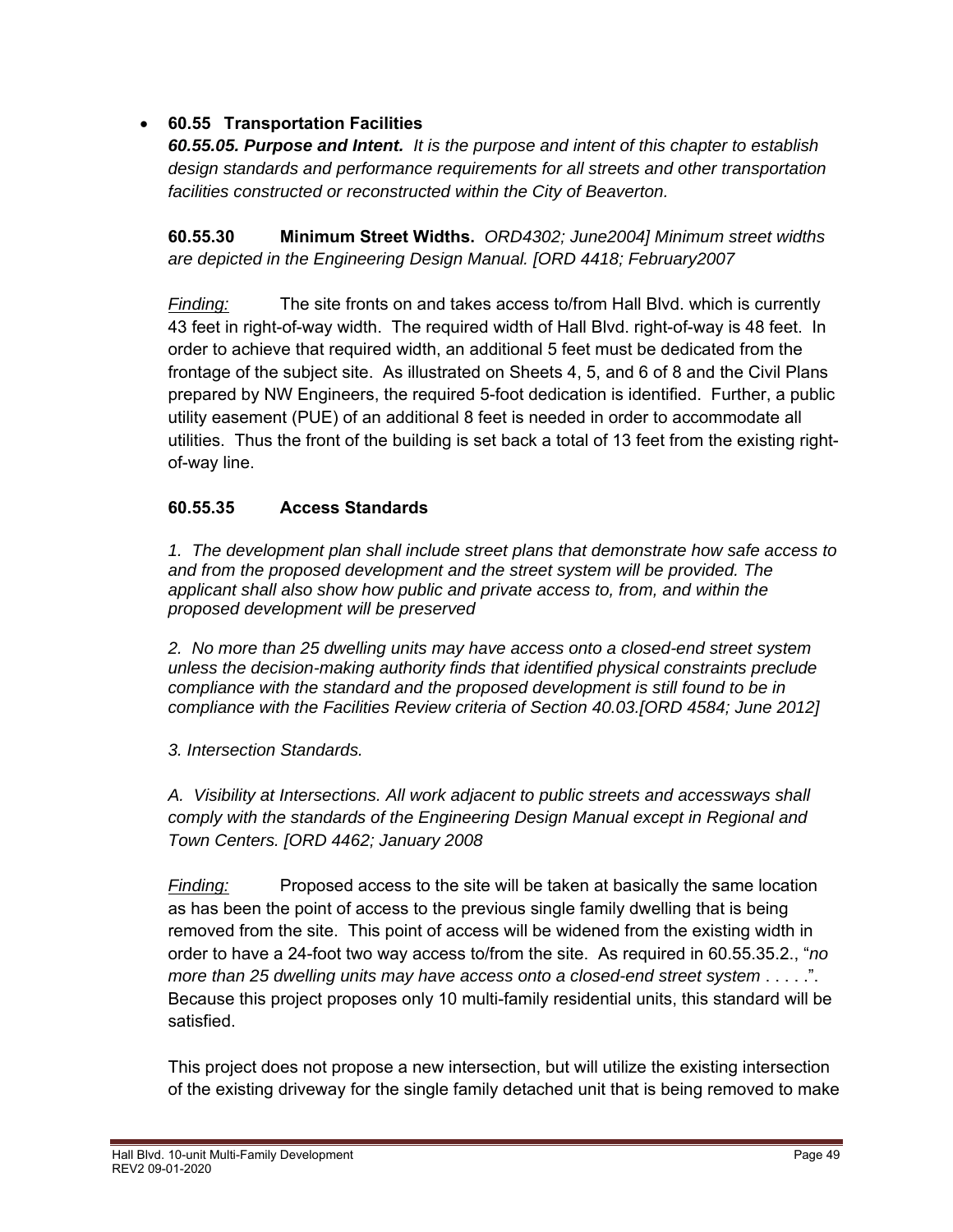- **60.55 Transportation Facilities**

  ***60.55.05. Purpose and Intent.*** *It is the purpose and intent of this chapter to establish design standards and performance requirements for all streets and other transportation facilities constructed or reconstructed within the City of Beaverton.*

**60.55.30 Minimum Street Widths.** *ORD4302; June2004] Minimum street widths are depicted in the Engineering Design Manual. [ORD 4418; February2007*

*Finding:* The site fronts on and takes access to/from Hall Blvd. which is currently 43 feet in right-of-way width. The required width of Hall Blvd. right-of-way is 48 feet. In order to achieve that required width, an additional 5 feet must be dedicated from the frontage of the subject site. As illustrated on Sheets 4, 5, and 6 of 8 and the Civil Plans prepared by NW Engineers, the required 5-foot dedication is identified. Further, a public utility easement (PUE) of an additional 8 feet is needed in order to accommodate all utilities. Thus the front of the building is set back a total of 13 feet from the existing right-of-way line.

**60.55.35 Access Standards**

*1. The development plan shall include street plans that demonstrate how safe access to and from the proposed development and the street system will be provided. The applicant shall also show how public and private access to, from, and within the proposed development will be preserved*

*2. No more than 25 dwelling units may have access onto a closed-end street system unless the decision-making authority finds that identified physical constraints preclude compliance with the standard and the proposed development is still found to be in compliance with the Facilities Review criteria of Section 40.03.[ORD 4584; June 2012]*

*3. Intersection Standards.*

*A. Visibility at Intersections. All work adjacent to public streets and accessways shall comply with the standards of the Engineering Design Manual except in Regional and Town Centers. [ORD 4462; January 2008*

*Finding:* Proposed access to the site will be taken at basically the same location as has been the point of access to the previous single family dwelling that is being removed from the site. This point of access will be widened from the existing width in order to have a 24-foot two way access to/from the site. As required in 60.55.35.2., "*no more than 25 dwelling units may have access onto a closed-end street system* . . . . .". Because this project proposes only 10 multi-family residential units, this standard will be satisfied.

This project does not propose a new intersection, but will utilize the existing intersection of the existing driveway for the single family detached unit that is being removed to make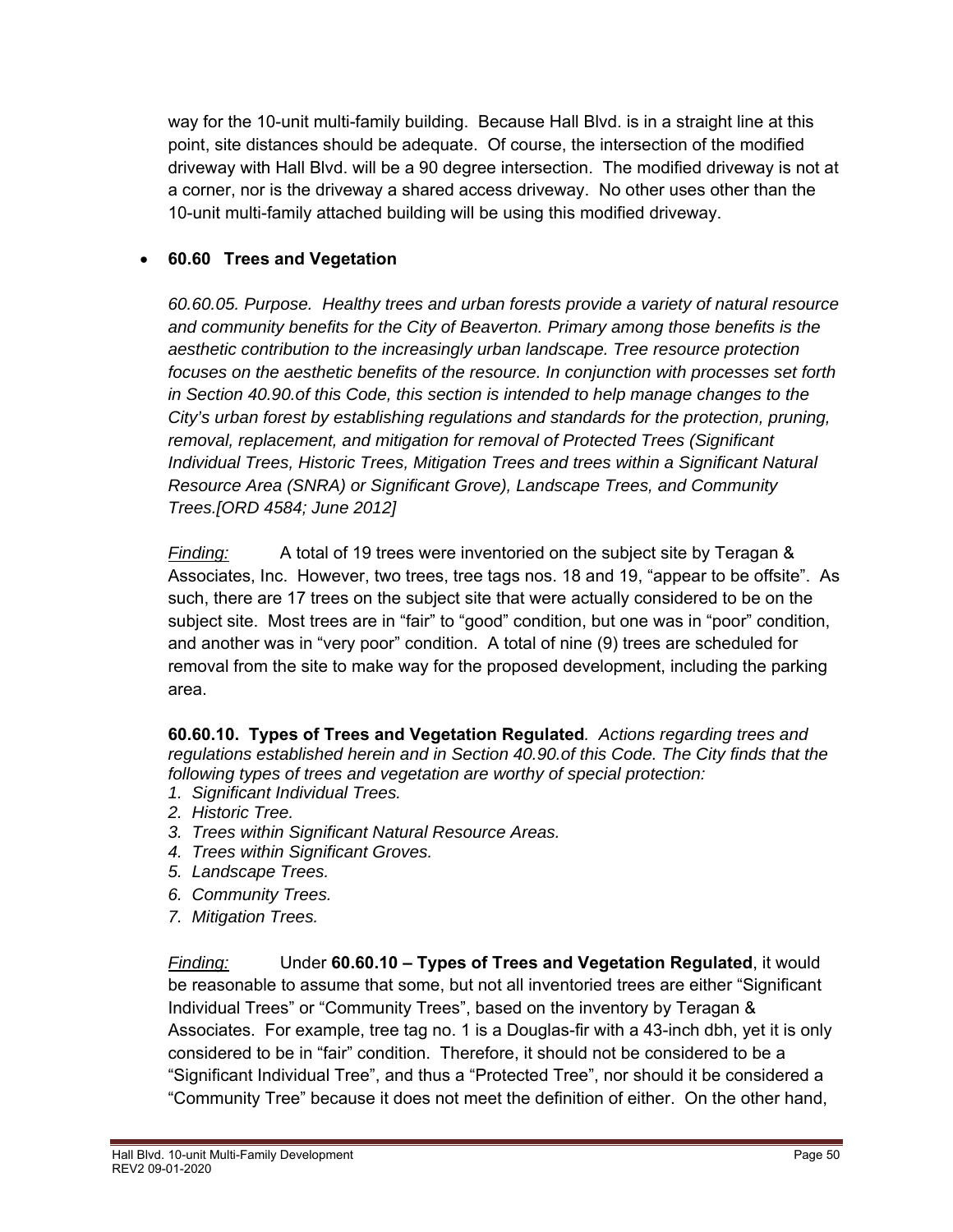way for the 10-unit multi-family building. Because Hall Blvd. is in a straight line at this point, site distances should be adequate. Of course, the intersection of the modified driveway with Hall Blvd. will be a 90 degree intersection. The modified driveway is not at a corner, nor is the driveway a shared access driveway. No other uses other than the 10-unit multi-family attached building will be using this modified driveway.

- **60.60 Trees and Vegetation**

*60.60.05. Purpose. Healthy trees and urban forests provide a variety of natural resource and community benefits for the City of Beaverton. Primary among those benefits is the aesthetic contribution to the increasingly urban landscape. Tree resource protection focuses on the aesthetic benefits of the resource. In conjunction with processes set forth in Section 40.90.of this Code, this section is intended to help manage changes to the City's urban forest by establishing regulations and standards for the protection, pruning, removal, replacement, and mitigation for removal of Protected Trees (Significant Individual Trees, Historic Trees, Mitigation Trees and trees within a Significant Natural Resource Area (SNRA) or Significant Grove), Landscape Trees, and Community Trees.[ORD 4584; June 2012]*

*Finding:* A total of 19 trees were inventoried on the subject site by Teragan & Associates, Inc. However, two trees, tree tags nos. 18 and 19, "appear to be offsite". As such, there are 17 trees on the subject site that were actually considered to be on the subject site. Most trees are in "fair" to "good" condition, but one was in "poor" condition, and another was in "very poor" condition. A total of nine (9) trees are scheduled for removal from the site to make way for the proposed development, including the parking area.

**60.60.10. Types of Trees and Vegetation Regulated***. Actions regarding trees and regulations established herein and in Section 40.90.of this Code. The City finds that the following types of trees and vegetation are worthy of special protection:*

1. *Significant Individual Trees.*
2. *Historic Tree.*
3. *Trees within Significant Natural Resource Areas.*
4. *Trees within Significant Groves.*
5. *Landscape Trees.*
6. *Community Trees.*
7. *Mitigation Trees.*

*Finding:* Under **60.60.10 – Types of Trees and Vegetation Regulated**, it would be reasonable to assume that some, but not all inventoried trees are either "Significant Individual Trees" or "Community Trees", based on the inventory by Teragan & Associates. For example, tree tag no. 1 is a Douglas-fir with a 43-inch dbh, yet it is only considered to be in "fair" condition. Therefore, it should not be considered to be a "Significant Individual Tree", and thus a "Protected Tree", nor should it be considered a "Community Tree" because it does not meet the definition of either. On the other hand,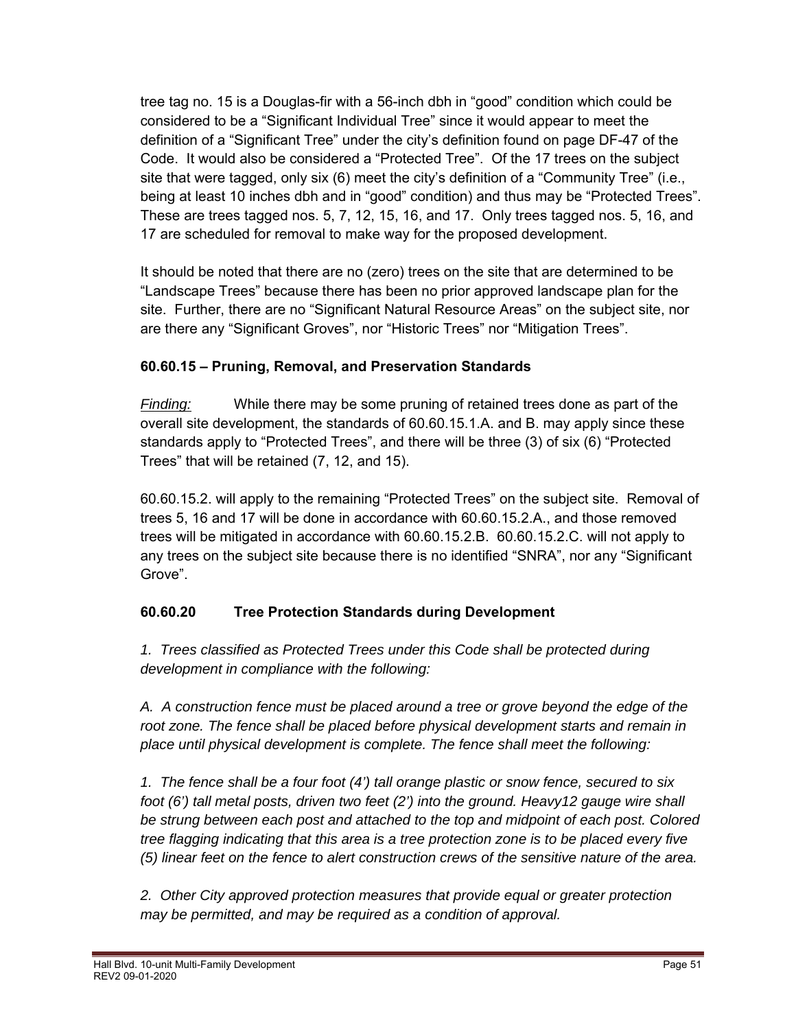tree tag no. 15 is a Douglas-fir with a 56-inch dbh in "good" condition which could be considered to be a "Significant Individual Tree" since it would appear to meet the definition of a "Significant Tree" under the city's definition found on page DF-47 of the Code. It would also be considered a "Protected Tree". Of the 17 trees on the subject site that were tagged, only six (6) meet the city's definition of a "Community Tree" (i.e., being at least 10 inches dbh and in "good" condition) and thus may be "Protected Trees". These are trees tagged nos. 5, 7, 12, 15, 16, and 17. Only trees tagged nos. 5, 16, and 17 are scheduled for removal to make way for the proposed development.

It should be noted that there are no (zero) trees on the site that are determined to be "Landscape Trees" because there has been no prior approved landscape plan for the site. Further, there are no "Significant Natural Resource Areas" on the subject site, nor are there any "Significant Groves", nor "Historic Trees" nor "Mitigation Trees".

### 60.60.15 – Pruning, Removal, and Preservation Standards

*Finding:* While there may be some pruning of retained trees done as part of the overall site development, the standards of 60.60.15.1.A. and B. may apply since these standards apply to "Protected Trees", and there will be three (3) of six (6) "Protected Trees" that will be retained (7, 12, and 15).

60.60.15.2. will apply to the remaining "Protected Trees" on the subject site. Removal of trees 5, 16 and 17 will be done in accordance with 60.60.15.2.A., and those removed trees will be mitigated in accordance with 60.60.15.2.B. 60.60.15.2.C. will not apply to any trees on the subject site because there is no identified "SNRA", nor any "Significant Grove".

### 60.60.20 Tree Protection Standards during Development

*1. Trees classified as Protected Trees under this Code shall be protected during development in compliance with the following:*

*A. A construction fence must be placed around a tree or grove beyond the edge of the root zone. The fence shall be placed before physical development starts and remain in place until physical development is complete. The fence shall meet the following:*

*1. The fence shall be a four foot (4') tall orange plastic or snow fence, secured to six foot (6') tall metal posts, driven two feet (2') into the ground. Heavy12 gauge wire shall be strung between each post and attached to the top and midpoint of each post. Colored tree flagging indicating that this area is a tree protection zone is to be placed every five (5) linear feet on the fence to alert construction crews of the sensitive nature of the area.*

*2. Other City approved protection measures that provide equal or greater protection may be permitted, and may be required as a condition of approval.*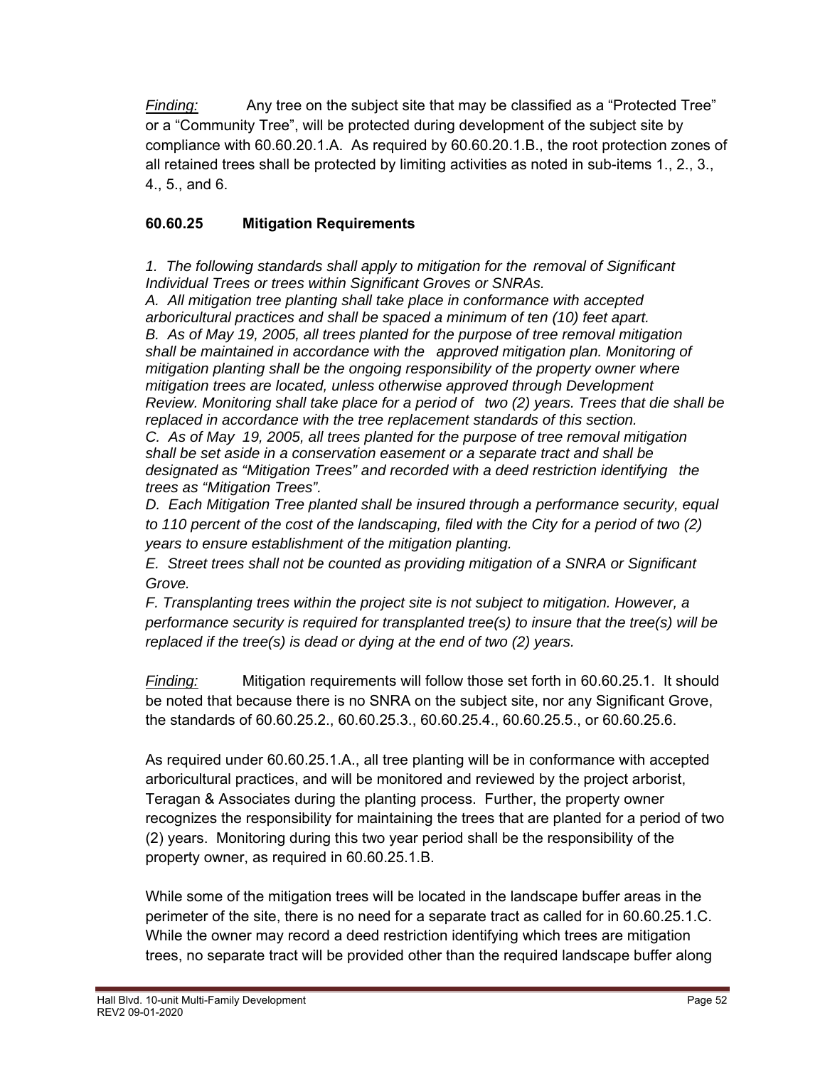*Finding:* Any tree on the subject site that may be classified as a "Protected Tree" or a "Community Tree", will be protected during development of the subject site by compliance with 60.60.20.1.A. As required by 60.60.20.1.B., the root protection zones of all retained trees shall be protected by limiting activities as noted in sub-items 1., 2., 3., 4., 5., and 6.

### 60.60.25 Mitigation Requirements

*1. The following standards shall apply to mitigation for the removal of Significant Individual Trees or trees within Significant Groves or SNRAs.*

*A. All mitigation tree planting shall take place in conformance with accepted arboricultural practices and shall be spaced a minimum of ten (10) feet apart.*

*B. As of May 19, 2005, all trees planted for the purpose of tree removal mitigation shall be maintained in accordance with the approved mitigation plan. Monitoring of mitigation planting shall be the ongoing responsibility of the property owner where mitigation trees are located, unless otherwise approved through Development Review. Monitoring shall take place for a period of two (2) years. Trees that die shall be replaced in accordance with the tree replacement standards of this section.*

*C. As of May 19, 2005, all trees planted for the purpose of tree removal mitigation shall be set aside in a conservation easement or a separate tract and shall be designated as "Mitigation Trees" and recorded with a deed restriction identifying the trees as "Mitigation Trees".*

*D. Each Mitigation Tree planted shall be insured through a performance security, equal to 110 percent of the cost of the landscaping, filed with the City for a period of two (2) years to ensure establishment of the mitigation planting.*

*E. Street trees shall not be counted as providing mitigation of a SNRA or Significant Grove.*

*F. Transplanting trees within the project site is not subject to mitigation. However, a performance security is required for transplanted tree(s) to insure that the tree(s) will be replaced if the tree(s) is dead or dying at the end of two (2) years.*

*Finding:* Mitigation requirements will follow those set forth in 60.60.25.1. It should be noted that because there is no SNRA on the subject site, nor any Significant Grove, the standards of 60.60.25.2., 60.60.25.3., 60.60.25.4., 60.60.25.5., or 60.60.25.6.

As required under 60.60.25.1.A., all tree planting will be in conformance with accepted arboricultural practices, and will be monitored and reviewed by the project arborist, Teragan & Associates during the planting process. Further, the property owner recognizes the responsibility for maintaining the trees that are planted for a period of two (2) years. Monitoring during this two year period shall be the responsibility of the property owner, as required in 60.60.25.1.B.

While some of the mitigation trees will be located in the landscape buffer areas in the perimeter of the site, there is no need for a separate tract as called for in 60.60.25.1.C. While the owner may record a deed restriction identifying which trees are mitigation trees, no separate tract will be provided other than the required landscape buffer along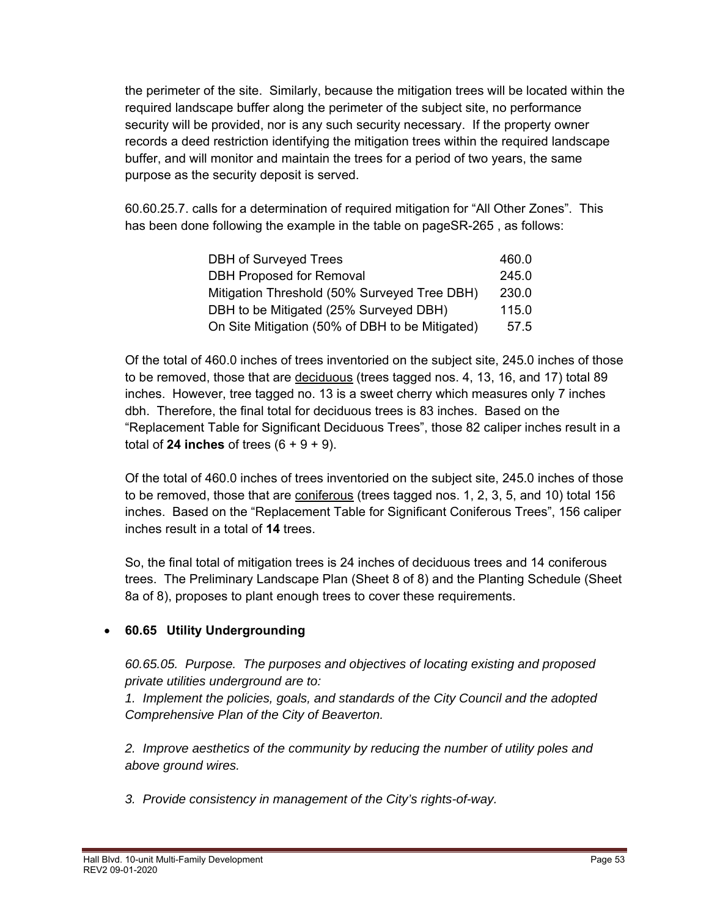the perimeter of the site. Similarly, because the mitigation trees will be located within the required landscape buffer along the perimeter of the subject site, no performance security will be provided, nor is any such security necessary. If the property owner records a deed restriction identifying the mitigation trees within the required landscape buffer, and will monitor and maintain the trees for a period of two years, the same purpose as the security deposit is served.

60.60.25.7. calls for a determination of required mitigation for "All Other Zones". This has been done following the example in the table on pageSR-265 , as follows:

| | |
|---|---|
| DBH of Surveyed Trees | 460.0 |
| DBH Proposed for Removal | 245.0 |
| Mitigation Threshold (50% Surveyed Tree DBH) | 230.0 |
| DBH to be Mitigated (25% Surveyed DBH) | 115.0 |
| On Site Mitigation (50% of DBH to be Mitigated) | 57.5 |

Of the total of 460.0 inches of trees inventoried on the subject site, 245.0 inches of those to be removed, those that are <u>deciduous</u> (trees tagged nos. 4, 13, 16, and 17) total 89 inches. However, tree tagged no. 13 is a sweet cherry which measures only 7 inches dbh. Therefore, the final total for deciduous trees is 83 inches. Based on the "Replacement Table for Significant Deciduous Trees", those 82 caliper inches result in a total of **24 inches** of trees (6 + 9 + 9).

Of the total of 460.0 inches of trees inventoried on the subject site, 245.0 inches of those to be removed, those that are <u>coniferous</u> (trees tagged nos. 1, 2, 3, 5, and 10) total 156 inches. Based on the "Replacement Table for Significant Coniferous Trees", 156 caliper inches result in a total of **14** trees.

So, the final total of mitigation trees is 24 inches of deciduous trees and 14 coniferous trees. The Preliminary Landscape Plan (Sheet 8 of 8) and the Planting Schedule (Sheet 8a of 8), proposes to plant enough trees to cover these requirements.

- **60.65 Utility Undergrounding**

*60.65.05. Purpose. The purposes and objectives of locating existing and proposed private utilities underground are to:*
*1. Implement the policies, goals, and standards of the City Council and the adopted Comprehensive Plan of the City of Beaverton.*

*2. Improve aesthetics of the community by reducing the number of utility poles and above ground wires.*

*3. Provide consistency in management of the City's rights-of-way.*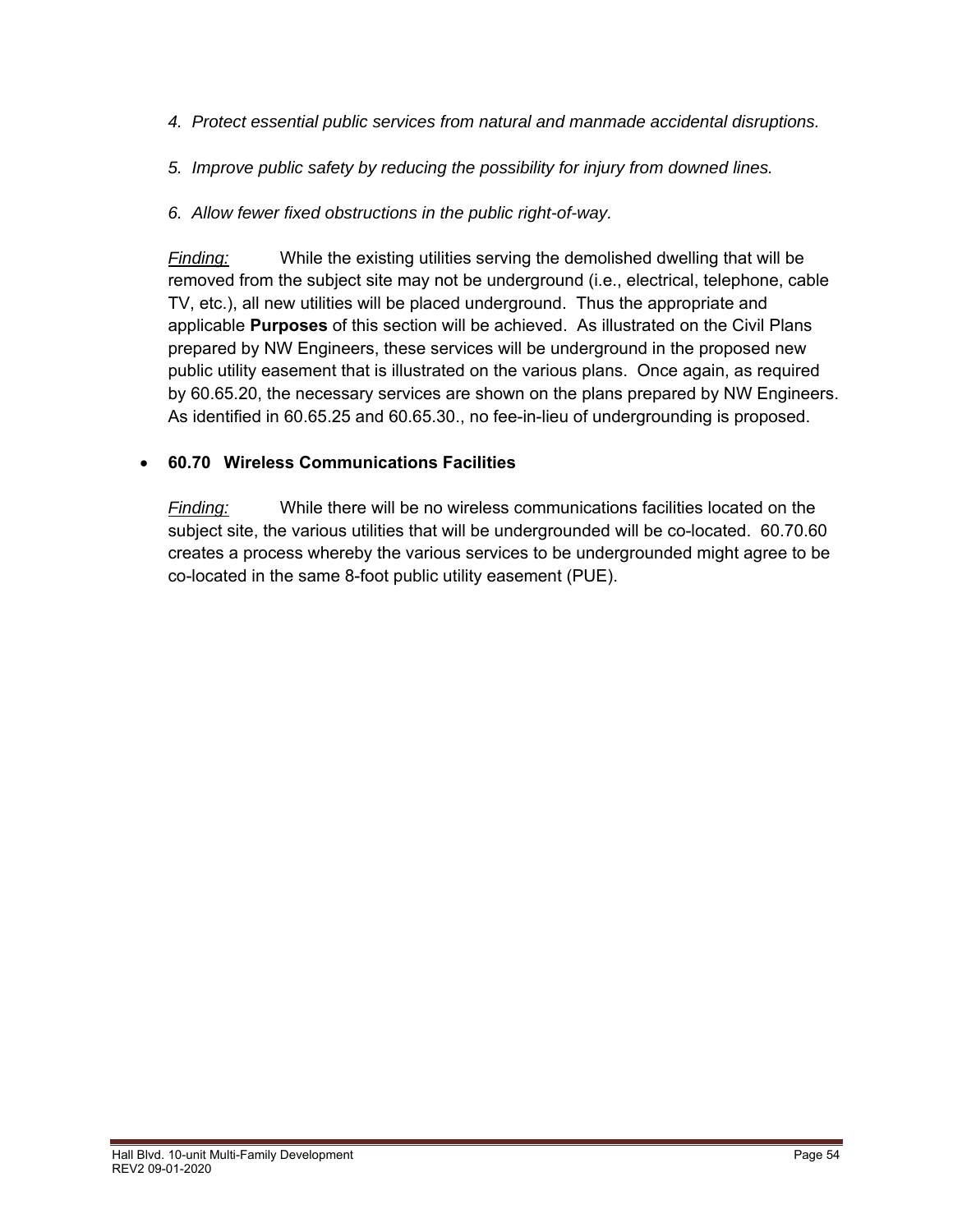*4. Protect essential public services from natural and manmade accidental disruptions.*

*5. Improve public safety by reducing the possibility for injury from downed lines.*

*6. Allow fewer fixed obstructions in the public right-of-way.*

*Finding:* While the existing utilities serving the demolished dwelling that will be removed from the subject site may not be underground (i.e., electrical, telephone, cable TV, etc.), all new utilities will be placed underground. Thus the appropriate and applicable **Purposes** of this section will be achieved. As illustrated on the Civil Plans prepared by NW Engineers, these services will be underground in the proposed new public utility easement that is illustrated on the various plans. Once again, as required by 60.65.20, the necessary services are shown on the plans prepared by NW Engineers. As identified in 60.65.25 and 60.65.30., no fee-in-lieu of undergrounding is proposed.

- **60.70 Wireless Communications Facilities**

  *Finding:* While there will be no wireless communications facilities located on the subject site, the various utilities that will be undergrounded will be co-located. 60.70.60 creates a process whereby the various services to be undergrounded might agree to be co-located in the same 8-foot public utility easement (PUE).